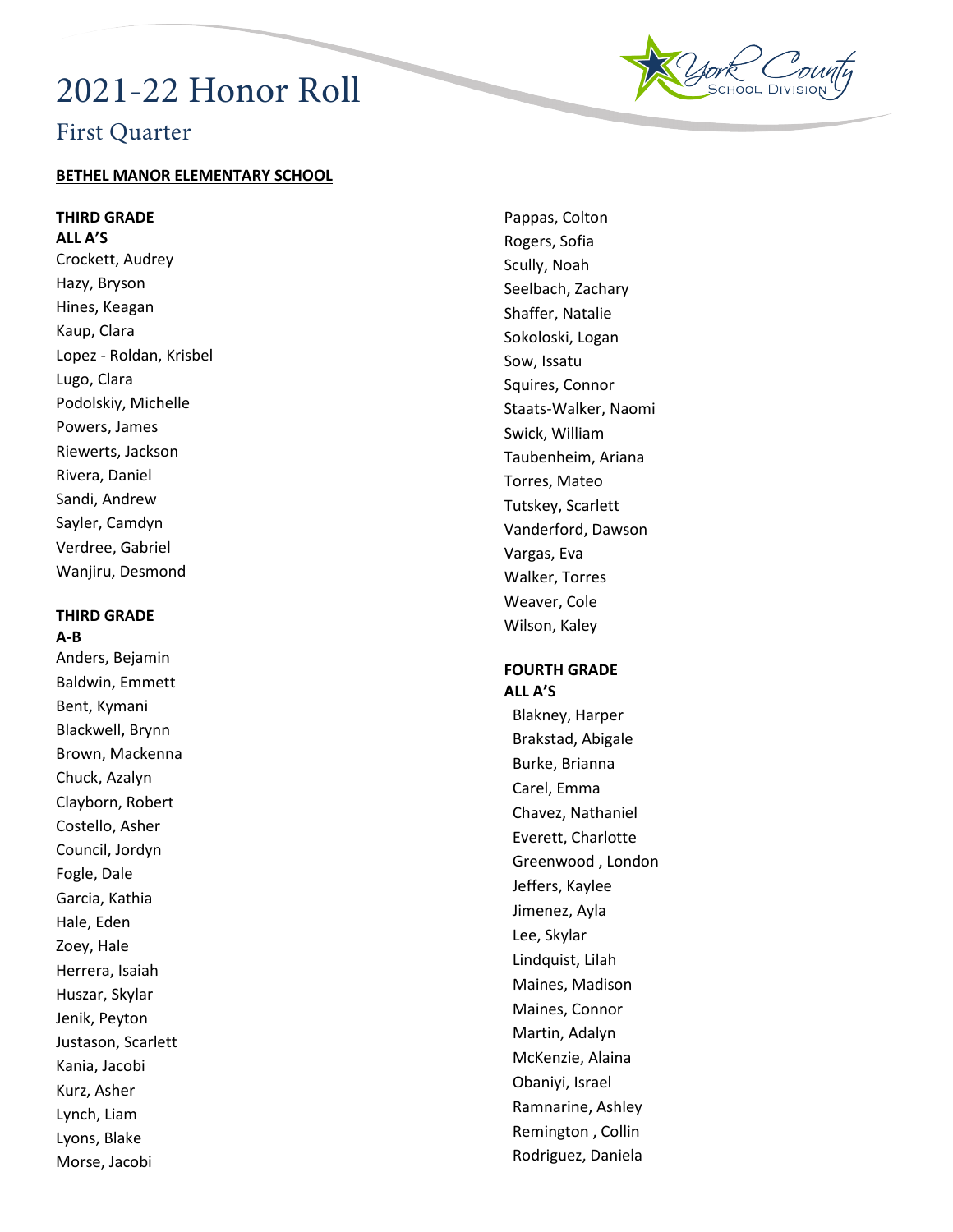# 2021-22 Honor Roll

## First Quarter

**BETHEL MANOR ELEMENTARY SCHOOL**

**THIRD GRADE**
**ALL A'S**

Crockett, Audrey
Hazy, Bryson
Hines, Keagan
Kaup, Clara
Lopez - Roldan, Krisbel
Lugo, Clara
Podolskiy, Michelle
Powers, James
Riewerts, Jackson
Rivera, Daniel
Sandi, Andrew
Sayler, Camdyn
Verdree, Gabriel
Wanjiru, Desmond

**THIRD GRADE**
**A-B**

Anders, Bejamin
Baldwin, Emmett
Bent, Kymani
Blackwell, Brynn
Brown, Mackenna
Chuck, Azalyn
Clayborn, Robert
Costello, Asher
Council, Jordyn
Fogle, Dale
Garcia, Kathia
Hale, Eden
Zoey, Hale
Herrera, Isaiah
Huszar, Skylar
Jenik, Peyton
Justason, Scarlett
Kania, Jacobi
Kurz, Asher
Lynch, Liam
Lyons, Blake
Morse, Jacobi
Pappas, Colton
Rogers, Sofia
Scully, Noah
Seelbach, Zachary
Shaffer, Natalie
Sokoloski, Logan
Sow, Issatu
Squires, Connor
Staats-Walker, Naomi
Swick, William
Taubenheim, Ariana
Torres, Mateo
Tutskey, Scarlett
Vanderford, Dawson
Vargas, Eva
Walker, Torres
Weaver, Cole
Wilson, Kaley

**FOURTH GRADE**
**ALL A'S**

Blakney, Harper
Brakstad, Abigale
Burke, Brianna
Carel, Emma
Chavez, Nathaniel
Everett, Charlotte
Greenwood , London
Jeffers, Kaylee
Jimenez, Ayla
Lee, Skylar
Lindquist, Lilah
Maines, Madison
Maines, Connor
Martin, Adalyn
McKenzie, Alaina
Obaniyi, Israel
Ramnarine, Ashley
Remington , Collin
Rodriguez, Daniela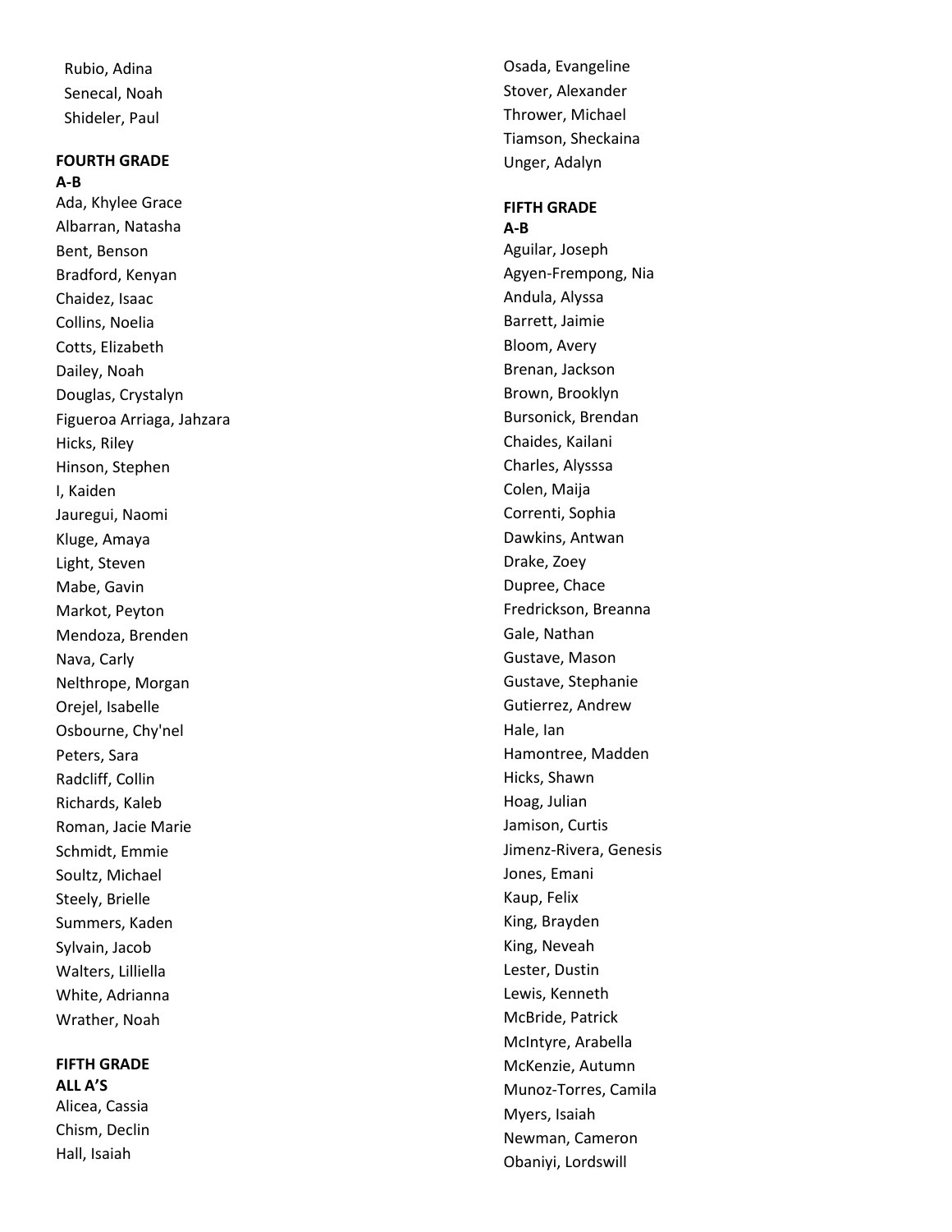Rubio, Adina
Senecal, Noah
Shideler, Paul

**FOURTH GRADE**
**A-B**
Ada, Khylee Grace
Albarran, Natasha
Bent, Benson
Bradford, Kenyan
Chaidez, Isaac
Collins, Noelia
Cotts, Elizabeth
Dailey, Noah
Douglas, Crystalyn
Figueroa Arriaga, Jahzara
Hicks, Riley
Hinson, Stephen
I, Kaiden
Jauregui, Naomi
Kluge, Amaya
Light, Steven
Mabe, Gavin
Markot, Peyton
Mendoza, Brenden
Nava, Carly
Nelthrope, Morgan
Orejel, Isabelle
Osbourne, Chy'nel
Peters, Sara
Radcliff, Collin
Richards, Kaleb
Roman, Jacie Marie
Schmidt, Emmie
Soultz, Michael
Steely, Brielle
Summers, Kaden
Sylvain, Jacob
Walters, Lilliella
White, Adrianna
Wrather, Noah

**FIFTH GRADE**
**ALL A'S**
Alicea, Cassia
Chism, Declin
Hall, Isaiah
Osada, Evangeline
Stover, Alexander
Thrower, Michael
Tiamson, Sheckaina
Unger, Adalyn

**FIFTH GRADE**
**A-B**
Aguilar, Joseph
Agyen-Frempong, Nia
Andula, Alyssa
Barrett, Jaimie
Bloom, Avery
Brenan, Jackson
Brown, Brooklyn
Bursonick, Brendan
Chaides, Kailani
Charles, Alysssa
Colen, Maija
Correnti, Sophia
Dawkins, Antwan
Drake, Zoey
Dupree, Chace
Fredrickson, Breanna
Gale, Nathan
Gustave, Mason
Gustave, Stephanie
Gutierrez, Andrew
Hale, Ian
Hamontree, Madden
Hicks, Shawn
Hoag, Julian
Jamison, Curtis
Jimenz-Rivera, Genesis
Jones, Emani
Kaup, Felix
King, Brayden
King, Neveah
Lester, Dustin
Lewis, Kenneth
McBride, Patrick
McIntyre, Arabella
McKenzie, Autumn
Munoz-Torres, Camila
Myers, Isaiah
Newman, Cameron
Obaniyi, Lordswill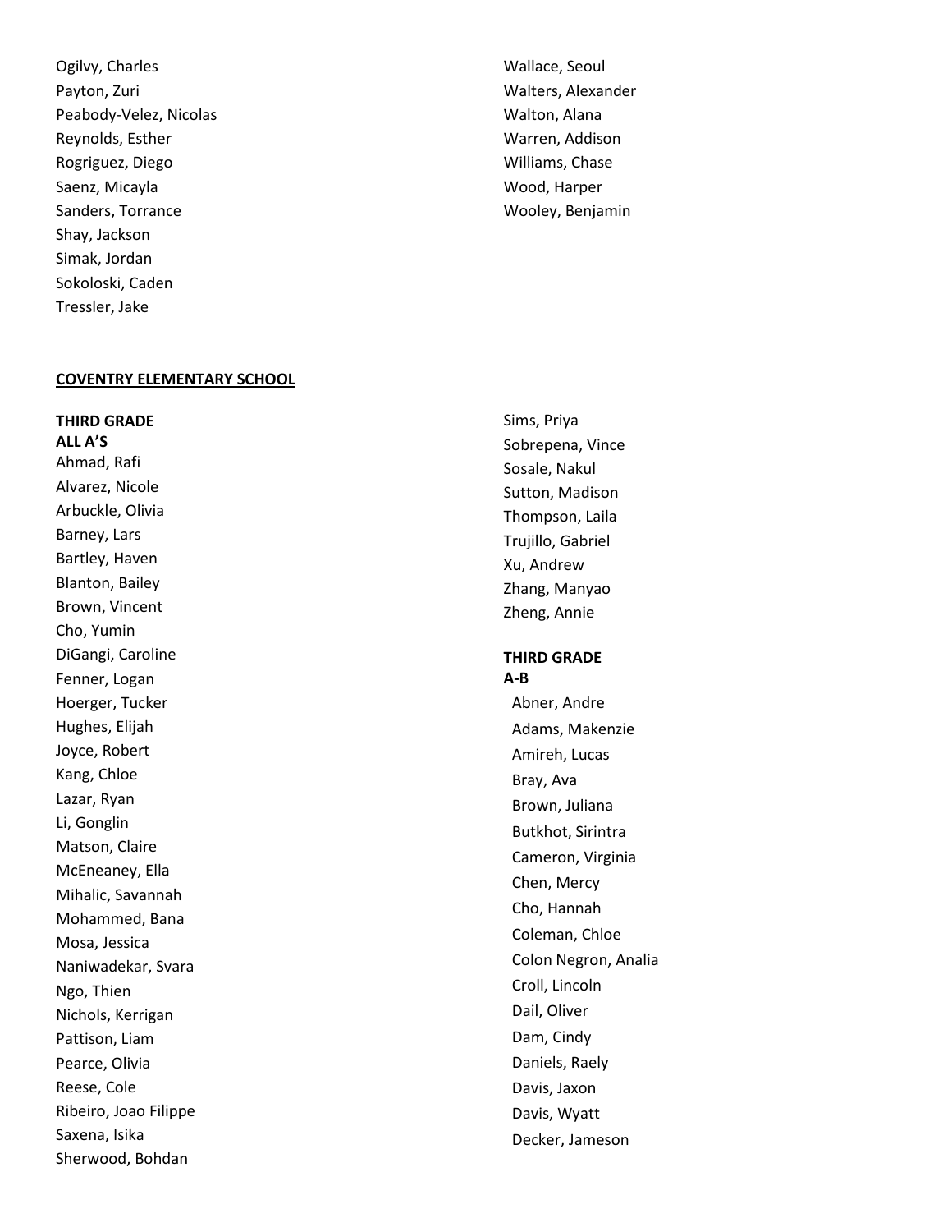Ogilvy, Charles
Payton, Zuri
Peabody-Velez, Nicolas
Reynolds, Esther
Rogriguez, Diego
Saenz, Micayla
Sanders, Torrance
Shay, Jackson
Simak, Jordan
Sokoloski, Caden
Tressler, Jake
Wallace, Seoul
Walters, Alexander
Walton, Alana
Warren, Addison
Williams, Chase
Wood, Harper
Wooley, Benjamin

## COVENTRY ELEMENTARY SCHOOL

**THIRD GRADE**
**ALL A'S**

Ahmad, Rafi
Alvarez, Nicole
Arbuckle, Olivia
Barney, Lars
Bartley, Haven
Blanton, Bailey
Brown, Vincent
Cho, Yumin
DiGangi, Caroline
Fenner, Logan
Hoerger, Tucker
Hughes, Elijah
Joyce, Robert
Kang, Chloe
Lazar, Ryan
Li, Gonglin
Matson, Claire
McEneaney, Ella
Mihalic, Savannah
Mohammed, Bana
Mosa, Jessica
Naniwadekar, Svara
Ngo, Thien
Nichols, Kerrigan
Pattison, Liam
Pearce, Olivia
Reese, Cole
Ribeiro, Joao Filippe
Saxena, Isika
Sherwood, Bohdan
Sims, Priya
Sobrepena, Vince
Sosale, Nakul
Sutton, Madison
Thompson, Laila
Trujillo, Gabriel
Xu, Andrew
Zhang, Manyao
Zheng, Annie

**THIRD GRADE**
**A-B**

Abner, Andre
Adams, Makenzie
Amireh, Lucas
Bray, Ava
Brown, Juliana
Butkhot, Sirintra
Cameron, Virginia
Chen, Mercy
Cho, Hannah
Coleman, Chloe
Colon Negron, Analia
Croll, Lincoln
Dail, Oliver
Dam, Cindy
Daniels, Raely
Davis, Jaxon
Davis, Wyatt
Decker, Jameson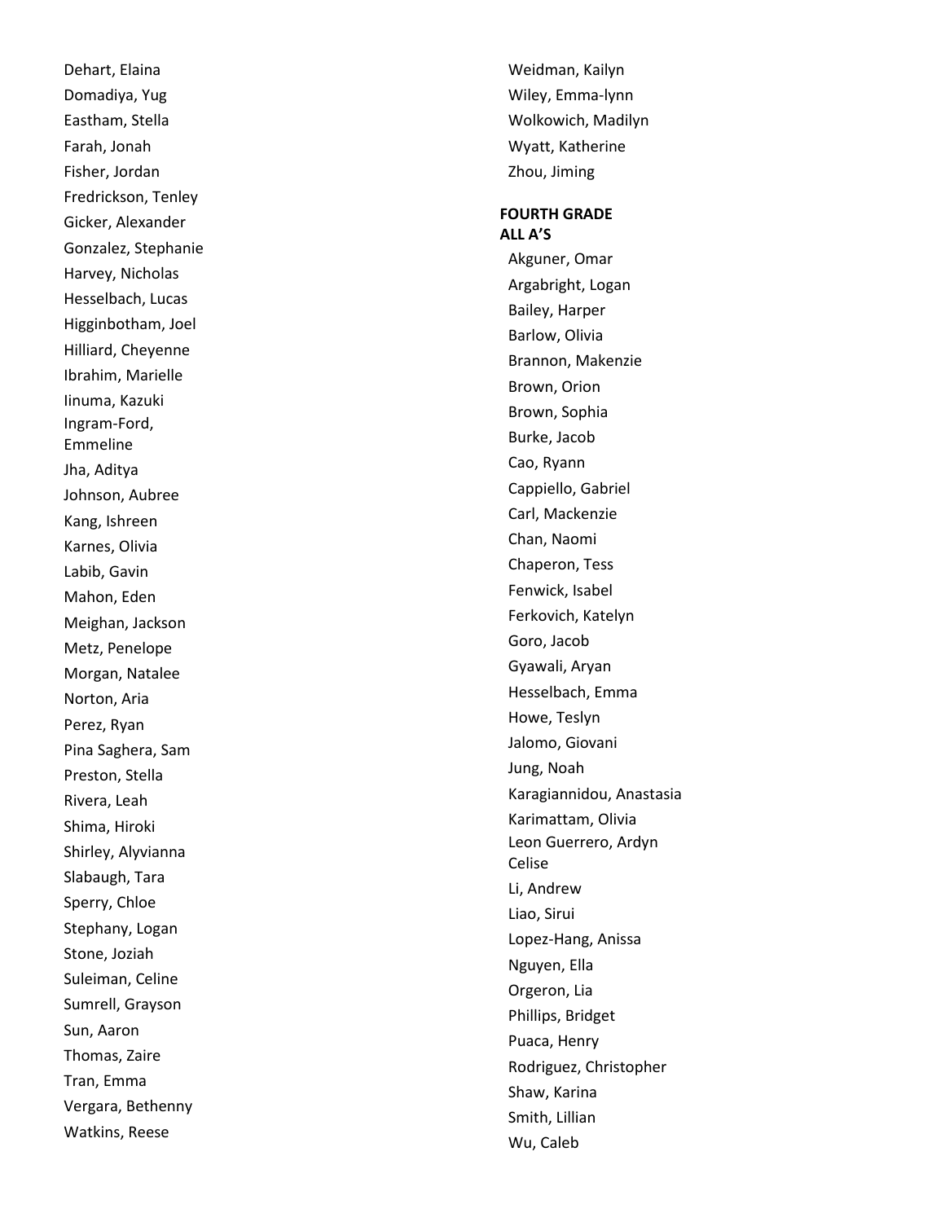Dehart, Elaina
Domadiya, Yug
Eastham, Stella
Farah, Jonah
Fisher, Jordan
Fredrickson, Tenley
Gicker, Alexander
Gonzalez, Stephanie
Harvey, Nicholas
Hesselbach, Lucas
Higginbotham, Joel
Hilliard, Cheyenne
Ibrahim, Marielle
Iinuma, Kazuki
Ingram-Ford, Emmeline
Jha, Aditya
Johnson, Aubree
Kang, Ishreen
Karnes, Olivia
Labib, Gavin
Mahon, Eden
Meighan, Jackson
Metz, Penelope
Morgan, Natalee
Norton, Aria
Perez, Ryan
Pina Saghera, Sam
Preston, Stella
Rivera, Leah
Shima, Hiroki
Shirley, Alyvianna
Slabaugh, Tara
Sperry, Chloe
Stephany, Logan
Stone, Joziah
Suleiman, Celine
Sumrell, Grayson
Sun, Aaron
Thomas, Zaire
Tran, Emma
Vergara, Bethenny
Watkins, Reese
Weidman, Kailyn
Wiley, Emma-lynn
Wolkowich, Madilyn
Wyatt, Katherine
Zhou, Jiming

**FOURTH GRADE**
**ALL A'S**

Akguner, Omar
Argabright, Logan
Bailey, Harper
Barlow, Olivia
Brannon, Makenzie
Brown, Orion
Brown, Sophia
Burke, Jacob
Cao, Ryann
Cappiello, Gabriel
Carl, Mackenzie
Chan, Naomi
Chaperon, Tess
Fenwick, Isabel
Ferkovich, Katelyn
Goro, Jacob
Gyawali, Aryan
Hesselbach, Emma
Howe, Teslyn
Jalomo, Giovani
Jung, Noah
Karagiannidou, Anastasia
Karimattam, Olivia
Leon Guerrero, Ardyn Celise
Li, Andrew
Liao, Sirui
Lopez-Hang, Anissa
Nguyen, Ella
Orgeron, Lia
Phillips, Bridget
Puaca, Henry
Rodriguez, Christopher
Shaw, Karina
Smith, Lillian
Wu, Caleb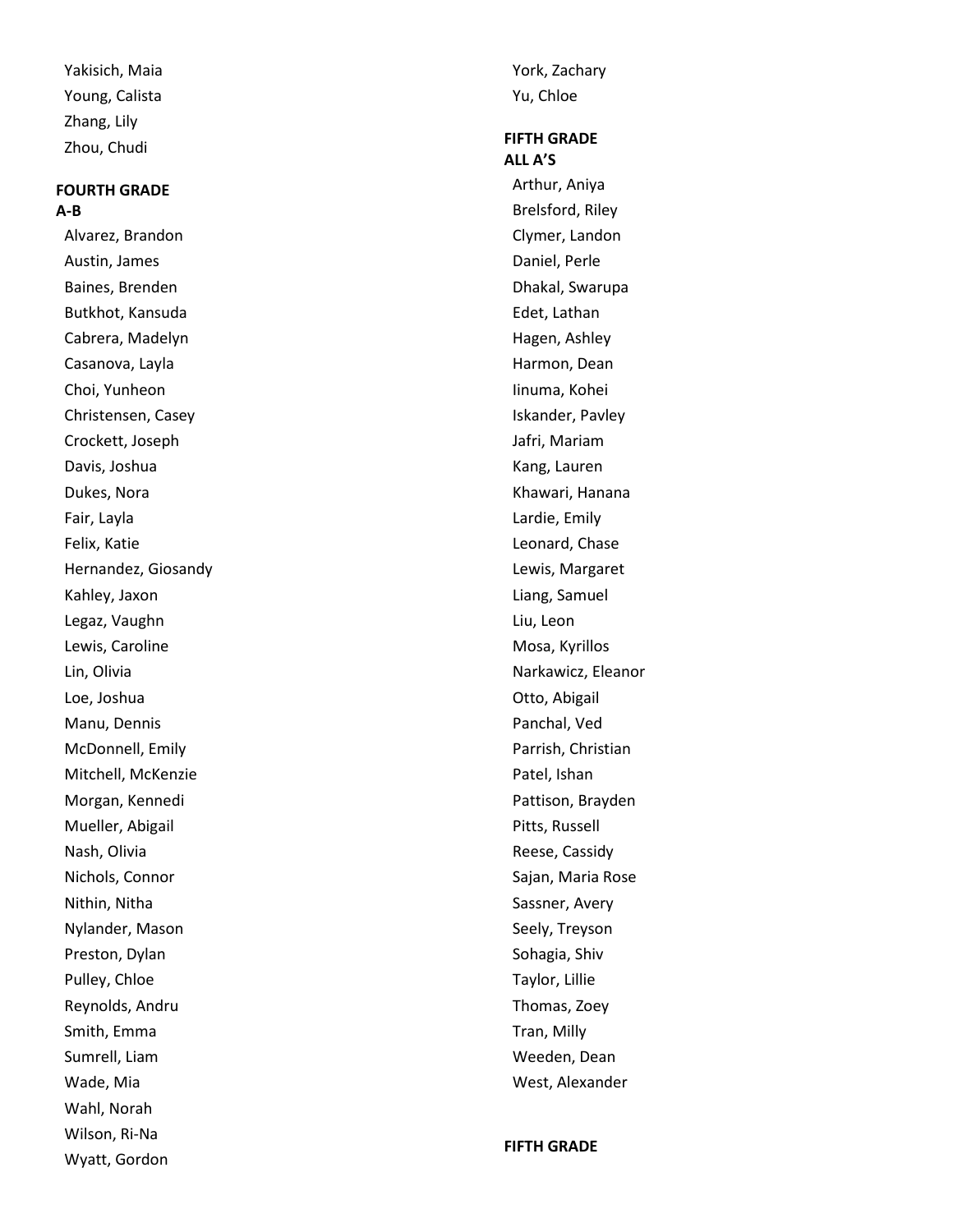Yakisich, Maia
Young, Calista
Zhang, Lily
Zhou, Chudi

**FOURTH GRADE**
**A-B**

Alvarez, Brandon
Austin, James
Baines, Brenden
Butkhot, Kansuda
Cabrera, Madelyn
Casanova, Layla
Choi, Yunheon
Christensen, Casey
Crockett, Joseph
Davis, Joshua
Dukes, Nora
Fair, Layla
Felix, Katie
Hernandez, Giosandy
Kahley, Jaxon
Legaz, Vaughn
Lewis, Caroline
Lin, Olivia
Loe, Joshua
Manu, Dennis
McDonnell, Emily
Mitchell, McKenzie
Morgan, Kennedi
Mueller, Abigail
Nash, Olivia
Nichols, Connor
Nithin, Nitha
Nylander, Mason
Preston, Dylan
Pulley, Chloe
Reynolds, Andru
Smith, Emma
Sumrell, Liam
Wade, Mia
Wahl, Norah
Wilson, Ri-Na
Wyatt, Gordon
York, Zachary
Yu, Chloe

**FIFTH GRADE**
**ALL A'S**

Arthur, Aniya
Brelsford, Riley
Clymer, Landon
Daniel, Perle
Dhakal, Swarupa
Edet, Lathan
Hagen, Ashley
Harmon, Dean
Iinuma, Kohei
Iskander, Pavley
Jafri, Mariam
Kang, Lauren
Khawari, Hanana
Lardie, Emily
Leonard, Chase
Lewis, Margaret
Liang, Samuel
Liu, Leon
Mosa, Kyrillos
Narkawicz, Eleanor
Otto, Abigail
Panchal, Ved
Parrish, Christian
Patel, Ishan
Pattison, Brayden
Pitts, Russell
Reese, Cassidy
Sajan, Maria Rose
Sassner, Avery
Seely, Treyson
Sohagia, Shiv
Taylor, Lillie
Thomas, Zoey
Tran, Milly
Weeden, Dean
West, Alexander

**FIFTH GRADE**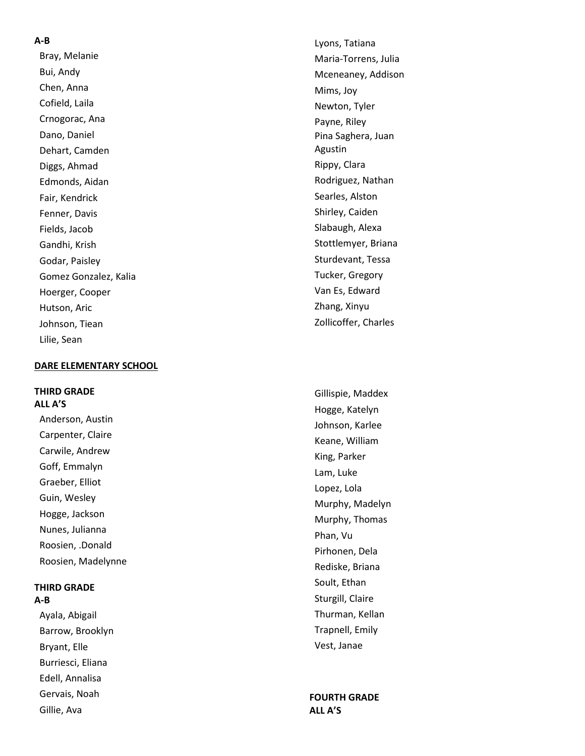**A-B**

- Bray, Melanie
- Bui, Andy
- Chen, Anna
- Cofield, Laila
- Crnogorac, Ana
- Dano, Daniel
- Dehart, Camden
- Diggs, Ahmad
- Edmonds, Aidan
- Fair, Kendrick
- Fenner, Davis
- Fields, Jacob
- Gandhi, Krish
- Godar, Paisley
- Gomez Gonzalez, Kalia
- Hoerger, Cooper
- Hutson, Aric
- Johnson, Tiean
- Lilie, Sean
- Lyons, Tatiana
- Maria-Torrens, Julia
- Mceneaney, Addison
- Mims, Joy
- Newton, Tyler
- Payne, Riley
- Pina Saghera, Juan Agustin
- Rippy, Clara
- Rodriguez, Nathan
- Searles, Alston
- Shirley, Caiden
- Slabaugh, Alexa
- Stottlemyer, Briana
- Sturdevant, Tessa
- Tucker, Gregory
- Van Es, Edward
- Zhang, Xinyu
- Zollicoffer, Charles

## DARE ELEMENTARY SCHOOL

**THIRD GRADE**
**ALL A'S**

- Anderson, Austin
- Carpenter, Claire
- Carwile, Andrew
- Goff, Emmalyn
- Graeber, Elliot
- Guin, Wesley
- Hogge, Jackson
- Nunes, Julianna
- Roosien, .Donald
- Roosien, Madelynne

**THIRD GRADE**
**A-B**

- Ayala, Abigail
- Barrow, Brooklyn
- Bryant, Elle
- Burriesci, Eliana
- Edell, Annalisa
- Gervais, Noah
- Gillie, Ava
- Gillispie, Maddex
- Hogge, Katelyn
- Johnson, Karlee
- Keane, William
- King, Parker
- Lam, Luke
- Lopez, Lola
- Murphy, Madelyn
- Murphy, Thomas
- Phan, Vu
- Pirhonen, Dela
- Rediske, Briana
- Soult, Ethan
- Sturgill, Claire
- Thurman, Kellan
- Trapnell, Emily
- Vest, Janae

**FOURTH GRADE**
**ALL A'S**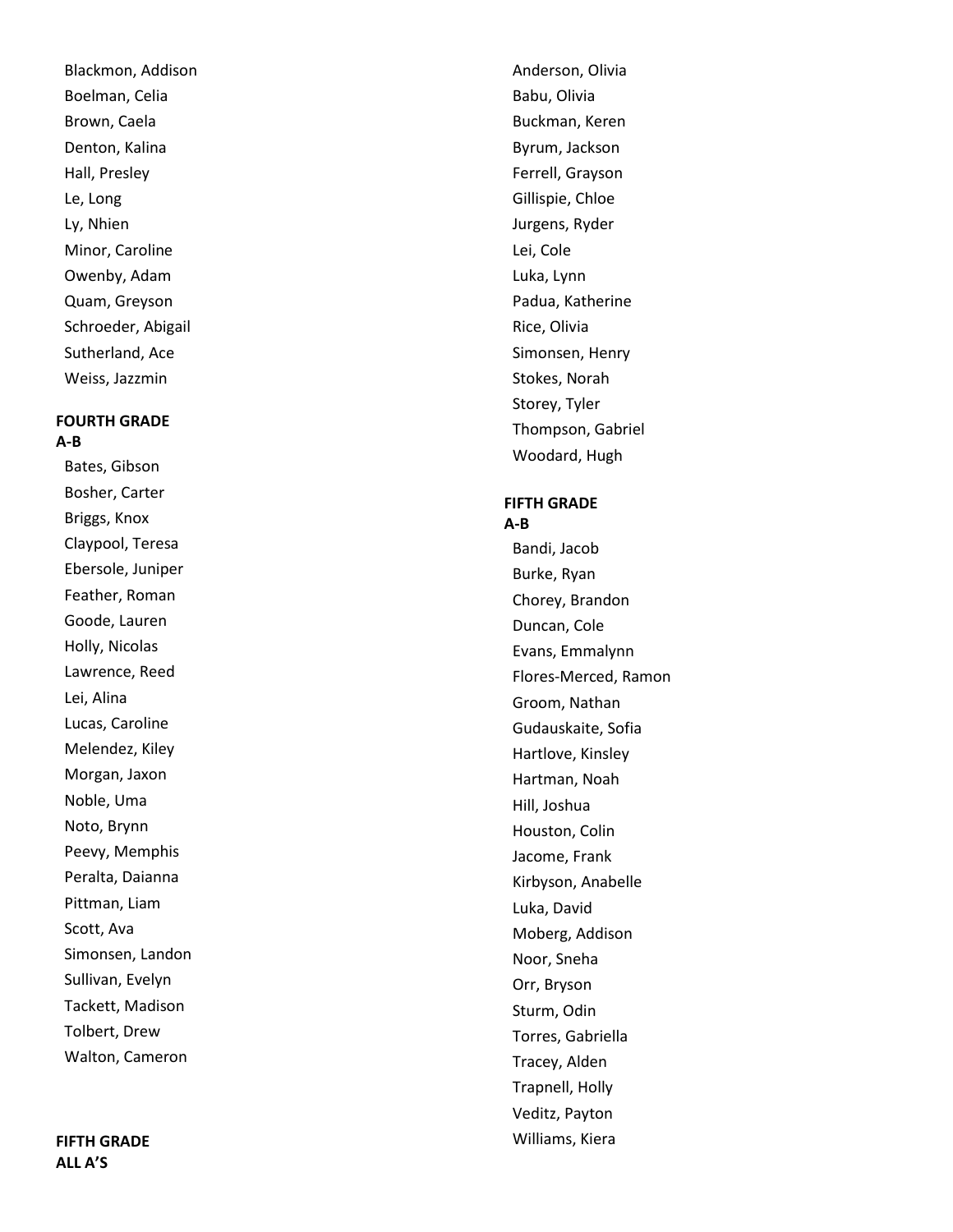Blackmon, Addison
Boelman, Celia
Brown, Caela
Denton, Kalina
Hall, Presley
Le, Long
Ly, Nhien
Minor, Caroline
Owenby, Adam
Quam, Greyson
Schroeder, Abigail
Sutherland, Ace
Weiss, Jazzmin

**FOURTH GRADE**
**A-B**

Bates, Gibson
Bosher, Carter
Briggs, Knox
Claypool, Teresa
Ebersole, Juniper
Feather, Roman
Goode, Lauren
Holly, Nicolas
Lawrence, Reed
Lei, Alina
Lucas, Caroline
Melendez, Kiley
Morgan, Jaxon
Noble, Uma
Noto, Brynn
Peevy, Memphis
Peralta, Daianna
Pittman, Liam
Scott, Ava
Simonsen, Landon
Sullivan, Evelyn
Tackett, Madison
Tolbert, Drew
Walton, Cameron

**FIFTH GRADE**
**ALL A'S**

Anderson, Olivia
Babu, Olivia
Buckman, Keren
Byrum, Jackson
Ferrell, Grayson
Gillispie, Chloe
Jurgens, Ryder
Lei, Cole
Luka, Lynn
Padua, Katherine
Rice, Olivia
Simonsen, Henry
Stokes, Norah
Storey, Tyler
Thompson, Gabriel
Woodard, Hugh

**FIFTH GRADE**
**A-B**

Bandi, Jacob
Burke, Ryan
Chorey, Brandon
Duncan, Cole
Evans, Emmalynn
Flores-Merced, Ramon
Groom, Nathan
Gudauskaite, Sofia
Hartlove, Kinsley
Hartman, Noah
Hill, Joshua
Houston, Colin
Jacome, Frank
Kirbyson, Anabelle
Luka, David
Moberg, Addison
Noor, Sneha
Orr, Bryson
Sturm, Odin
Torres, Gabriella
Tracey, Alden
Trapnell, Holly
Veditz, Payton
Williams, Kiera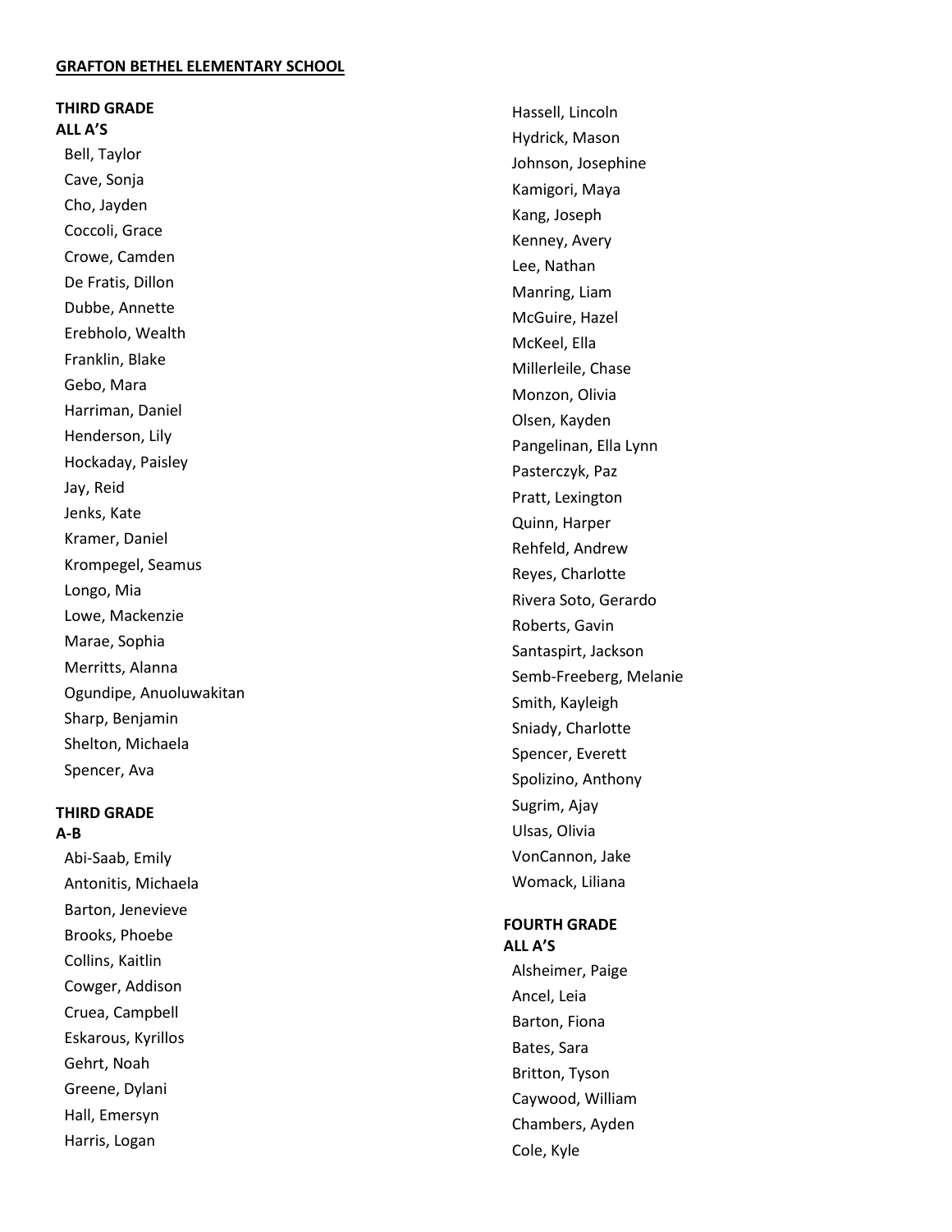**GRAFTON BETHEL ELEMENTARY SCHOOL**

**THIRD GRADE**
**ALL A'S**

Bell, Taylor
Cave, Sonja
Cho, Jayden
Coccoli, Grace
Crowe, Camden
De Fratis, Dillon
Dubbe, Annette
Erebholo, Wealth
Franklin, Blake
Gebo, Mara
Harriman, Daniel
Henderson, Lily
Hockaday, Paisley
Jay, Reid
Jenks, Kate
Kramer, Daniel
Krompegel, Seamus
Longo, Mia
Lowe, Mackenzie
Marae, Sophia
Merritts, Alanna
Ogundipe, Anuoluwakitan
Sharp, Benjamin
Shelton, Michaela
Spencer, Ava

**THIRD GRADE**
**A-B**

Abi-Saab, Emily
Antonitis, Michaela
Barton, Jenevieve
Brooks, Phoebe
Collins, Kaitlin
Cowger, Addison
Cruea, Campbell
Eskarous, Kyrillos
Gehrt, Noah
Greene, Dylani
Hall, Emersyn
Harris, Logan
Hassell, Lincoln
Hydrick, Mason
Johnson, Josephine
Kamigori, Maya
Kang, Joseph
Kenney, Avery
Lee, Nathan
Manring, Liam
McGuire, Hazel
McKeel, Ella
Millerleile, Chase
Monzon, Olivia
Olsen, Kayden
Pangelinan, Ella Lynn
Pasterczyk, Paz
Pratt, Lexington
Quinn, Harper
Rehfeld, Andrew
Reyes, Charlotte
Rivera Soto, Gerardo
Roberts, Gavin
Santaspirt, Jackson
Semb-Freeberg, Melanie
Smith, Kayleigh
Sniady, Charlotte
Spencer, Everett
Spolizino, Anthony
Sugrim, Ajay
Ulsas, Olivia
VonCannon, Jake
Womack, Liliana

**FOURTH GRADE**
**ALL A'S**

Alsheimer, Paige
Ancel, Leia
Barton, Fiona
Bates, Sara
Britton, Tyson
Caywood, William
Chambers, Ayden
Cole, Kyle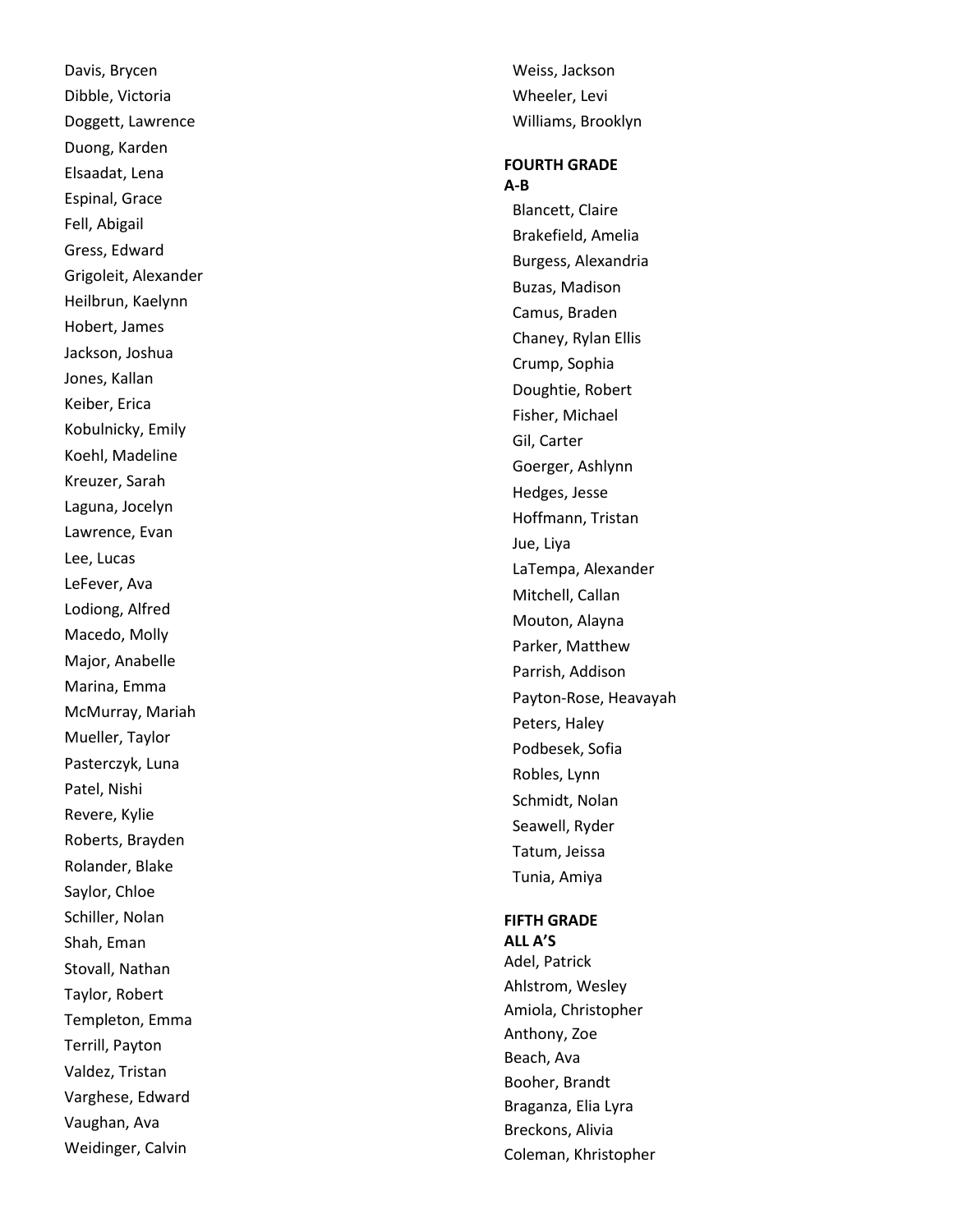Davis, Brycen
Dibble, Victoria
Doggett, Lawrence
Duong, Karden
Elsaadat, Lena
Espinal, Grace
Fell, Abigail
Gress, Edward
Grigoleit, Alexander
Heilbrun, Kaelynn
Hobert, James
Jackson, Joshua
Jones, Kallan
Keiber, Erica
Kobulnicky, Emily
Koehl, Madeline
Kreuzer, Sarah
Laguna, Jocelyn
Lawrence, Evan
Lee, Lucas
LeFever, Ava
Lodiong, Alfred
Macedo, Molly
Major, Anabelle
Marina, Emma
McMurray, Mariah
Mueller, Taylor
Pasterczyk, Luna
Patel, Nishi
Revere, Kylie
Roberts, Brayden
Rolander, Blake
Saylor, Chloe
Schiller, Nolan
Shah, Eman
Stovall, Nathan
Taylor, Robert
Templeton, Emma
Terrill, Payton
Valdez, Tristan
Varghese, Edward
Vaughan, Ava
Weidinger, Calvin
Weiss, Jackson
Wheeler, Levi
Williams, Brooklyn

**FOURTH GRADE**
**A-B**

Blancett, Claire
Brakefield, Amelia
Burgess, Alexandria
Buzas, Madison
Camus, Braden
Chaney, Rylan Ellis
Crump, Sophia
Doughtie, Robert
Fisher, Michael
Gil, Carter
Goerger, Ashlynn
Hedges, Jesse
Hoffmann, Tristan
Jue, Liya
LaTempa, Alexander
Mitchell, Callan
Mouton, Alayna
Parker, Matthew
Parrish, Addison
Payton-Rose, Heavayah
Peters, Haley
Podbesek, Sofia
Robles, Lynn
Schmidt, Nolan
Seawell, Ryder
Tatum, Jeissa
Tunia, Amiya

**FIFTH GRADE**
**ALL A'S**

Adel, Patrick
Ahlstrom, Wesley
Amiola, Christopher
Anthony, Zoe
Beach, Ava
Booher, Brandt
Braganza, Elia Lyra
Breckons, Alivia
Coleman, Khristopher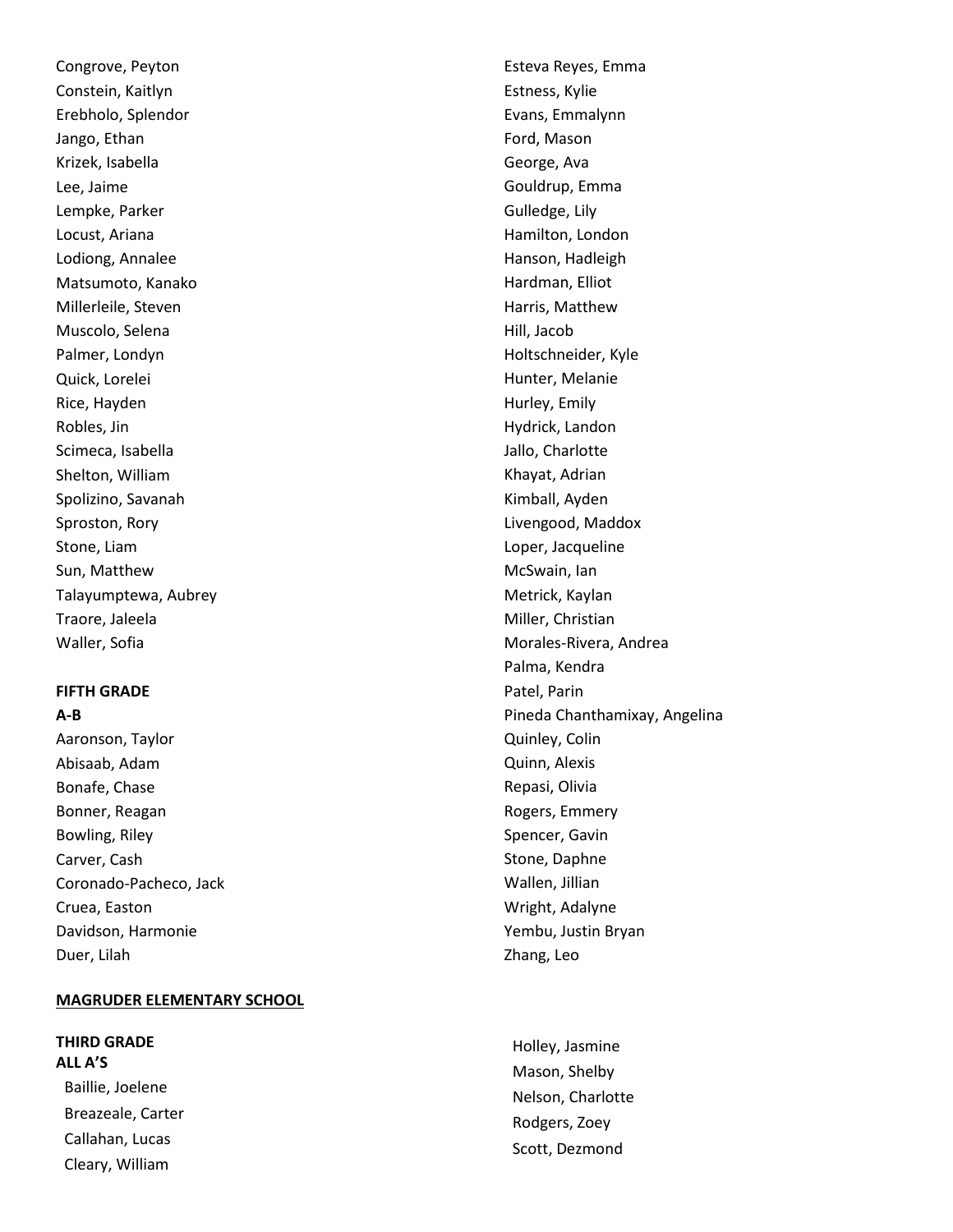Congrove, Peyton
Constein, Kaitlyn
Erebholo, Splendor
Jango, Ethan
Krizek, Isabella
Lee, Jaime
Lempke, Parker
Locust, Ariana
Lodiong, Annalee
Matsumoto, Kanako
Millerleile, Steven
Muscolo, Selena
Palmer, Londyn
Quick, Lorelei
Rice, Hayden
Robles, Jin
Scimeca, Isabella
Shelton, William
Spolizino, Savanah
Sproston, Rory
Stone, Liam
Sun, Matthew
Talayumptewa, Aubrey
Traore, Jaleela
Waller, Sofia

**FIFTH GRADE**
**A-B**

Aaronson, Taylor
Abisaab, Adam
Bonafe, Chase
Bonner, Reagan
Bowling, Riley
Carver, Cash
Coronado-Pacheco, Jack
Cruea, Easton
Davidson, Harmonie
Duer, Lilah
Esteva Reyes, Emma
Estness, Kylie
Evans, Emmalynn
Ford, Mason
George, Ava
Gouldrup, Emma
Gulledge, Lily
Hamilton, London
Hanson, Hadleigh
Hardman, Elliot
Harris, Matthew
Hill, Jacob
Holtschneider, Kyle
Hunter, Melanie
Hurley, Emily
Hydrick, Landon
Jallo, Charlotte
Khayat, Adrian
Kimball, Ayden
Livengood, Maddox
Loper, Jacqueline
McSwain, Ian
Metrick, Kaylan
Miller, Christian
Morales-Rivera, Andrea
Palma, Kendra
Patel, Parin
Pineda Chanthamixay, Angelina
Quinley, Colin
Quinn, Alexis
Repasi, Olivia
Rogers, Emmery
Spencer, Gavin
Stone, Daphne
Wallen, Jillian
Wright, Adalyne
Yembu, Justin Bryan
Zhang, Leo

## MAGRUDER ELEMENTARY SCHOOL

**THIRD GRADE**
**ALL A'S**

Baillie, Joelene
Breazeale, Carter
Callahan, Lucas
Cleary, William
Holley, Jasmine
Mason, Shelby
Nelson, Charlotte
Rodgers, Zoey
Scott, Dezmond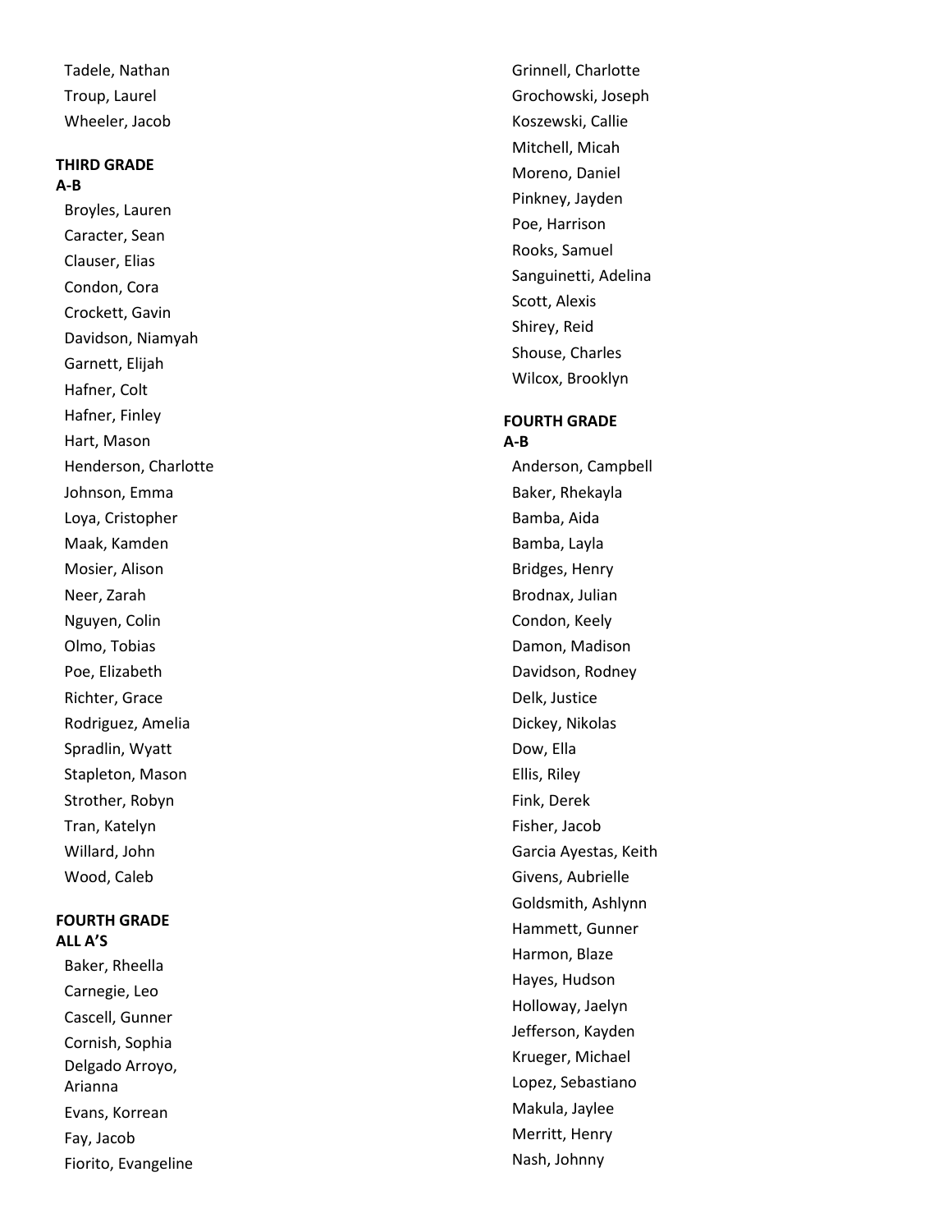Tadele, Nathan
Troup, Laurel
Wheeler, Jacob

**THIRD GRADE**
**A-B**

Broyles, Lauren
Caracter, Sean
Clauser, Elias
Condon, Cora
Crockett, Gavin
Davidson, Niamyah
Garnett, Elijah
Hafner, Colt
Hafner, Finley
Hart, Mason
Henderson, Charlotte
Johnson, Emma
Loya, Cristopher
Maak, Kamden
Mosier, Alison
Neer, Zarah
Nguyen, Colin
Olmo, Tobias
Poe, Elizabeth
Richter, Grace
Rodriguez, Amelia
Spradlin, Wyatt
Stapleton, Mason
Strother, Robyn
Tran, Katelyn
Willard, John
Wood, Caleb

**FOURTH GRADE**
**ALL A'S**

Baker, Rheella
Carnegie, Leo
Cascell, Gunner
Cornish, Sophia
Delgado Arroyo, Arianna
Evans, Korrean
Fay, Jacob
Fiorito, Evangeline
Grinnell, Charlotte
Grochowski, Joseph
Koszewski, Callie
Mitchell, Micah
Moreno, Daniel
Pinkney, Jayden
Poe, Harrison
Rooks, Samuel
Sanguinetti, Adelina
Scott, Alexis
Shirey, Reid
Shouse, Charles
Wilcox, Brooklyn

**FOURTH GRADE**
**A-B**

Anderson, Campbell
Baker, Rhekayla
Bamba, Aida
Bamba, Layla
Bridges, Henry
Brodnax, Julian
Condon, Keely
Damon, Madison
Davidson, Rodney
Delk, Justice
Dickey, Nikolas
Dow, Ella
Ellis, Riley
Fink, Derek
Fisher, Jacob
Garcia Ayestas, Keith
Givens, Aubrielle
Goldsmith, Ashlynn
Hammett, Gunner
Harmon, Blaze
Hayes, Hudson
Holloway, Jaelyn
Jefferson, Kayden
Krueger, Michael
Lopez, Sebastiano
Makula, Jaylee
Merritt, Henry
Nash, Johnny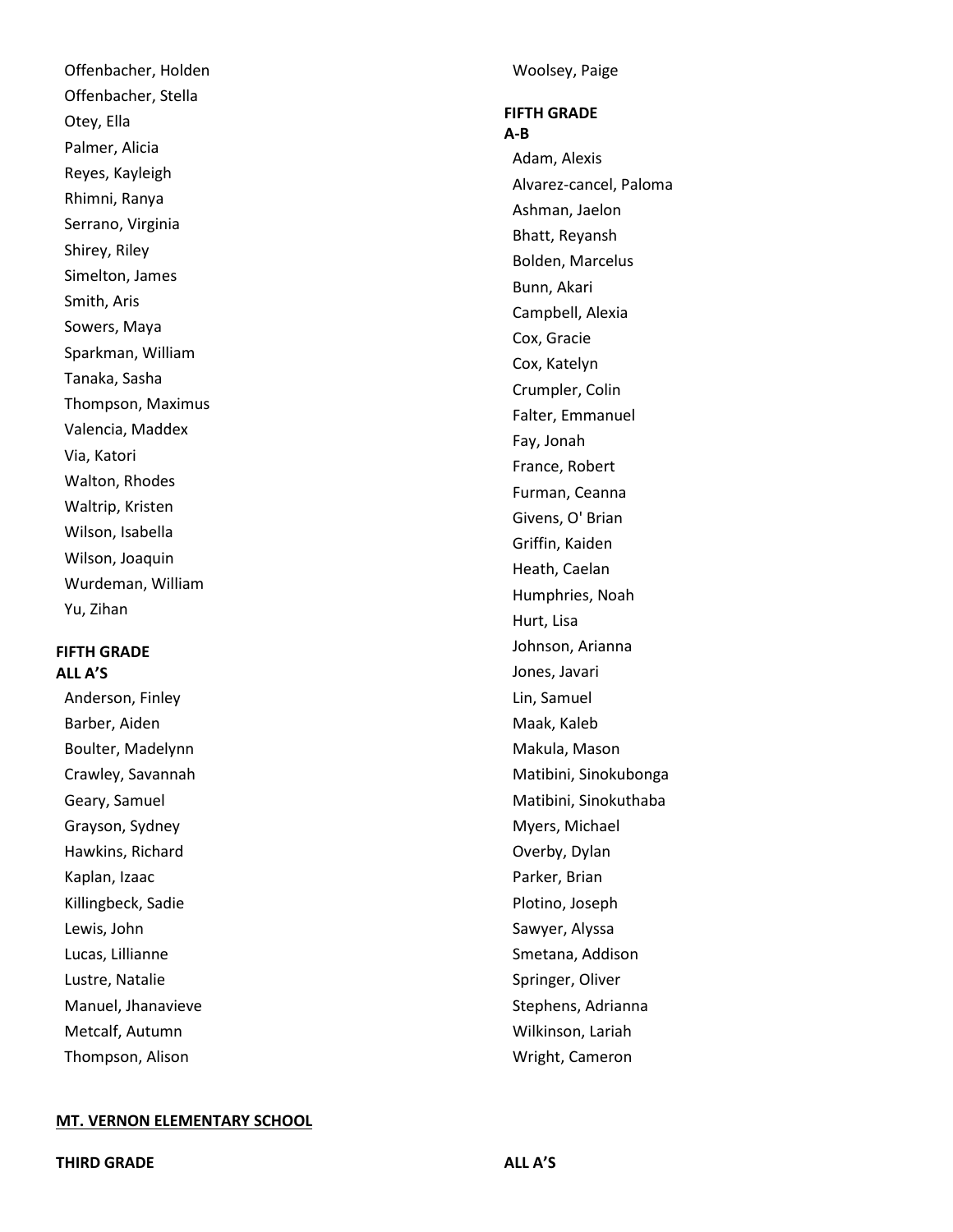Offenbacher, Holden
Offenbacher, Stella
Otey, Ella
Palmer, Alicia
Reyes, Kayleigh
Rhimni, Ranya
Serrano, Virginia
Shirey, Riley
Simelton, James
Smith, Aris
Sowers, Maya
Sparkman, William
Tanaka, Sasha
Thompson, Maximus
Valencia, Maddex
Via, Katori
Walton, Rhodes
Waltrip, Kristen
Wilson, Isabella
Wilson, Joaquin
Wurdeman, William
Yu, Zihan

**FIFTH GRADE**
**ALL A'S**

Anderson, Finley
Barber, Aiden
Boulter, Madelynn
Crawley, Savannah
Geary, Samuel
Grayson, Sydney
Hawkins, Richard
Kaplan, Izaac
Killingbeck, Sadie
Lewis, John
Lucas, Lillianne
Lustre, Natalie
Manuel, Jhanavieve
Metcalf, Autumn
Thompson, Alison
Woolsey, Paige

**FIFTH GRADE**
**A-B**

Adam, Alexis
Alvarez-cancel, Paloma
Ashman, Jaelon
Bhatt, Reyansh
Bolden, Marcelus
Bunn, Akari
Campbell, Alexia
Cox, Gracie
Cox, Katelyn
Crumpler, Colin
Falter, Emmanuel
Fay, Jonah
France, Robert
Furman, Ceanna
Givens, O' Brian
Griffin, Kaiden
Heath, Caelan
Humphries, Noah
Hurt, Lisa
Johnson, Arianna
Jones, Javari
Lin, Samuel
Maak, Kaleb
Makula, Mason
Matibini, Sinokubonga
Matibini, Sinokuthaba
Myers, Michael
Overby, Dylan
Parker, Brian
Plotino, Joseph
Sawyer, Alyssa
Smetana, Addison
Springer, Oliver
Stephens, Adrianna
Wilkinson, Lariah
Wright, Cameron

## MT. VERNON ELEMENTARY SCHOOL

**THIRD GRADE**

**ALL A'S**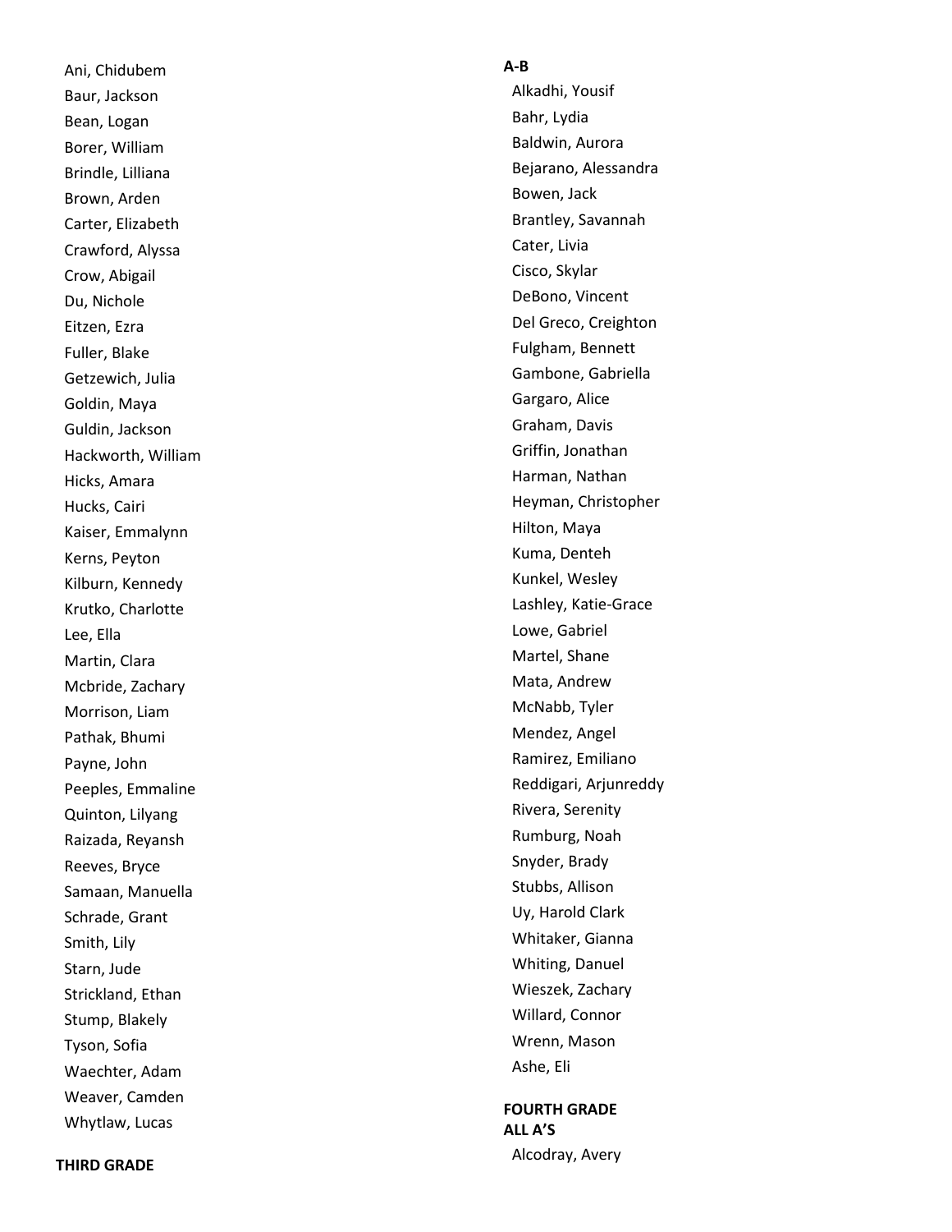Ani, Chidubem
Baur, Jackson
Bean, Logan
Borer, William
Brindle, Lilliana
Brown, Arden
Carter, Elizabeth
Crawford, Alyssa
Crow, Abigail
Du, Nichole
Eitzen, Ezra
Fuller, Blake
Getzewich, Julia
Goldin, Maya
Guldin, Jackson
Hackworth, William
Hicks, Amara
Hucks, Cairi
Kaiser, Emmalynn
Kerns, Peyton
Kilburn, Kennedy
Krutko, Charlotte
Lee, Ella
Martin, Clara
Mcbride, Zachary
Morrison, Liam
Pathak, Bhumi
Payne, John
Peeples, Emmaline
Quinton, Lilyang
Raizada, Reyansh
Reeves, Bryce
Samaan, Manuella
Schrade, Grant
Smith, Lily
Starn, Jude
Strickland, Ethan
Stump, Blakely
Tyson, Sofia
Waechter, Adam
Weaver, Camden
Whytlaw, Lucas

**THIRD GRADE**

**A-B**

Alkadhi, Yousif
Bahr, Lydia
Baldwin, Aurora
Bejarano, Alessandra
Bowen, Jack
Brantley, Savannah
Cater, Livia
Cisco, Skylar
DeBono, Vincent
Del Greco, Creighton
Fulgham, Bennett
Gambone, Gabriella
Gargaro, Alice
Graham, Davis
Griffin, Jonathan
Harman, Nathan
Heyman, Christopher
Hilton, Maya
Kuma, Denteh
Kunkel, Wesley
Lashley, Katie-Grace
Lowe, Gabriel
Martel, Shane
Mata, Andrew
McNabb, Tyler
Mendez, Angel
Ramirez, Emiliano
Reddigari, Arjunreddy
Rivera, Serenity
Rumburg, Noah
Snyder, Brady
Stubbs, Allison
Uy, Harold Clark
Whitaker, Gianna
Whiting, Danuel
Wieszek, Zachary
Willard, Connor
Wrenn, Mason
Ashe, Eli

**FOURTH GRADE**
**ALL A'S**

Alcodray, Avery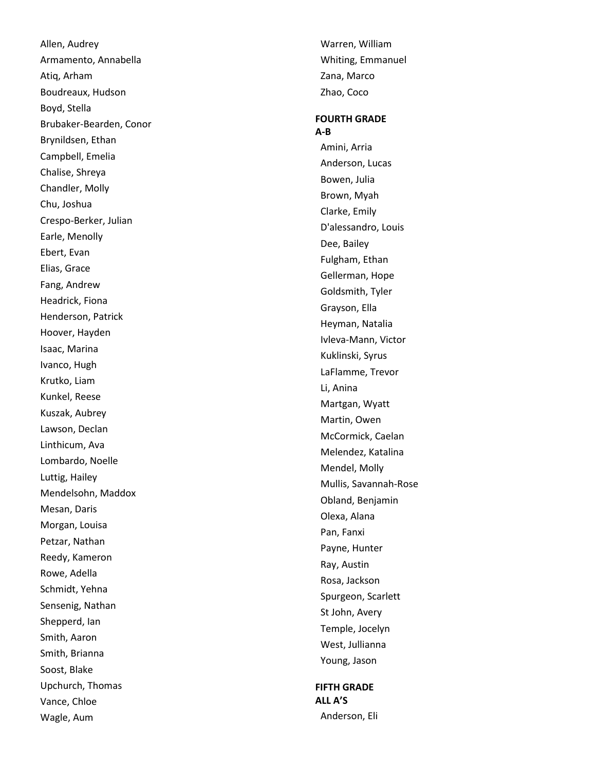Allen, Audrey
Armamento, Annabella
Atiq, Arham
Boudreaux, Hudson
Boyd, Stella
Brubaker-Bearden, Conor
Brynildsen, Ethan
Campbell, Emelia
Chalise, Shreya
Chandler, Molly
Chu, Joshua
Crespo-Berker, Julian
Earle, Menolly
Ebert, Evan
Elias, Grace
Fang, Andrew
Headrick, Fiona
Henderson, Patrick
Hoover, Hayden
Isaac, Marina
Ivanco, Hugh
Krutko, Liam
Kunkel, Reese
Kuszak, Aubrey
Lawson, Declan
Linthicum, Ava
Lombardo, Noelle
Luttig, Hailey
Mendelsohn, Maddox
Mesan, Daris
Morgan, Louisa
Petzar, Nathan
Reedy, Kameron
Rowe, Adella
Schmidt, Yehna
Sensenig, Nathan
Shepperd, Ian
Smith, Aaron
Smith, Brianna
Soost, Blake
Upchurch, Thomas
Vance, Chloe
Wagle, Aum
Warren, William
Whiting, Emmanuel
Zana, Marco
Zhao, Coco

**FOURTH GRADE**
**A-B**

Amini, Arria
Anderson, Lucas
Bowen, Julia
Brown, Myah
Clarke, Emily
D'alessandro, Louis
Dee, Bailey
Fulgham, Ethan
Gellerman, Hope
Goldsmith, Tyler
Grayson, Ella
Heyman, Natalia
Ivleva-Mann, Victor
Kuklinski, Syrus
LaFlamme, Trevor
Li, Anina
Martgan, Wyatt
Martin, Owen
McCormick, Caelan
Melendez, Katalina
Mendel, Molly
Mullis, Savannah-Rose
Obland, Benjamin
Olexa, Alana
Pan, Fanxi
Payne, Hunter
Ray, Austin
Rosa, Jackson
Spurgeon, Scarlett
St John, Avery
Temple, Jocelyn
West, Jullianna
Young, Jason

**FIFTH GRADE**
**ALL A'S**

Anderson, Eli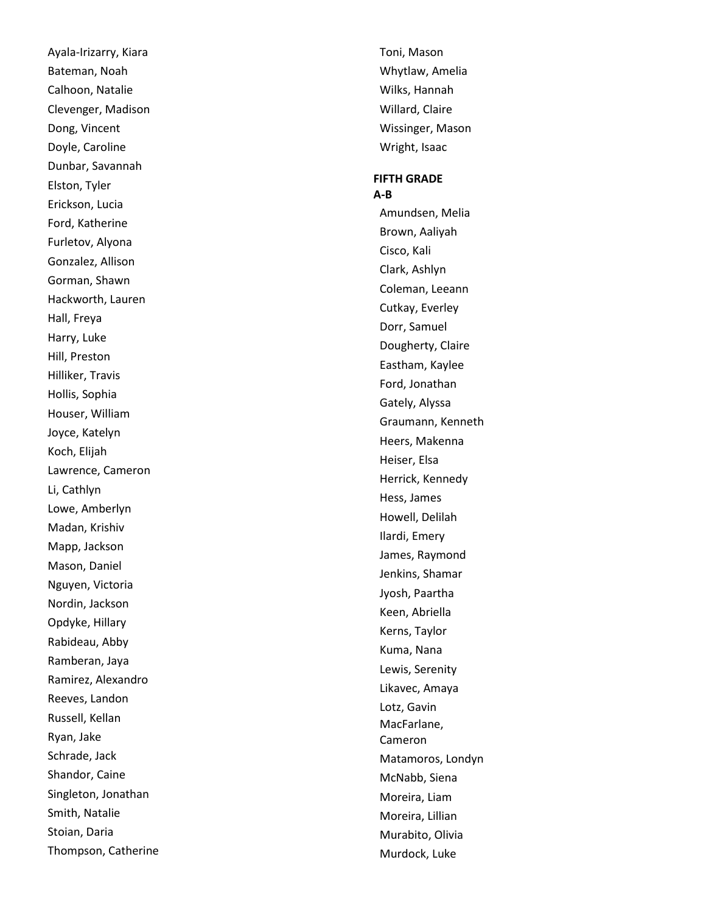Ayala-Irizarry, Kiara
Bateman, Noah
Calhoon, Natalie
Clevenger, Madison
Dong, Vincent
Doyle, Caroline
Dunbar, Savannah
Elston, Tyler
Erickson, Lucia
Ford, Katherine
Furletov, Alyona
Gonzalez, Allison
Gorman, Shawn
Hackworth, Lauren
Hall, Freya
Harry, Luke
Hill, Preston
Hilliker, Travis
Hollis, Sophia
Houser, William
Joyce, Katelyn
Koch, Elijah
Lawrence, Cameron
Li, Cathlyn
Lowe, Amberlyn
Madan, Krishiv
Mapp, Jackson
Mason, Daniel
Nguyen, Victoria
Nordin, Jackson
Opdyke, Hillary
Rabideau, Abby
Ramberan, Jaya
Ramirez, Alexandro
Reeves, Landon
Russell, Kellan
Ryan, Jake
Schrade, Jack
Shandor, Caine
Singleton, Jonathan
Smith, Natalie
Stoian, Daria
Thompson, Catherine
Toni, Mason
Whytlaw, Amelia
Wilks, Hannah
Willard, Claire
Wissinger, Mason
Wright, Isaac

**FIFTH GRADE**
**A-B**

Amundsen, Melia
Brown, Aaliyah
Cisco, Kali
Clark, Ashlyn
Coleman, Leeann
Cutkay, Everley
Dorr, Samuel
Dougherty, Claire
Eastham, Kaylee
Ford, Jonathan
Gately, Alyssa
Graumann, Kenneth
Heers, Makenna
Heiser, Elsa
Herrick, Kennedy
Hess, James
Howell, Delilah
Ilardi, Emery
James, Raymond
Jenkins, Shamar
Jyosh, Paartha
Keen, Abriella
Kerns, Taylor
Kuma, Nana
Lewis, Serenity
Likavec, Amaya
Lotz, Gavin
MacFarlane, Cameron
Matamoros, Londyn
McNabb, Siena
Moreira, Liam
Moreira, Lillian
Murabito, Olivia
Murdock, Luke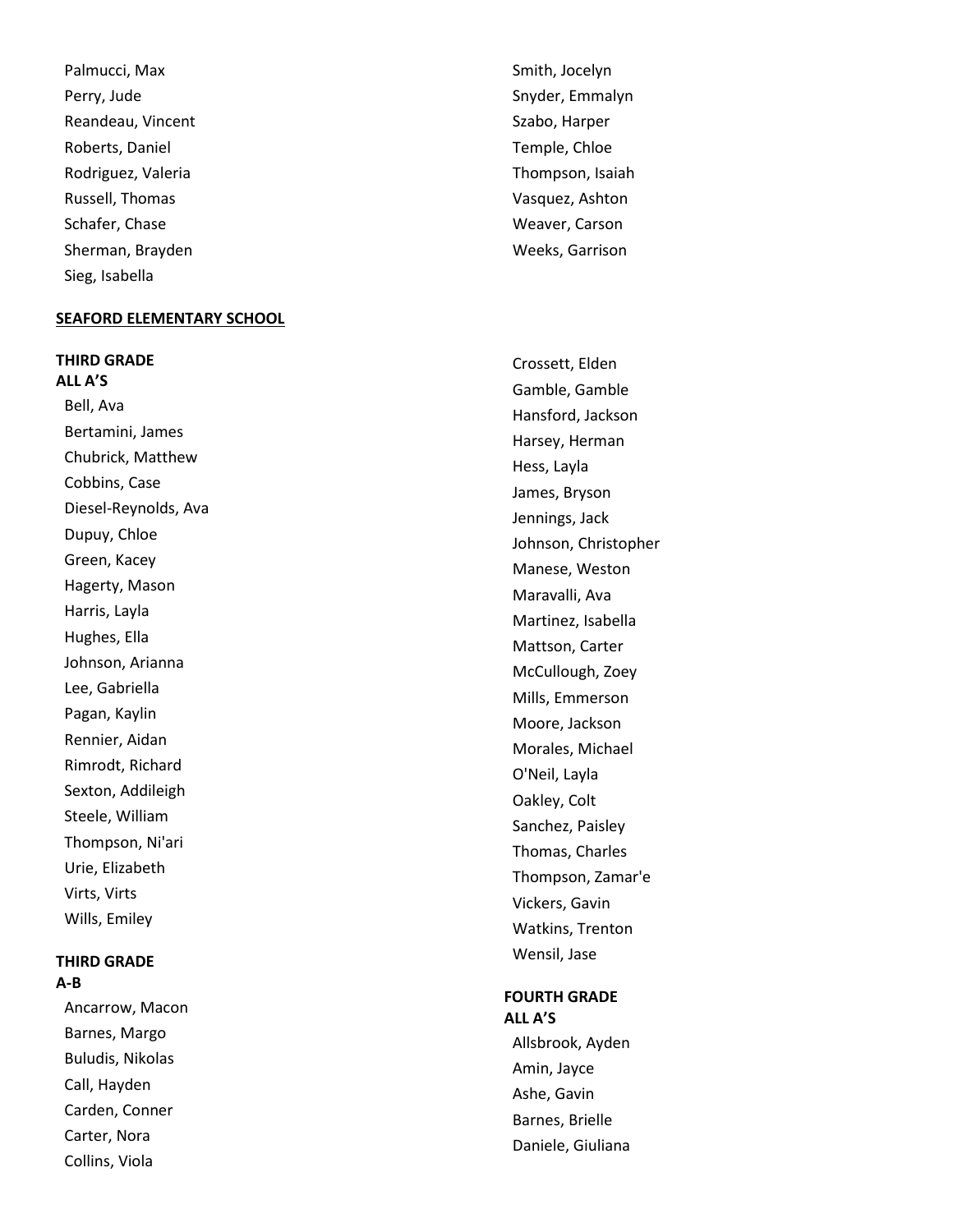Palmucci, Max
Perry, Jude
Reandeau, Vincent
Roberts, Daniel
Rodriguez, Valeria
Russell, Thomas
Schafer, Chase
Sherman, Brayden
Sieg, Isabella
Smith, Jocelyn
Snyder, Emmalyn
Szabo, Harper
Temple, Chloe
Thompson, Isaiah
Vasquez, Ashton
Weaver, Carson
Weeks, Garrison

**SEAFORD ELEMENTARY SCHOOL**

**THIRD GRADE**
**ALL A'S**

Bell, Ava
Bertamini, James
Chubrick, Matthew
Cobbins, Case
Diesel-Reynolds, Ava
Dupuy, Chloe
Green, Kacey
Hagerty, Mason
Harris, Layla
Hughes, Ella
Johnson, Arianna
Lee, Gabriella
Pagan, Kaylin
Rennier, Aidan
Rimrodt, Richard
Sexton, Addileigh
Steele, William
Thompson, Ni'ari
Urie, Elizabeth
Virts, Virts
Wills, Emiley

**THIRD GRADE**
**A-B**

Ancarrow, Macon
Barnes, Margo
Buludis, Nikolas
Call, Hayden
Carden, Conner
Carter, Nora
Collins, Viola
Crossett, Elden
Gamble, Gamble
Hansford, Jackson
Harsey, Herman
Hess, Layla
James, Bryson
Jennings, Jack
Johnson, Christopher
Manese, Weston
Maravalli, Ava
Martinez, Isabella
Mattson, Carter
McCullough, Zoey
Mills, Emmerson
Moore, Jackson
Morales, Michael
O'Neil, Layla
Oakley, Colt
Sanchez, Paisley
Thomas, Charles
Thompson, Zamar'e
Vickers, Gavin
Watkins, Trenton
Wensil, Jase

**FOURTH GRADE**
**ALL A'S**

Allsbrook, Ayden
Amin, Jayce
Ashe, Gavin
Barnes, Brielle
Daniele, Giuliana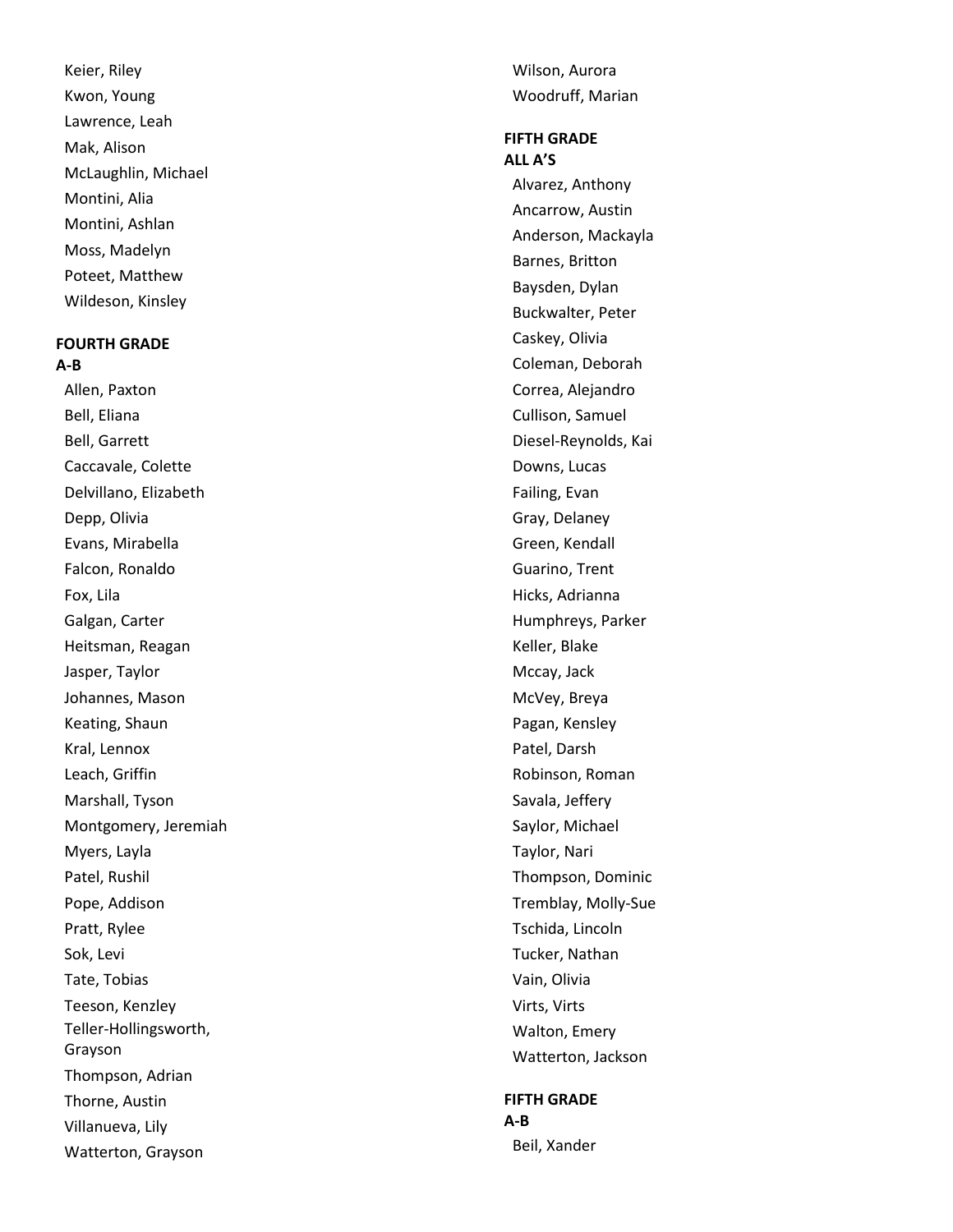Keier, Riley
Kwon, Young
Lawrence, Leah
Mak, Alison
McLaughlin, Michael
Montini, Alia
Montini, Ashlan
Moss, Madelyn
Poteet, Matthew
Wildeson, Kinsley

**FOURTH GRADE**
**A-B**

Allen, Paxton
Bell, Eliana
Bell, Garrett
Caccavale, Colette
Delvillano, Elizabeth
Depp, Olivia
Evans, Mirabella
Falcon, Ronaldo
Fox, Lila
Galgan, Carter
Heitsman, Reagan
Jasper, Taylor
Johannes, Mason
Keating, Shaun
Kral, Lennox
Leach, Griffin
Marshall, Tyson
Montgomery, Jeremiah
Myers, Layla
Patel, Rushil
Pope, Addison
Pratt, Rylee
Sok, Levi
Tate, Tobias
Teeson, Kenzley
Teller-Hollingsworth, Grayson
Thompson, Adrian
Thorne, Austin
Villanueva, Lily
Watterton, Grayson
Wilson, Aurora
Woodruff, Marian

**FIFTH GRADE**
**ALL A'S**

Alvarez, Anthony
Ancarrow, Austin
Anderson, Mackayla
Barnes, Britton
Baysden, Dylan
Buckwalter, Peter
Caskey, Olivia
Coleman, Deborah
Correa, Alejandro
Cullison, Samuel
Diesel-Reynolds, Kai
Downs, Lucas
Failing, Evan
Gray, Delaney
Green, Kendall
Guarino, Trent
Hicks, Adrianna
Humphreys, Parker
Keller, Blake
Mccay, Jack
McVey, Breya
Pagan, Kensley
Patel, Darsh
Robinson, Roman
Savala, Jeffery
Saylor, Michael
Taylor, Nari
Thompson, Dominic
Tremblay, Molly-Sue
Tschida, Lincoln
Tucker, Nathan
Vain, Olivia
Virts, Virts
Walton, Emery
Watterton, Jackson

**FIFTH GRADE**
**A-B**

Beil, Xander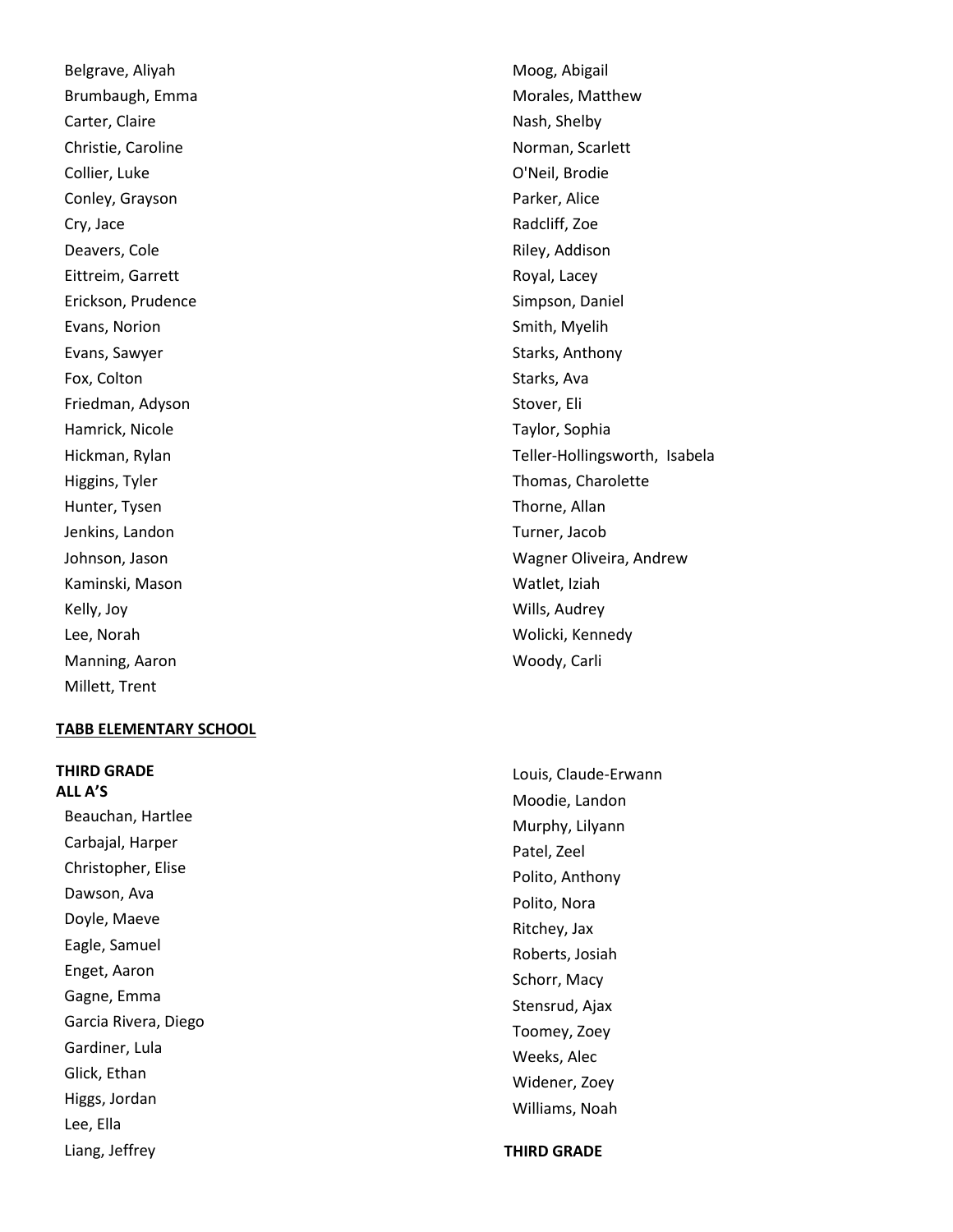Belgrave, Aliyah
Brumbaugh, Emma
Carter, Claire
Christie, Caroline
Collier, Luke
Conley, Grayson
Cry, Jace
Deavers, Cole
Eittreim, Garrett
Erickson, Prudence
Evans, Norion
Evans, Sawyer
Fox, Colton
Friedman, Adyson
Hamrick, Nicole
Hickman, Rylan
Higgins, Tyler
Hunter, Tysen
Jenkins, Landon
Johnson, Jason
Kaminski, Mason
Kelly, Joy
Lee, Norah
Manning, Aaron
Millett, Trent
Moog, Abigail
Morales, Matthew
Nash, Shelby
Norman, Scarlett
O'Neil, Brodie
Parker, Alice
Radcliff, Zoe
Riley, Addison
Royal, Lacey
Simpson, Daniel
Smith, Myelih
Starks, Anthony
Starks, Ava
Stover, Eli
Taylor, Sophia
Teller-Hollingsworth, Isabela
Thomas, Charolette
Thorne, Allan
Turner, Jacob
Wagner Oliveira, Andrew
Watlet, Iziah
Wills, Audrey
Wolicki, Kennedy
Woody, Carli

**TABB ELEMENTARY SCHOOL**

**THIRD GRADE**
**ALL A'S**

Beauchan, Hartlee
Carbajal, Harper
Christopher, Elise
Dawson, Ava
Doyle, Maeve
Eagle, Samuel
Enget, Aaron
Gagne, Emma
Garcia Rivera, Diego
Gardiner, Lula
Glick, Ethan
Higgs, Jordan
Lee, Ella
Liang, Jeffrey
Louis, Claude-Erwann
Moodie, Landon
Murphy, Lilyann
Patel, Zeel
Polito, Anthony
Polito, Nora
Ritchey, Jax
Roberts, Josiah
Schorr, Macy
Stensrud, Ajax
Toomey, Zoey
Weeks, Alec
Widener, Zoey
Williams, Noah

**THIRD GRADE**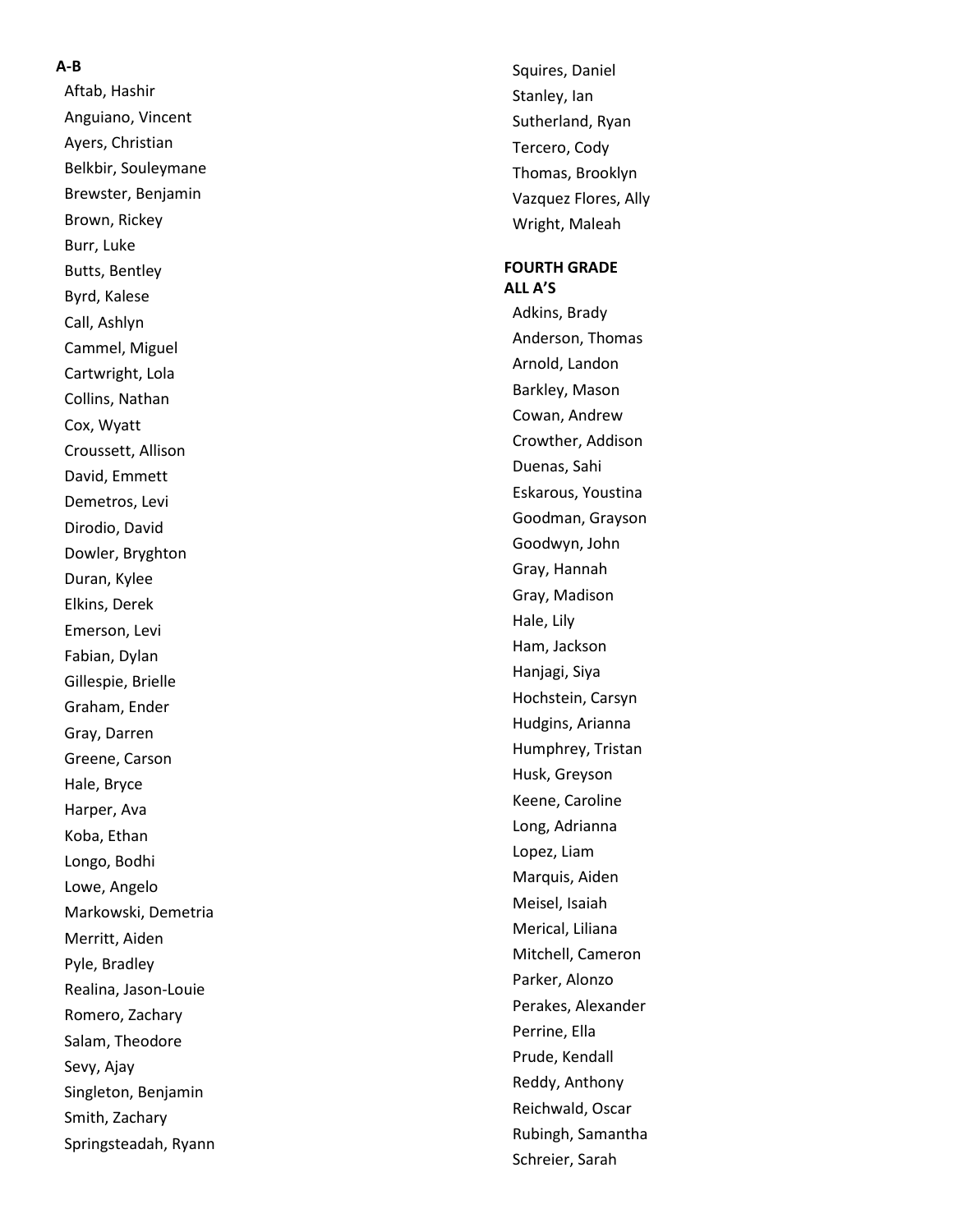**A-B**

- Aftab, Hashir
- Anguiano, Vincent
- Ayers, Christian
- Belkbir, Souleymane
- Brewster, Benjamin
- Brown, Rickey
- Burr, Luke
- Butts, Bentley
- Byrd, Kalese
- Call, Ashlyn
- Cammel, Miguel
- Cartwright, Lola
- Collins, Nathan
- Cox, Wyatt
- Croussett, Allison
- David, Emmett
- Demetros, Levi
- Dirodio, David
- Dowler, Bryghton
- Duran, Kylee
- Elkins, Derek
- Emerson, Levi
- Fabian, Dylan
- Gillespie, Brielle
- Graham, Ender
- Gray, Darren
- Greene, Carson
- Hale, Bryce
- Harper, Ava
- Koba, Ethan
- Longo, Bodhi
- Lowe, Angelo
- Markowski, Demetria
- Merritt, Aiden
- Pyle, Bradley
- Realina, Jason-Louie
- Romero, Zachary
- Salam, Theodore
- Sevy, Ajay
- Singleton, Benjamin
- Smith, Zachary
- Springsteadah, Ryann
- Squires, Daniel
- Stanley, Ian
- Sutherland, Ryan
- Tercero, Cody
- Thomas, Brooklyn
- Vazquez Flores, Ally
- Wright, Maleah

**FOURTH GRADE**
**ALL A'S**

- Adkins, Brady
- Anderson, Thomas
- Arnold, Landon
- Barkley, Mason
- Cowan, Andrew
- Crowther, Addison
- Duenas, Sahi
- Eskarous, Youstina
- Goodman, Grayson
- Goodwyn, John
- Gray, Hannah
- Gray, Madison
- Hale, Lily
- Ham, Jackson
- Hanjagi, Siya
- Hochstein, Carsyn
- Hudgins, Arianna
- Humphrey, Tristan
- Husk, Greyson
- Keene, Caroline
- Long, Adrianna
- Lopez, Liam
- Marquis, Aiden
- Meisel, Isaiah
- Merical, Liliana
- Mitchell, Cameron
- Parker, Alonzo
- Perakes, Alexander
- Perrine, Ella
- Prude, Kendall
- Reddy, Anthony
- Reichwald, Oscar
- Rubingh, Samantha
- Schreier, Sarah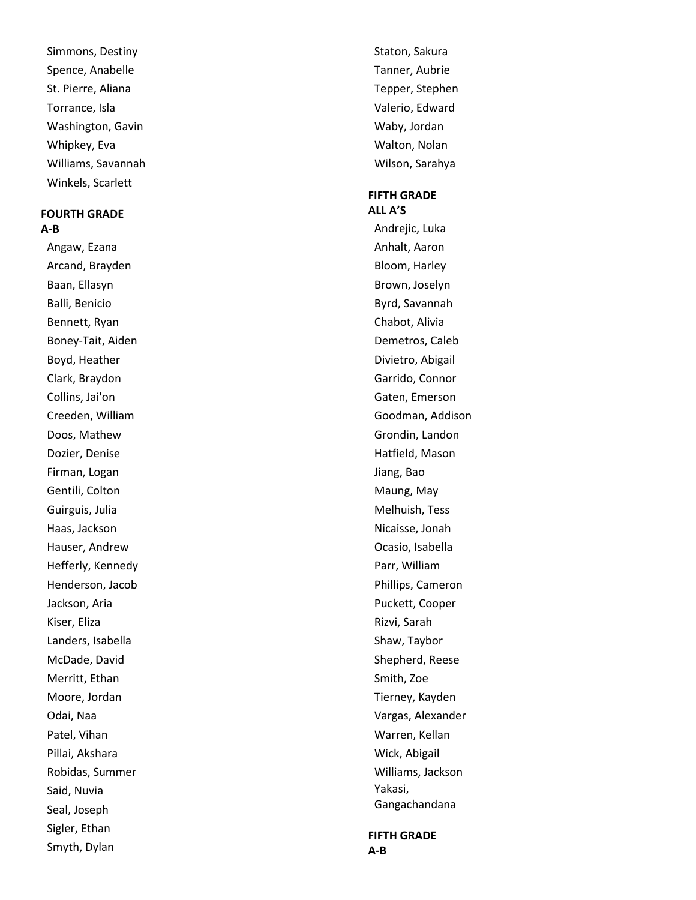Simmons, Destiny
Spence, Anabelle
St. Pierre, Aliana
Torrance, Isla
Washington, Gavin
Whipkey, Eva
Williams, Savannah
Winkels, Scarlett

**FOURTH GRADE**
**A-B**

Angaw, Ezana
Arcand, Brayden
Baan, Ellasyn
Balli, Benicio
Bennett, Ryan
Boney-Tait, Aiden
Boyd, Heather
Clark, Braydon
Collins, Jai'on
Creeden, William
Doos, Mathew
Dozier, Denise
Firman, Logan
Gentili, Colton
Guirguis, Julia
Haas, Jackson
Hauser, Andrew
Hefferly, Kennedy
Henderson, Jacob
Jackson, Aria
Kiser, Eliza
Landers, Isabella
McDade, David
Merritt, Ethan
Moore, Jordan
Odai, Naa
Patel, Vihan
Pillai, Akshara
Robidas, Summer
Said, Nuvia
Seal, Joseph
Sigler, Ethan
Smyth, Dylan
Staton, Sakura
Tanner, Aubrie
Tepper, Stephen
Valerio, Edward
Waby, Jordan
Walton, Nolan
Wilson, Sarahya

**FIFTH GRADE**
**ALL A'S**

Andrejic, Luka
Anhalt, Aaron
Bloom, Harley
Brown, Joselyn
Byrd, Savannah
Chabot, Alivia
Demetros, Caleb
Divietro, Abigail
Garrido, Connor
Gaten, Emerson
Goodman, Addison
Grondin, Landon
Hatfield, Mason
Jiang, Bao
Maung, May
Melhuish, Tess
Nicaisse, Jonah
Ocasio, Isabella
Parr, William
Phillips, Cameron
Puckett, Cooper
Rizvi, Sarah
Shaw, Taybor
Shepherd, Reese
Smith, Zoe
Tierney, Kayden
Vargas, Alexander
Warren, Kellan
Wick, Abigail
Williams, Jackson
Yakasi, Gangachandana

**FIFTH GRADE**
**A-B**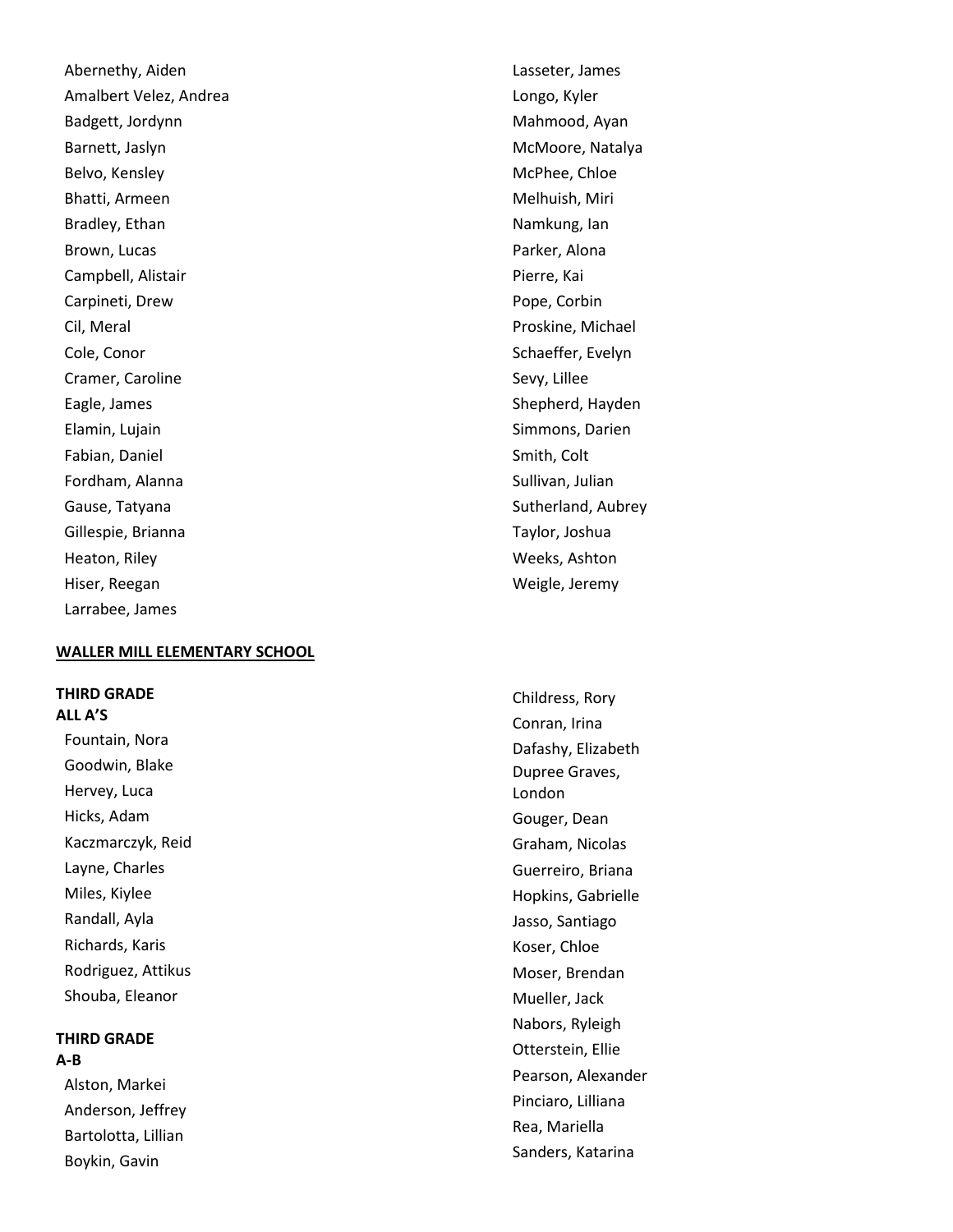Abernethy, Aiden
Amalbert Velez, Andrea
Badgett, Jordynn
Barnett, Jaslyn
Belvo, Kensley
Bhatti, Armeen
Bradley, Ethan
Brown, Lucas
Campbell, Alistair
Carpineti, Drew
Cil, Meral
Cole, Conor
Cramer, Caroline
Eagle, James
Elamin, Lujain
Fabian, Daniel
Fordham, Alanna
Gause, Tatyana
Gillespie, Brianna
Heaton, Riley
Hiser, Reegan
Larrabee, James
Lasseter, James
Longo, Kyler
Mahmood, Ayan
McMoore, Natalya
McPhee, Chloe
Melhuish, Miri
Namkung, Ian
Parker, Alona
Pierre, Kai
Pope, Corbin
Proskine, Michael
Schaeffer, Evelyn
Sevy, Lillee
Shepherd, Hayden
Simmons, Darien
Smith, Colt
Sullivan, Julian
Sutherland, Aubrey
Taylor, Joshua
Weeks, Ashton
Weigle, Jeremy

## WALLER MILL ELEMENTARY SCHOOL

**THIRD GRADE**
**ALL A'S**

Fountain, Nora
Goodwin, Blake
Hervey, Luca
Hicks, Adam
Kaczmarczyk, Reid
Layne, Charles
Miles, Kiylee
Randall, Ayla
Richards, Karis
Rodriguez, Attikus
Shouba, Eleanor

**THIRD GRADE**
**A-B**

Alston, Markei
Anderson, Jeffrey
Bartolotta, Lillian
Boykin, Gavin
Childress, Rory
Conran, Irina
Dafashy, Elizabeth
Dupree Graves, London
Gouger, Dean
Graham, Nicolas
Guerreiro, Briana
Hopkins, Gabrielle
Jasso, Santiago
Koser, Chloe
Moser, Brendan
Mueller, Jack
Nabors, Ryleigh
Otterstein, Ellie
Pearson, Alexander
Pinciaro, Lilliana
Rea, Mariella
Sanders, Katarina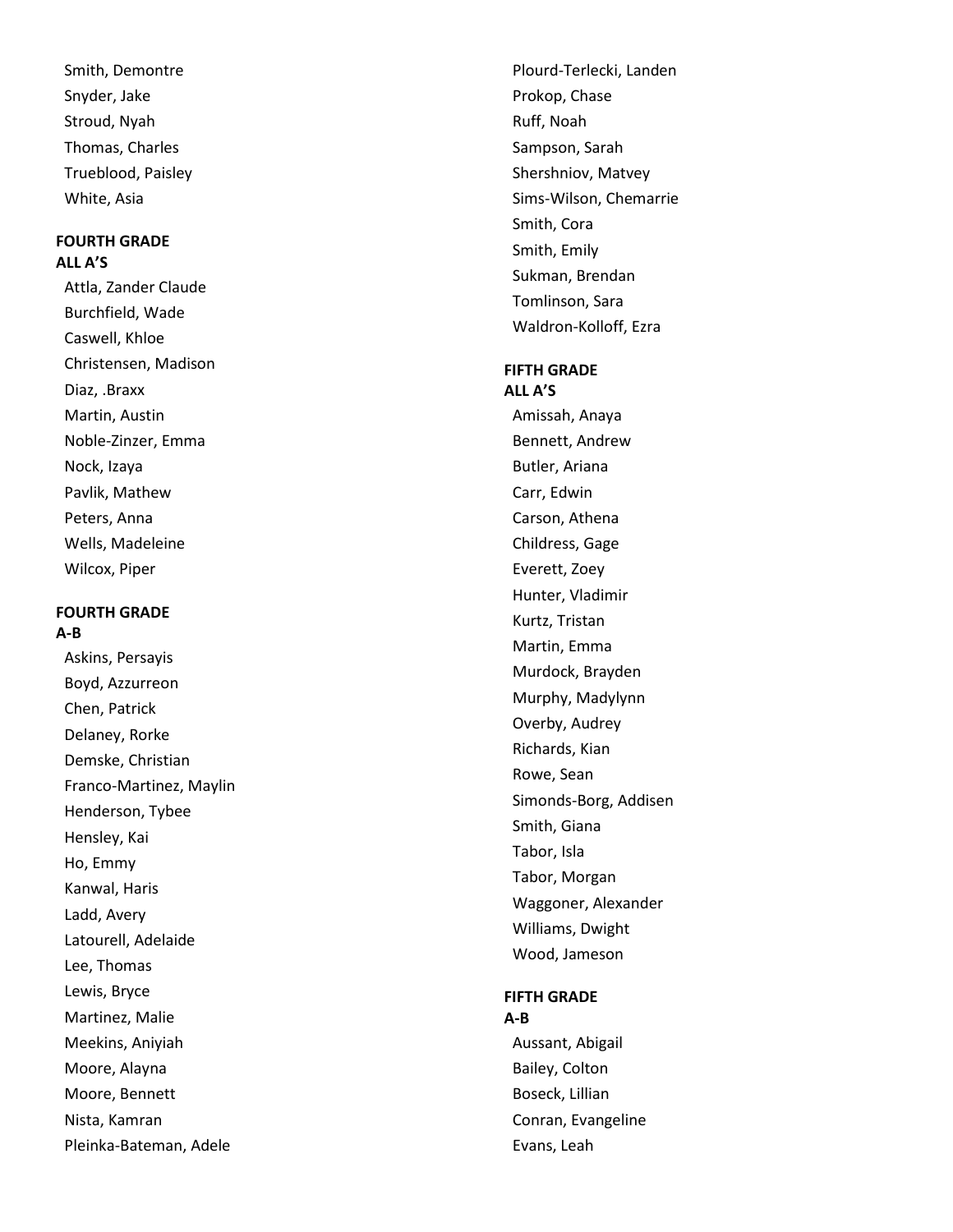Smith, Demontre
Snyder, Jake
Stroud, Nyah
Thomas, Charles
Trueblood, Paisley
White, Asia

**FOURTH GRADE**
**ALL A'S**

Attla, Zander Claude
Burchfield, Wade
Caswell, Khloe
Christensen, Madison
Diaz, .Braxx
Martin, Austin
Noble-Zinzer, Emma
Nock, Izaya
Pavlik, Mathew
Peters, Anna
Wells, Madeleine
Wilcox, Piper

**FOURTH GRADE**
**A-B**

Askins, Persayis
Boyd, Azzurreon
Chen, Patrick
Delaney, Rorke
Demske, Christian
Franco-Martinez, Maylin
Henderson, Tybee
Hensley, Kai
Ho, Emmy
Kanwal, Haris
Ladd, Avery
Latourell, Adelaide
Lee, Thomas
Lewis, Bryce
Martinez, Malie
Meekins, Aniyiah
Moore, Alayna
Moore, Bennett
Nista, Kamran
Pleinka-Bateman, Adele
Plourd-Terlecki, Landen
Prokop, Chase
Ruff, Noah
Sampson, Sarah
Shershniov, Matvey
Sims-Wilson, Chemarrie
Smith, Cora
Smith, Emily
Sukman, Brendan
Tomlinson, Sara
Waldron-Kolloff, Ezra

**FIFTH GRADE**
**ALL A'S**

Amissah, Anaya
Bennett, Andrew
Butler, Ariana
Carr, Edwin
Carson, Athena
Childress, Gage
Everett, Zoey
Hunter, Vladimir
Kurtz, Tristan
Martin, Emma
Murdock, Brayden
Murphy, Madylynn
Overby, Audrey
Richards, Kian
Rowe, Sean
Simonds-Borg, Addisen
Smith, Giana
Tabor, Isla
Tabor, Morgan
Waggoner, Alexander
Williams, Dwight
Wood, Jameson

**FIFTH GRADE**
**A-B**

Aussant, Abigail
Bailey, Colton
Boseck, Lillian
Conran, Evangeline
Evans, Leah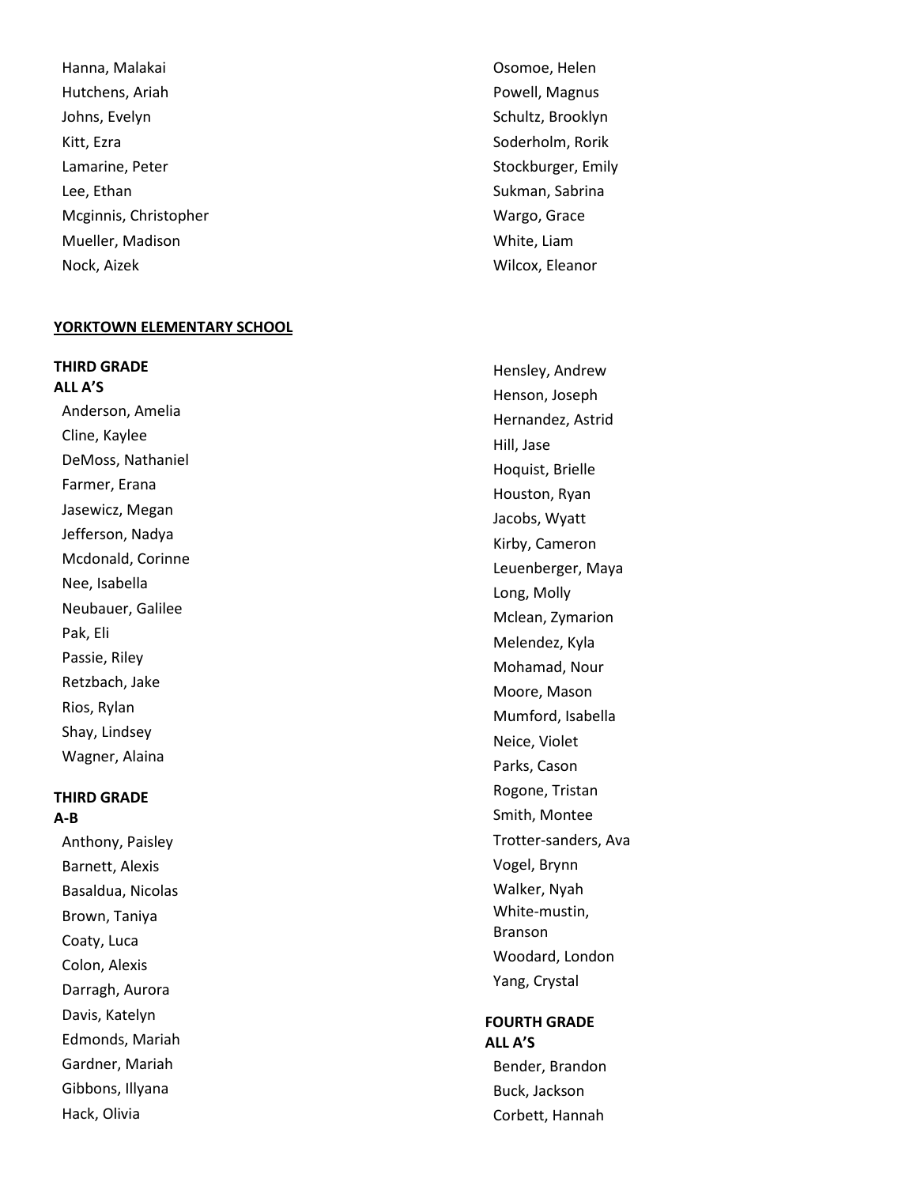Hanna, Malakai
Hutchens, Ariah
Johns, Evelyn
Kitt, Ezra
Lamarine, Peter
Lee, Ethan
Mcginnis, Christopher
Mueller, Madison
Nock, Aizek
Osomoe, Helen
Powell, Magnus
Schultz, Brooklyn
Soderholm, Rorik
Stockburger, Emily
Sukman, Sabrina
Wargo, Grace
White, Liam
Wilcox, Eleanor

## YORKTOWN ELEMENTARY SCHOOL

**THIRD GRADE**
**ALL A'S**

Anderson, Amelia
Cline, Kaylee
DeMoss, Nathaniel
Farmer, Erana
Jasewicz, Megan
Jefferson, Nadya
Mcdonald, Corinne
Nee, Isabella
Neubauer, Galilee
Pak, Eli
Passie, Riley
Retzbach, Jake
Rios, Rylan
Shay, Lindsey
Wagner, Alaina

**THIRD GRADE**
**A-B**

Anthony, Paisley
Barnett, Alexis
Basaldua, Nicolas
Brown, Taniya
Coaty, Luca
Colon, Alexis
Darragh, Aurora
Davis, Katelyn
Edmonds, Mariah
Gardner, Mariah
Gibbons, Illyana
Hack, Olivia
Hensley, Andrew
Henson, Joseph
Hernandez, Astrid
Hill, Jase
Hoquist, Brielle
Houston, Ryan
Jacobs, Wyatt
Kirby, Cameron
Leuenberger, Maya
Long, Molly
Mclean, Zymarion
Melendez, Kyla
Mohamad, Nour
Moore, Mason
Mumford, Isabella
Neice, Violet
Parks, Cason
Rogone, Tristan
Smith, Montee
Trotter-sanders, Ava
Vogel, Brynn
Walker, Nyah
White-mustin, Branson
Woodard, London
Yang, Crystal

**FOURTH GRADE**
**ALL A'S**

Bender, Brandon
Buck, Jackson
Corbett, Hannah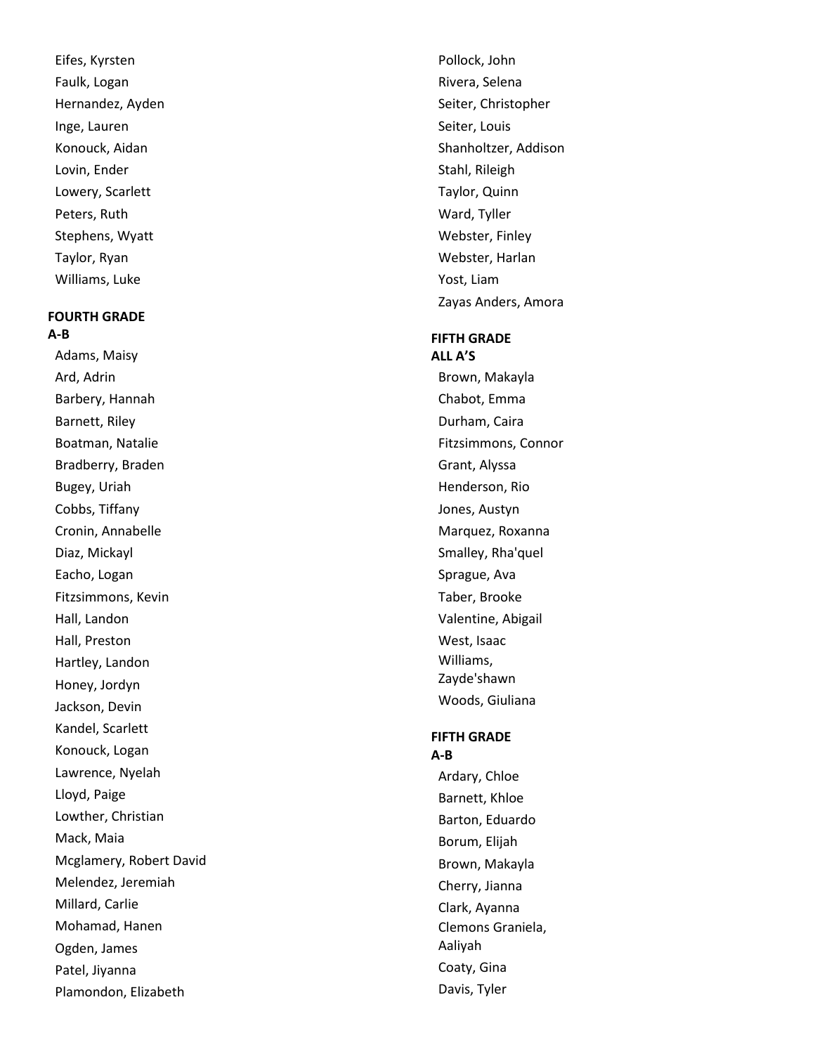Eifes, Kyrsten
Faulk, Logan
Hernandez, Ayden
Inge, Lauren
Konouck, Aidan
Lovin, Ender
Lowery, Scarlett
Peters, Ruth
Stephens, Wyatt
Taylor, Ryan
Williams, Luke

**FOURTH GRADE**
**A-B**

Adams, Maisy
Ard, Adrin
Barbery, Hannah
Barnett, Riley
Boatman, Natalie
Bradberry, Braden
Bugey, Uriah
Cobbs, Tiffany
Cronin, Annabelle
Diaz, Mickayl
Eacho, Logan
Fitzsimmons, Kevin
Hall, Landon
Hall, Preston
Hartley, Landon
Honey, Jordyn
Jackson, Devin
Kandel, Scarlett
Konouck, Logan
Lawrence, Nyelah
Lloyd, Paige
Lowther, Christian
Mack, Maia
Mcglamery, Robert David
Melendez, Jeremiah
Millard, Carlie
Mohamad, Hanen
Ogden, James
Patel, Jiyanna
Plamondon, Elizabeth
Pollock, John
Rivera, Selena
Seiter, Christopher
Seiter, Louis
Shanholtzer, Addison
Stahl, Rileigh
Taylor, Quinn
Ward, Tyller
Webster, Finley
Webster, Harlan
Yost, Liam
Zayas Anders, Amora

**FIFTH GRADE**
**ALL A'S**

Brown, Makayla
Chabot, Emma
Durham, Caira
Fitzsimmons, Connor
Grant, Alyssa
Henderson, Rio
Jones, Austyn
Marquez, Roxanna
Smalley, Rha'quel
Sprague, Ava
Taber, Brooke
Valentine, Abigail
West, Isaac
Williams, Zayde'shawn
Woods, Giuliana

**FIFTH GRADE**
**A-B**

Ardary, Chloe
Barnett, Khloe
Barton, Eduardo
Borum, Elijah
Brown, Makayla
Cherry, Jianna
Clark, Ayanna
Clemons Graniela, Aaliyah
Coaty, Gina
Davis, Tyler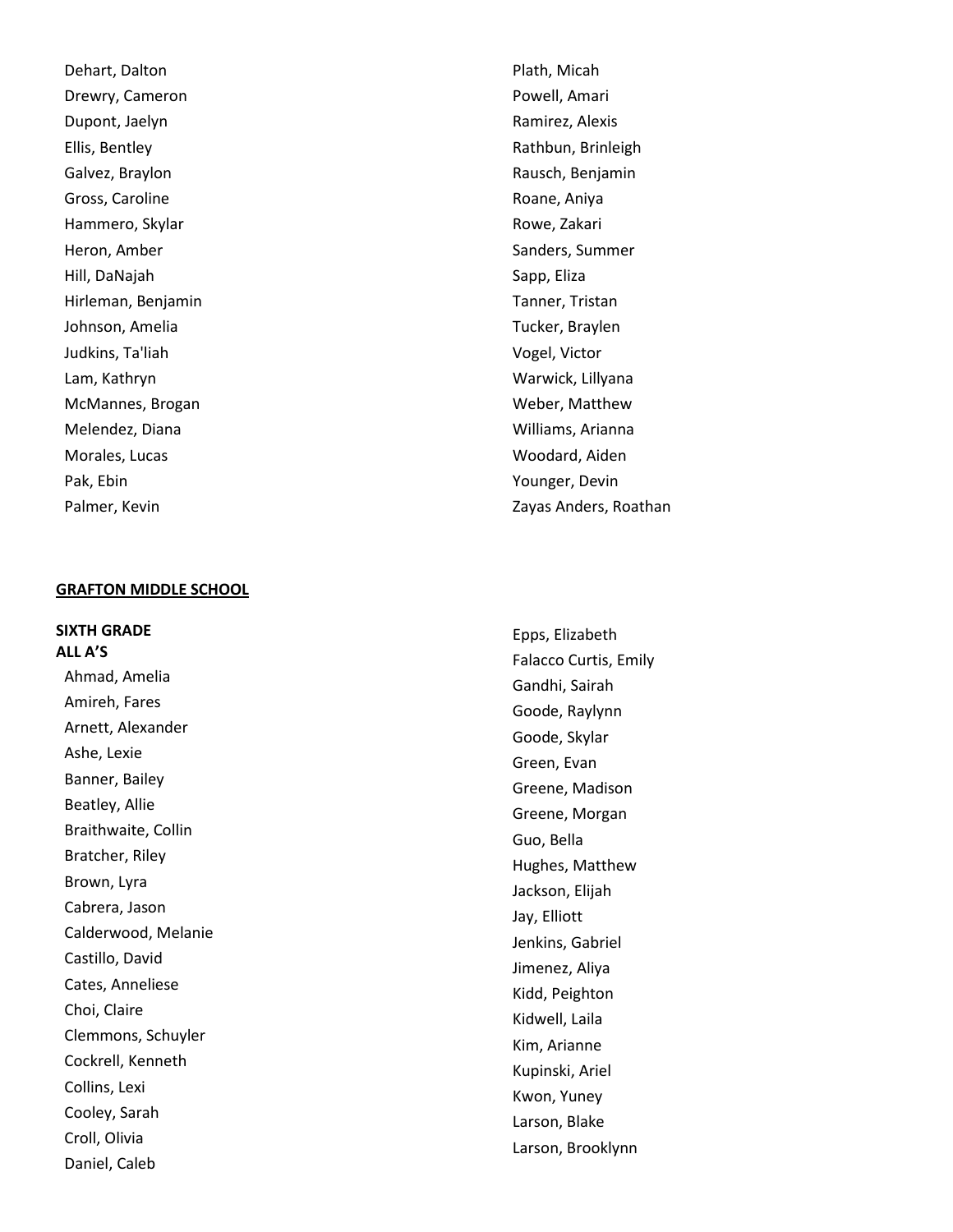Dehart, Dalton
Drewry, Cameron
Dupont, Jaelyn
Ellis, Bentley
Galvez, Braylon
Gross, Caroline
Hammero, Skylar
Heron, Amber
Hill, DaNajah
Hirleman, Benjamin
Johnson, Amelia
Judkins, Ta'liah
Lam, Kathryn
McMannes, Brogan
Melendez, Diana
Morales, Lucas
Pak, Ebin
Palmer, Kevin
Plath, Micah
Powell, Amari
Ramirez, Alexis
Rathbun, Brinleigh
Rausch, Benjamin
Roane, Aniya
Rowe, Zakari
Sanders, Summer
Sapp, Eliza
Tanner, Tristan
Tucker, Braylen
Vogel, Victor
Warwick, Lillyana
Weber, Matthew
Williams, Arianna
Woodard, Aiden
Younger, Devin
Zayas Anders, Roathan

## GRAFTON MIDDLE SCHOOL

**SIXTH GRADE**
**ALL A'S**

Ahmad, Amelia
Amireh, Fares
Arnett, Alexander
Ashe, Lexie
Banner, Bailey
Beatley, Allie
Braithwaite, Collin
Bratcher, Riley
Brown, Lyra
Cabrera, Jason
Calderwood, Melanie
Castillo, David
Cates, Anneliese
Choi, Claire
Clemmons, Schuyler
Cockrell, Kenneth
Collins, Lexi
Cooley, Sarah
Croll, Olivia
Daniel, Caleb
Epps, Elizabeth
Falacco Curtis, Emily
Gandhi, Sairah
Goode, Raylynn
Goode, Skylar
Green, Evan
Greene, Madison
Greene, Morgan
Guo, Bella
Hughes, Matthew
Jackson, Elijah
Jay, Elliott
Jenkins, Gabriel
Jimenez, Aliya
Kidd, Peighton
Kidwell, Laila
Kim, Arianne
Kupinski, Ariel
Kwon, Yuney
Larson, Blake
Larson, Brooklynn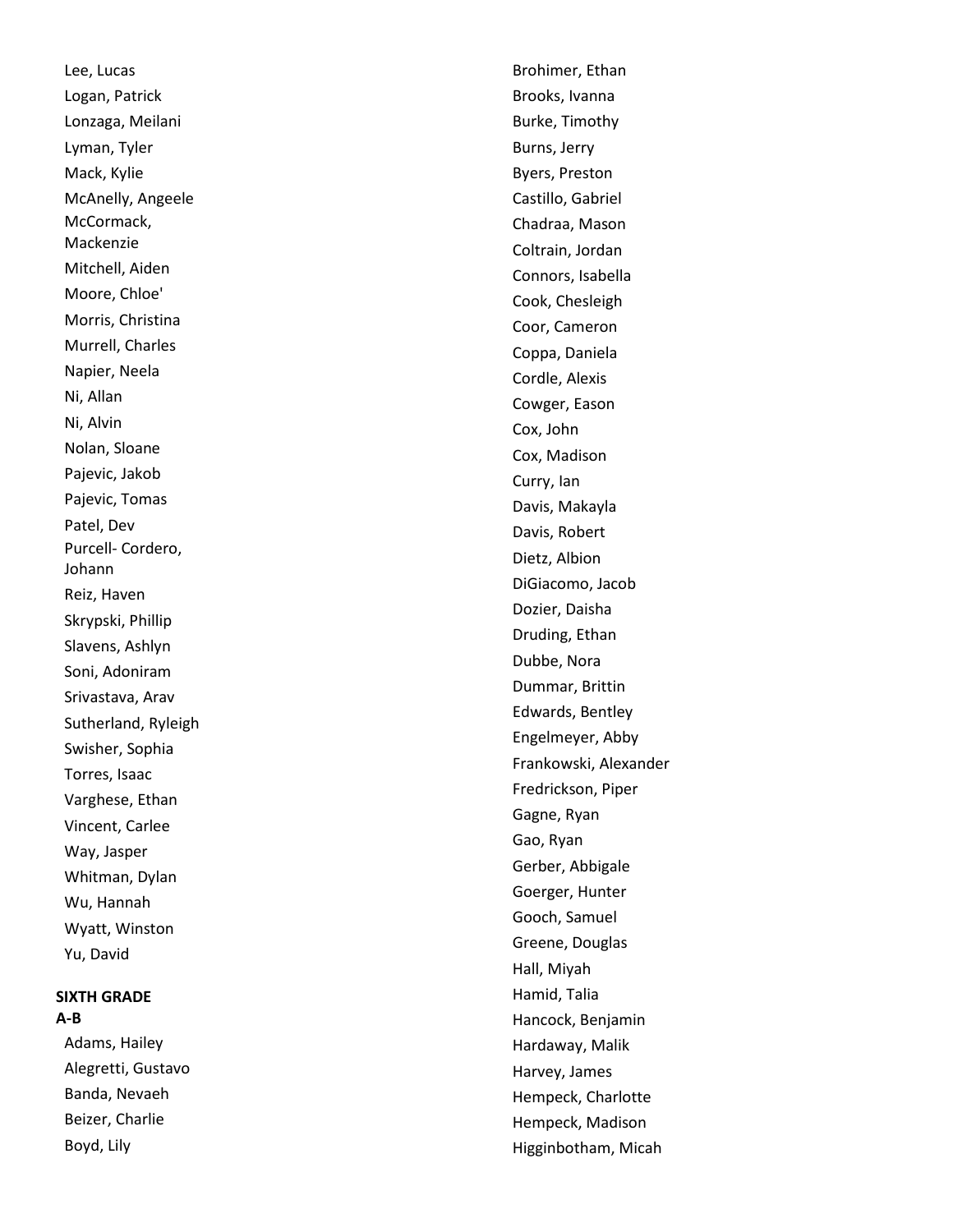Lee, Lucas
Logan, Patrick
Lonzaga, Meilani
Lyman, Tyler
Mack, Kylie
McAnelly, Angeele
McCormack, Mackenzie
Mitchell, Aiden
Moore, Chloe'
Morris, Christina
Murrell, Charles
Napier, Neela
Ni, Allan
Ni, Alvin
Nolan, Sloane
Pajevic, Jakob
Pajevic, Tomas
Patel, Dev
Purcell- Cordero, Johann
Reiz, Haven
Skrypski, Phillip
Slavens, Ashlyn
Soni, Adoniram
Srivastava, Arav
Sutherland, Ryleigh
Swisher, Sophia
Torres, Isaac
Varghese, Ethan
Vincent, Carlee
Way, Jasper
Whitman, Dylan
Wu, Hannah
Wyatt, Winston
Yu, David

**SIXTH GRADE**
**A-B**

Adams, Hailey
Alegretti, Gustavo
Banda, Nevaeh
Beizer, Charlie
Boyd, Lily
Brohimer, Ethan
Brooks, Ivanna
Burke, Timothy
Burns, Jerry
Byers, Preston
Castillo, Gabriel
Chadraa, Mason
Coltrain, Jordan
Connors, Isabella
Cook, Chesleigh
Coor, Cameron
Coppa, Daniela
Cordle, Alexis
Cowger, Eason
Cox, John
Cox, Madison
Curry, Ian
Davis, Makayla
Davis, Robert
Dietz, Albion
DiGiacomo, Jacob
Dozier, Daisha
Druding, Ethan
Dubbe, Nora
Dummar, Brittin
Edwards, Bentley
Engelmeyer, Abby
Frankowski, Alexander
Fredrickson, Piper
Gagne, Ryan
Gao, Ryan
Gerber, Abbigale
Goerger, Hunter
Gooch, Samuel
Greene, Douglas
Hall, Miyah
Hamid, Talia
Hancock, Benjamin
Hardaway, Malik
Harvey, James
Hempeck, Charlotte
Hempeck, Madison
Higginbotham, Micah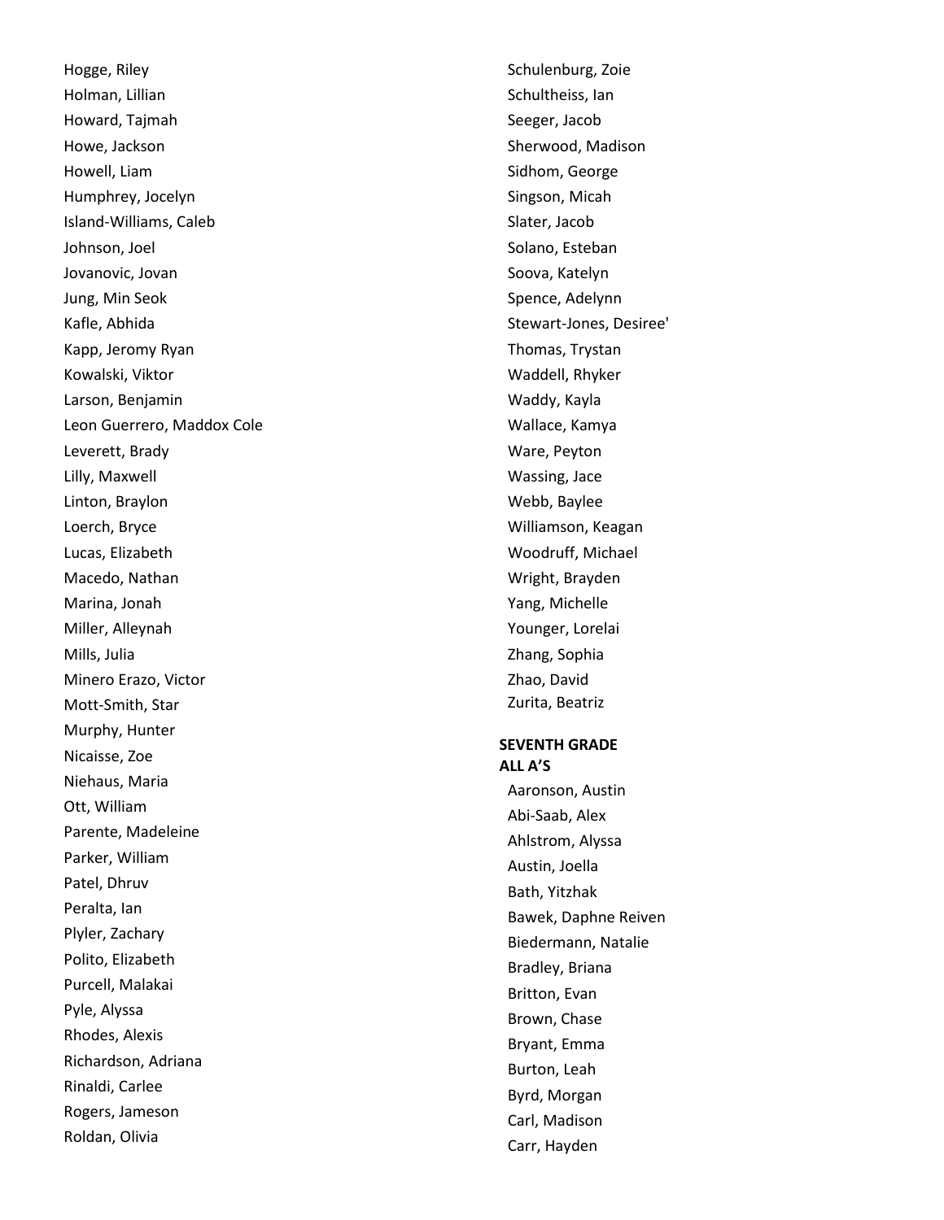Hogge, Riley
Holman, Lillian
Howard, Tajmah
Howe, Jackson
Howell, Liam
Humphrey, Jocelyn
Island-Williams, Caleb
Johnson, Joel
Jovanovic, Jovan
Jung, Min Seok
Kafle, Abhida
Kapp, Jeromy Ryan
Kowalski, Viktor
Larson, Benjamin
Leon Guerrero, Maddox Cole
Leverett, Brady
Lilly, Maxwell
Linton, Braylon
Loerch, Bryce
Lucas, Elizabeth
Macedo, Nathan
Marina, Jonah
Miller, Alleynah
Mills, Julia
Minero Erazo, Victor
Mott-Smith, Star
Murphy, Hunter
Nicaisse, Zoe
Niehaus, Maria
Ott, William
Parente, Madeleine
Parker, William
Patel, Dhruv
Peralta, Ian
Plyler, Zachary
Polito, Elizabeth
Purcell, Malakai
Pyle, Alyssa
Rhodes, Alexis
Richardson, Adriana
Rinaldi, Carlee
Rogers, Jameson
Roldan, Olivia
Schulenburg, Zoie
Schultheiss, Ian
Seeger, Jacob
Sherwood, Madison
Sidhom, George
Singson, Micah
Slater, Jacob
Solano, Esteban
Soova, Katelyn
Spence, Adelynn
Stewart-Jones, Desiree'
Thomas, Trystan
Waddell, Rhyker
Waddy, Kayla
Wallace, Kamya
Ware, Peyton
Wassing, Jace
Webb, Baylee
Williamson, Keagan
Woodruff, Michael
Wright, Brayden
Yang, Michelle
Younger, Lorelai
Zhang, Sophia
Zhao, David
Zurita, Beatriz

**SEVENTH GRADE**
**ALL A'S**

Aaronson, Austin
Abi-Saab, Alex
Ahlstrom, Alyssa
Austin, Joella
Bath, Yitzhak
Bawek, Daphne Reiven
Biedermann, Natalie
Bradley, Briana
Britton, Evan
Brown, Chase
Bryant, Emma
Burton, Leah
Byrd, Morgan
Carl, Madison
Carr, Hayden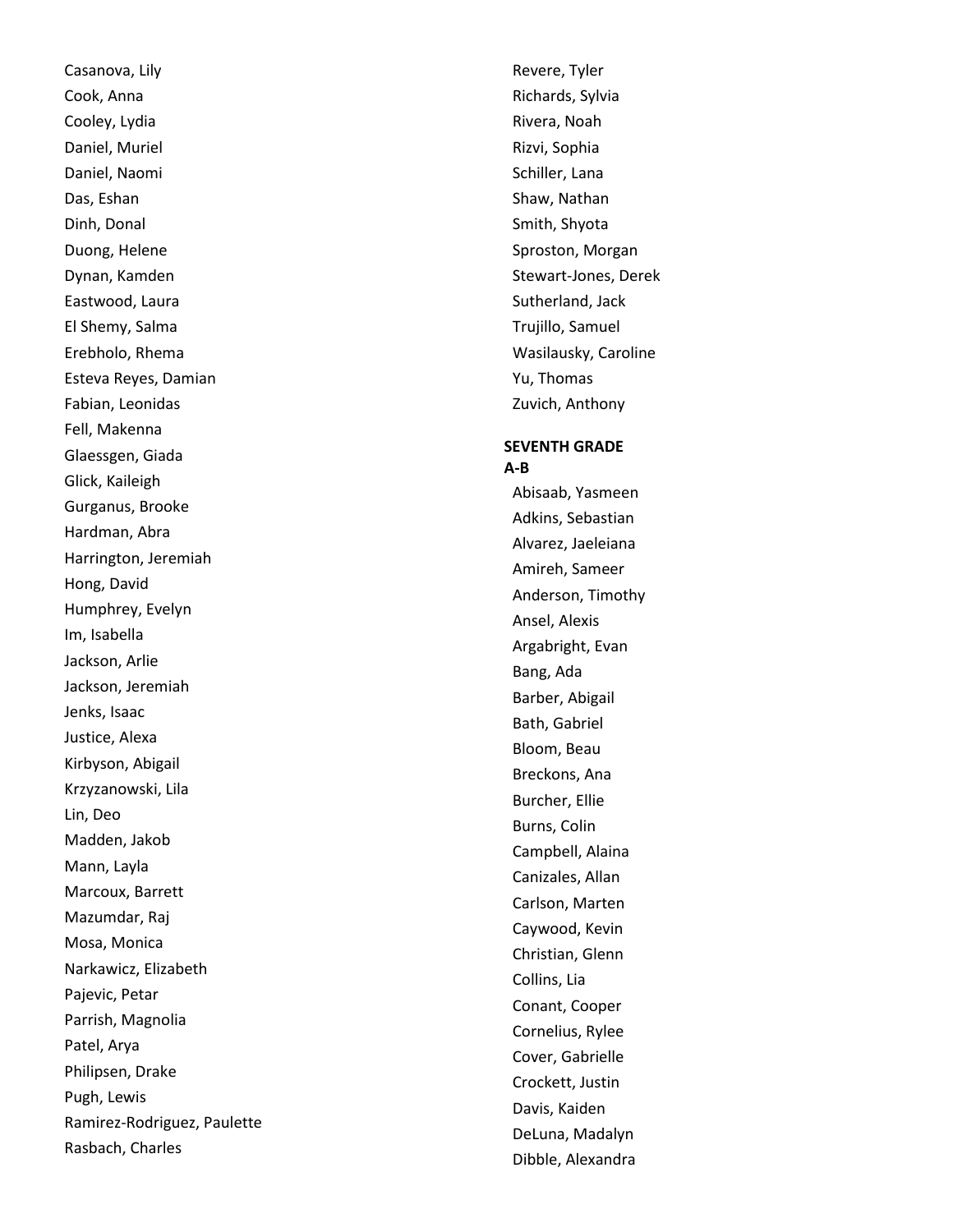Casanova, Lily
Cook, Anna
Cooley, Lydia
Daniel, Muriel
Daniel, Naomi
Das, Eshan
Dinh, Donal
Duong, Helene
Dynan, Kamden
Eastwood, Laura
El Shemy, Salma
Erebholo, Rhema
Esteva Reyes, Damian
Fabian, Leonidas
Fell, Makenna
Glaessgen, Giada
Glick, Kaileigh
Gurganus, Brooke
Hardman, Abra
Harrington, Jeremiah
Hong, David
Humphrey, Evelyn
Im, Isabella
Jackson, Arlie
Jackson, Jeremiah
Jenks, Isaac
Justice, Alexa
Kirbyson, Abigail
Krzyzanowski, Lila
Lin, Deo
Madden, Jakob
Mann, Layla
Marcoux, Barrett
Mazumdar, Raj
Mosa, Monica
Narkawicz, Elizabeth
Pajevic, Petar
Parrish, Magnolia
Patel, Arya
Philipsen, Drake
Pugh, Lewis
Ramirez-Rodriguez, Paulette
Rasbach, Charles
Revere, Tyler
Richards, Sylvia
Rivera, Noah
Rizvi, Sophia
Schiller, Lana
Shaw, Nathan
Smith, Shyota
Sproston, Morgan
Stewart-Jones, Derek
Sutherland, Jack
Trujillo, Samuel
Wasilausky, Caroline
Yu, Thomas
Zuvich, Anthony

**SEVENTH GRADE**

**A-B**

Abisaab, Yasmeen
Adkins, Sebastian
Alvarez, Jaeleiana
Amireh, Sameer
Anderson, Timothy
Ansel, Alexis
Argabright, Evan
Bang, Ada
Barber, Abigail
Bath, Gabriel
Bloom, Beau
Breckons, Ana
Burcher, Ellie
Burns, Colin
Campbell, Alaina
Canizales, Allan
Carlson, Marten
Caywood, Kevin
Christian, Glenn
Collins, Lia
Conant, Cooper
Cornelius, Rylee
Cover, Gabrielle
Crockett, Justin
Davis, Kaiden
DeLuna, Madalyn
Dibble, Alexandra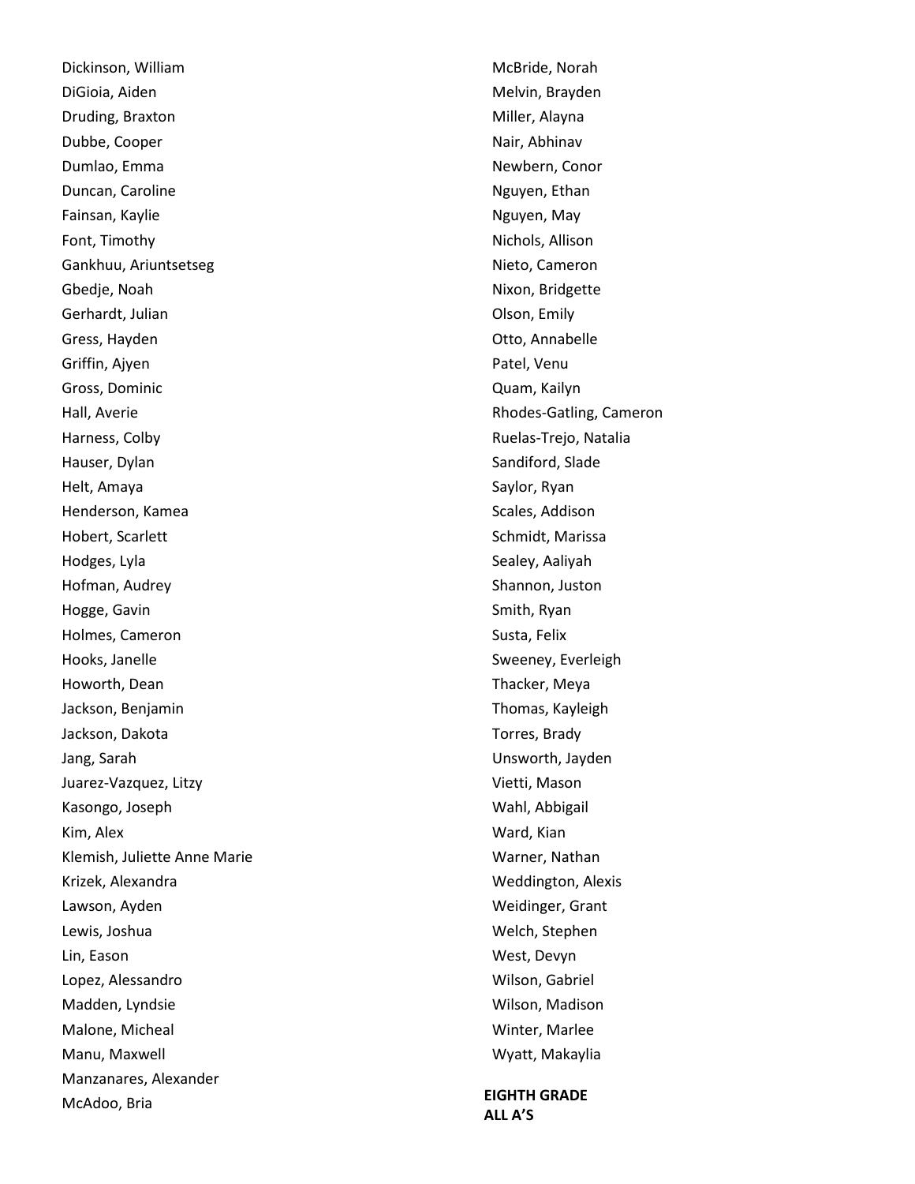Dickinson, William
DiGioia, Aiden
Druding, Braxton
Dubbe, Cooper
Dumlao, Emma
Duncan, Caroline
Fainsan, Kaylie
Font, Timothy
Gankhuu, Ariuntsetseg
Gbedje, Noah
Gerhardt, Julian
Gress, Hayden
Griffin, Ajyen
Gross, Dominic
Hall, Averie
Harness, Colby
Hauser, Dylan
Helt, Amaya
Henderson, Kamea
Hobert, Scarlett
Hodges, Lyla
Hofman, Audrey
Hogge, Gavin
Holmes, Cameron
Hooks, Janelle
Howorth, Dean
Jackson, Benjamin
Jackson, Dakota
Jang, Sarah
Juarez-Vazquez, Litzy
Kasongo, Joseph
Kim, Alex
Klemish, Juliette Anne Marie
Krizek, Alexandra
Lawson, Ayden
Lewis, Joshua
Lin, Eason
Lopez, Alessandro
Madden, Lyndsie
Malone, Micheal
Manu, Maxwell
Manzanares, Alexander
McAdoo, Bria
McBride, Norah
Melvin, Brayden
Miller, Alayna
Nair, Abhinav
Newbern, Conor
Nguyen, Ethan
Nguyen, May
Nichols, Allison
Nieto, Cameron
Nixon, Bridgette
Olson, Emily
Otto, Annabelle
Patel, Venu
Quam, Kailyn
Rhodes-Gatling, Cameron
Ruelas-Trejo, Natalia
Sandiford, Slade
Saylor, Ryan
Scales, Addison
Schmidt, Marissa
Sealey, Aaliyah
Shannon, Juston
Smith, Ryan
Susta, Felix
Sweeney, Everleigh
Thacker, Meya
Thomas, Kayleigh
Torres, Brady
Unsworth, Jayden
Vietti, Mason
Wahl, Abbigail
Ward, Kian
Warner, Nathan
Weddington, Alexis
Weidinger, Grant
Welch, Stephen
West, Devyn
Wilson, Gabriel
Wilson, Madison
Winter, Marlee
Wyatt, Makaylia

**EIGHTH GRADE**
**ALL A'S**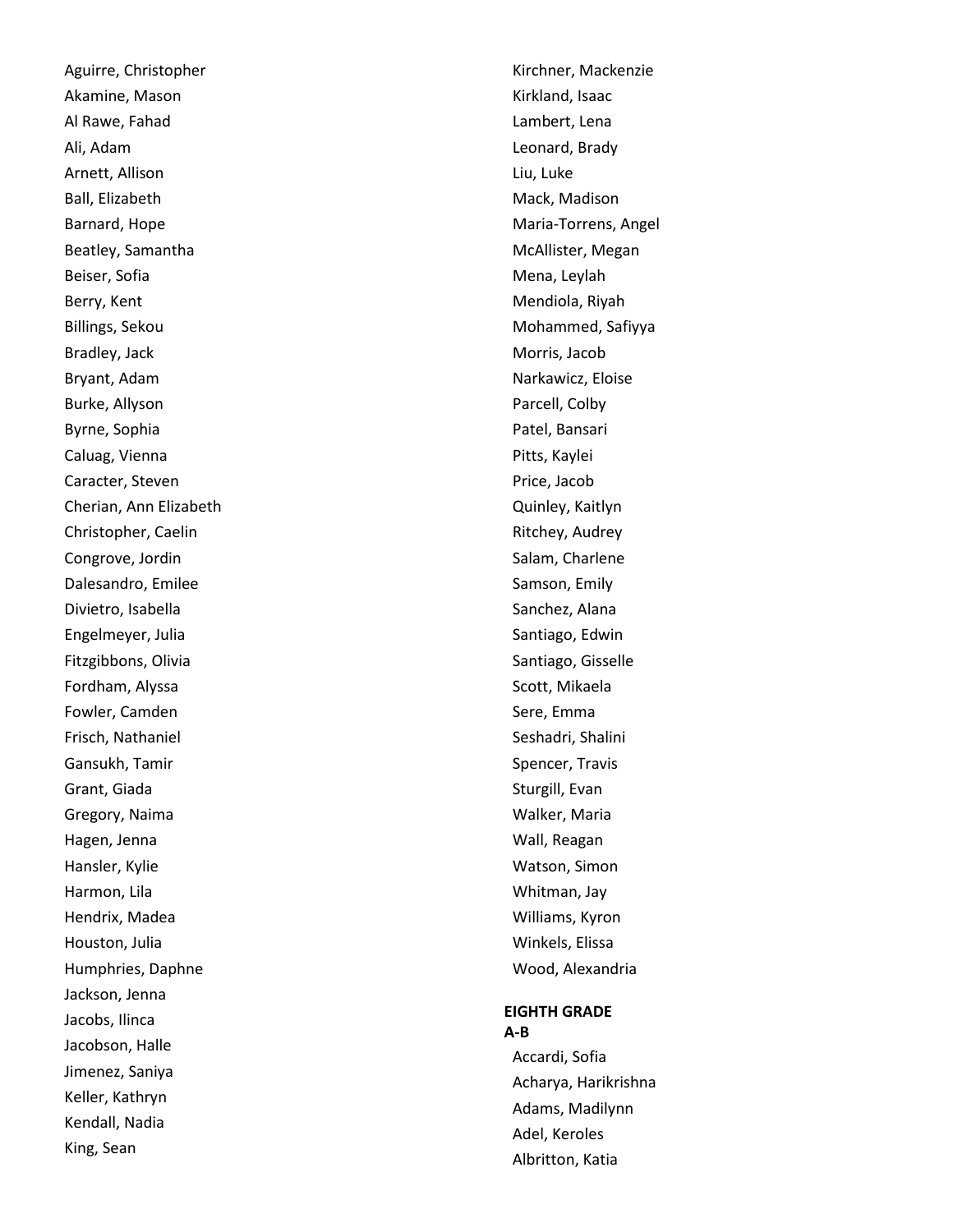Aguirre, Christopher
Akamine, Mason
Al Rawe, Fahad
Ali, Adam
Arnett, Allison
Ball, Elizabeth
Barnard, Hope
Beatley, Samantha
Beiser, Sofia
Berry, Kent
Billings, Sekou
Bradley, Jack
Bryant, Adam
Burke, Allyson
Byrne, Sophia
Caluag, Vienna
Caracter, Steven
Cherian, Ann Elizabeth
Christopher, Caelin
Congrove, Jordin
Dalesandro, Emilee
Divietro, Isabella
Engelmeyer, Julia
Fitzgibbons, Olivia
Fordham, Alyssa
Fowler, Camden
Frisch, Nathaniel
Gansukh, Tamir
Grant, Giada
Gregory, Naima
Hagen, Jenna
Hansler, Kylie
Harmon, Lila
Hendrix, Madea
Houston, Julia
Humphries, Daphne
Jackson, Jenna
Jacobs, Ilinca
Jacobson, Halle
Jimenez, Saniya
Keller, Kathryn
Kendall, Nadia
King, Sean
Kirchner, Mackenzie
Kirkland, Isaac
Lambert, Lena
Leonard, Brady
Liu, Luke
Mack, Madison
Maria-Torrens, Angel
McAllister, Megan
Mena, Leylah
Mendiola, Riyah
Mohammed, Safiyya
Morris, Jacob
Narkawicz, Eloise
Parcell, Colby
Patel, Bansari
Pitts, Kaylei
Price, Jacob
Quinley, Kaitlyn
Ritchey, Audrey
Salam, Charlene
Samson, Emily
Sanchez, Alana
Santiago, Edwin
Santiago, Gisselle
Scott, Mikaela
Sere, Emma
Seshadri, Shalini
Spencer, Travis
Sturgill, Evan
Walker, Maria
Wall, Reagan
Watson, Simon
Whitman, Jay
Williams, Kyron
Winkels, Elissa
Wood, Alexandria

**EIGHTH GRADE**
**A-B**

Accardi, Sofia
Acharya, Harikrishna
Adams, Madilynn
Adel, Keroles
Albritton, Katia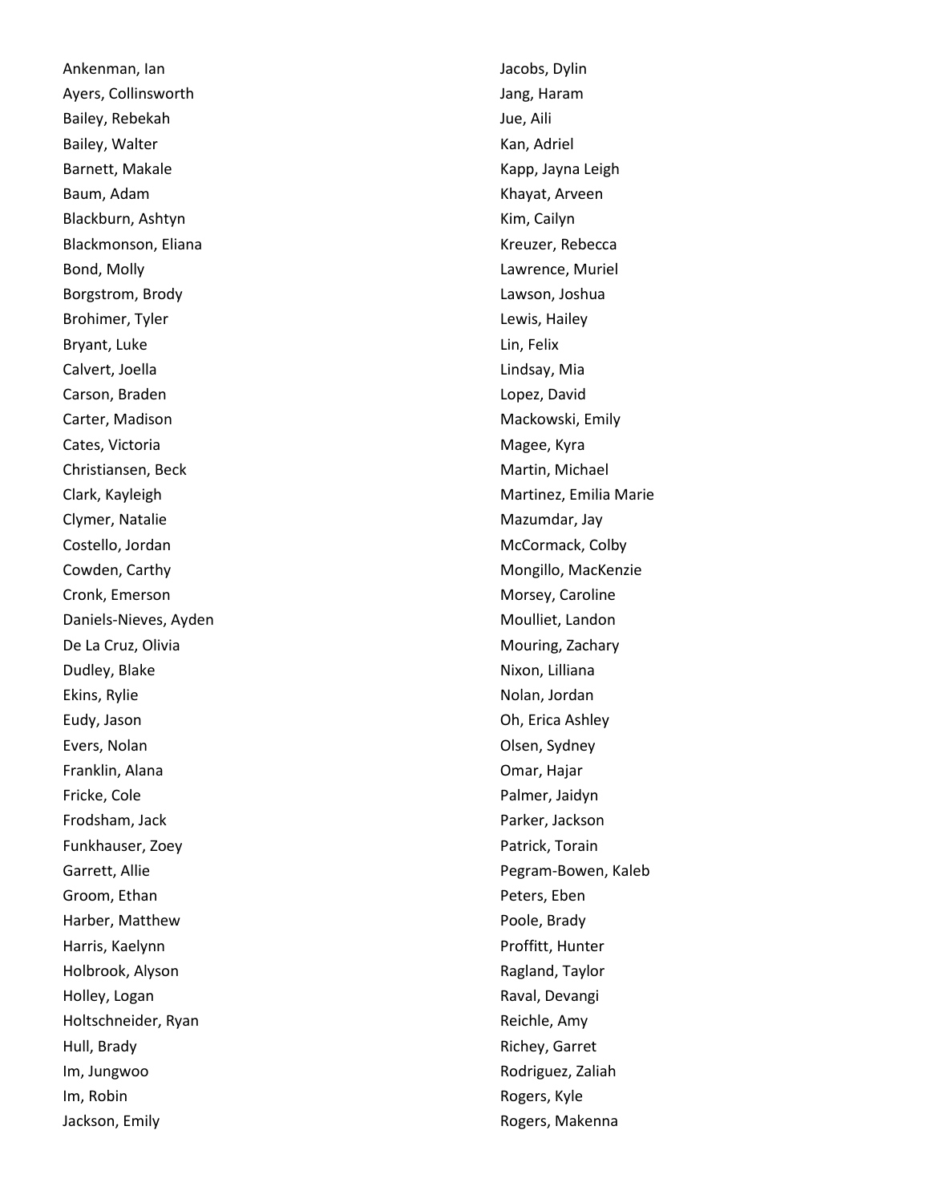Ankenman, Ian
Ayers, Collinsworth
Bailey, Rebekah
Bailey, Walter
Barnett, Makale
Baum, Adam
Blackburn, Ashtyn
Blackmonson, Eliana
Bond, Molly
Borgstrom, Brody
Brohimer, Tyler
Bryant, Luke
Calvert, Joella
Carson, Braden
Carter, Madison
Cates, Victoria
Christiansen, Beck
Clark, Kayleigh
Clymer, Natalie
Costello, Jordan
Cowden, Carthy
Cronk, Emerson
Daniels-Nieves, Ayden
De La Cruz, Olivia
Dudley, Blake
Ekins, Rylie
Eudy, Jason
Evers, Nolan
Franklin, Alana
Fricke, Cole
Frodsham, Jack
Funkhauser, Zoey
Garrett, Allie
Groom, Ethan
Harber, Matthew
Harris, Kaelynn
Holbrook, Alyson
Holley, Logan
Holtschneider, Ryan
Hull, Brady
Im, Jungwoo
Im, Robin
Jackson, Emily
Jacobs, Dylin
Jang, Haram
Jue, Aili
Kan, Adriel
Kapp, Jayna Leigh
Khayat, Arveen
Kim, Cailyn
Kreuzer, Rebecca
Lawrence, Muriel
Lawson, Joshua
Lewis, Hailey
Lin, Felix
Lindsay, Mia
Lopez, David
Mackowski, Emily
Magee, Kyra
Martin, Michael
Martinez, Emilia Marie
Mazumdar, Jay
McCormack, Colby
Mongillo, MacKenzie
Morsey, Caroline
Moulliet, Landon
Mouring, Zachary
Nixon, Lilliana
Nolan, Jordan
Oh, Erica Ashley
Olsen, Sydney
Omar, Hajar
Palmer, Jaidyn
Parker, Jackson
Patrick, Torain
Pegram-Bowen, Kaleb
Peters, Eben
Poole, Brady
Proffitt, Hunter
Ragland, Taylor
Raval, Devangi
Reichle, Amy
Richey, Garret
Rodriguez, Zaliah
Rogers, Kyle
Rogers, Makenna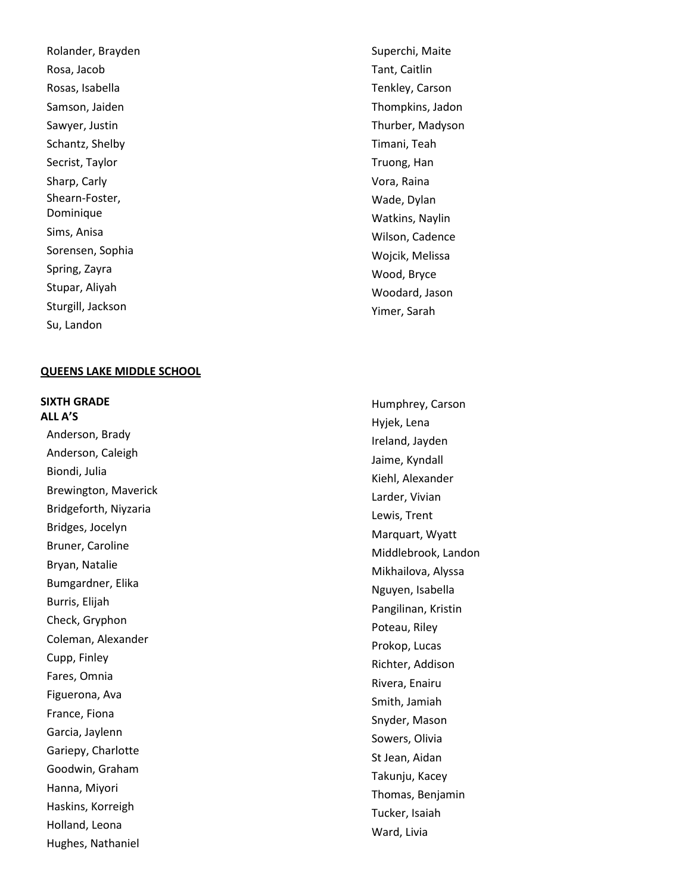Rolander, Brayden
Rosa, Jacob
Rosas, Isabella
Samson, Jaiden
Sawyer, Justin
Schantz, Shelby
Secrist, Taylor
Sharp, Carly
Shearn-Foster, Dominique
Sims, Anisa
Sorensen, Sophia
Spring, Zayra
Stupar, Aliyah
Sturgill, Jackson
Su, Landon
Superchi, Maite
Tant, Caitlin
Tenkley, Carson
Thompkins, Jadon
Thurber, Madyson
Timani, Teah
Truong, Han
Vora, Raina
Wade, Dylan
Watkins, Naylin
Wilson, Cadence
Wojcik, Melissa
Wood, Bryce
Woodard, Jason
Yimer, Sarah

**QUEENS LAKE MIDDLE SCHOOL**

**SIXTH GRADE**
**ALL A'S**

Anderson, Brady
Anderson, Caleigh
Biondi, Julia
Brewington, Maverick
Bridgeforth, Niyzaria
Bridges, Jocelyn
Bruner, Caroline
Bryan, Natalie
Bumgardner, Elika
Burris, Elijah
Check, Gryphon
Coleman, Alexander
Cupp, Finley
Fares, Omnia
Figuerona, Ava
France, Fiona
Garcia, Jaylenn
Gariepy, Charlotte
Goodwin, Graham
Hanna, Miyori
Haskins, Korreigh
Holland, Leona
Hughes, Nathaniel
Humphrey, Carson
Hyjek, Lena
Ireland, Jayden
Jaime, Kyndall
Kiehl, Alexander
Larder, Vivian
Lewis, Trent
Marquart, Wyatt
Middlebrook, Landon
Mikhailova, Alyssa
Nguyen, Isabella
Pangilinan, Kristin
Poteau, Riley
Prokop, Lucas
Richter, Addison
Rivera, Enairu
Smith, Jamiah
Snyder, Mason
Sowers, Olivia
St Jean, Aidan
Takunju, Kacey
Thomas, Benjamin
Tucker, Isaiah
Ward, Livia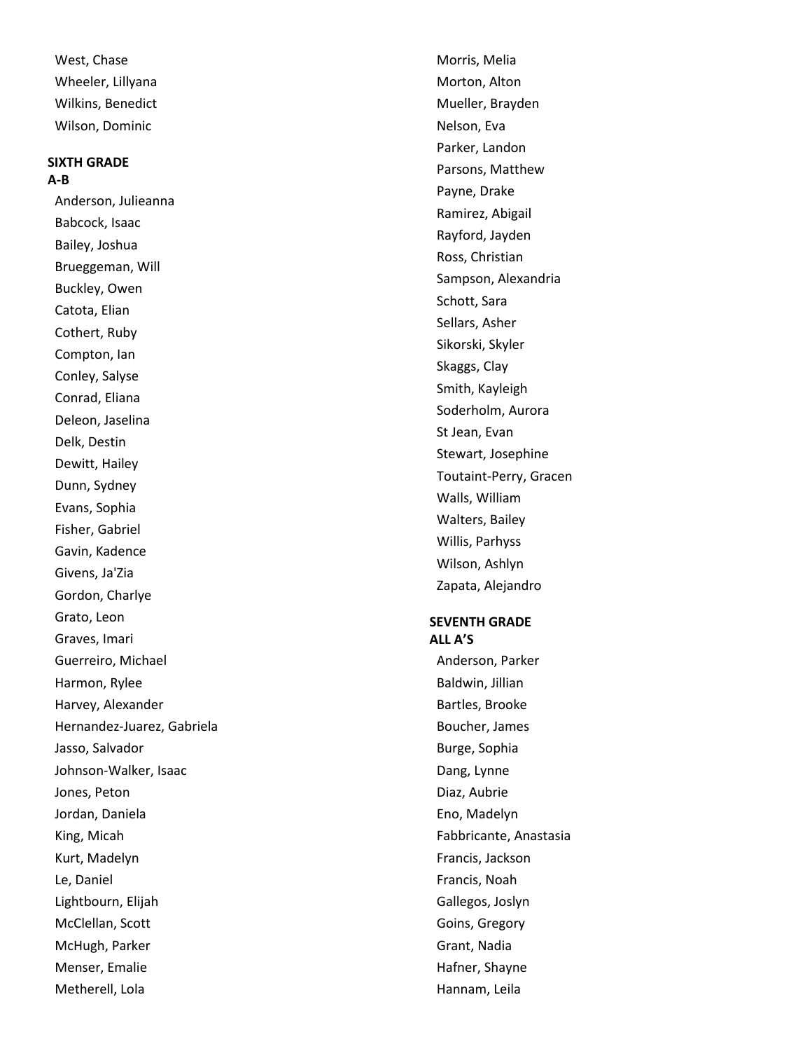West, Chase
Wheeler, Lillyana
Wilkins, Benedict
Wilson, Dominic

**SIXTH GRADE**
**A-B**

Anderson, Julieanna
Babcock, Isaac
Bailey, Joshua
Brueggeman, Will
Buckley, Owen
Catota, Elian
Cothert, Ruby
Compton, Ian
Conley, Salyse
Conrad, Eliana
Deleon, Jaselina
Delk, Destin
Dewitt, Hailey
Dunn, Sydney
Evans, Sophia
Fisher, Gabriel
Gavin, Kadence
Givens, Ja'Zia
Gordon, Charlye
Grato, Leon
Graves, Imari
Guerreiro, Michael
Harmon, Rylee
Harvey, Alexander
Hernandez-Juarez, Gabriela
Jasso, Salvador
Johnson-Walker, Isaac
Jones, Peton
Jordan, Daniela
King, Micah
Kurt, Madelyn
Le, Daniel
Lightbourn, Elijah
McClellan, Scott
McHugh, Parker
Menser, Emalie
Metherell, Lola
Morris, Melia
Morton, Alton
Mueller, Brayden
Nelson, Eva
Parker, Landon
Parsons, Matthew
Payne, Drake
Ramirez, Abigail
Rayford, Jayden
Ross, Christian
Sampson, Alexandria
Schott, Sara
Sellars, Asher
Sikorski, Skyler
Skaggs, Clay
Smith, Kayleigh
Soderholm, Aurora
St Jean, Evan
Stewart, Josephine
Toutaint-Perry, Gracen
Walls, William
Walters, Bailey
Willis, Parhyss
Wilson, Ashlyn
Zapata, Alejandro

**SEVENTH GRADE**
**ALL A'S**

Anderson, Parker
Baldwin, Jillian
Bartles, Brooke
Boucher, James
Burge, Sophia
Dang, Lynne
Diaz, Aubrie
Eno, Madelyn
Fabbricante, Anastasia
Francis, Jackson
Francis, Noah
Gallegos, Joslyn
Goins, Gregory
Grant, Nadia
Hafner, Shayne
Hannam, Leila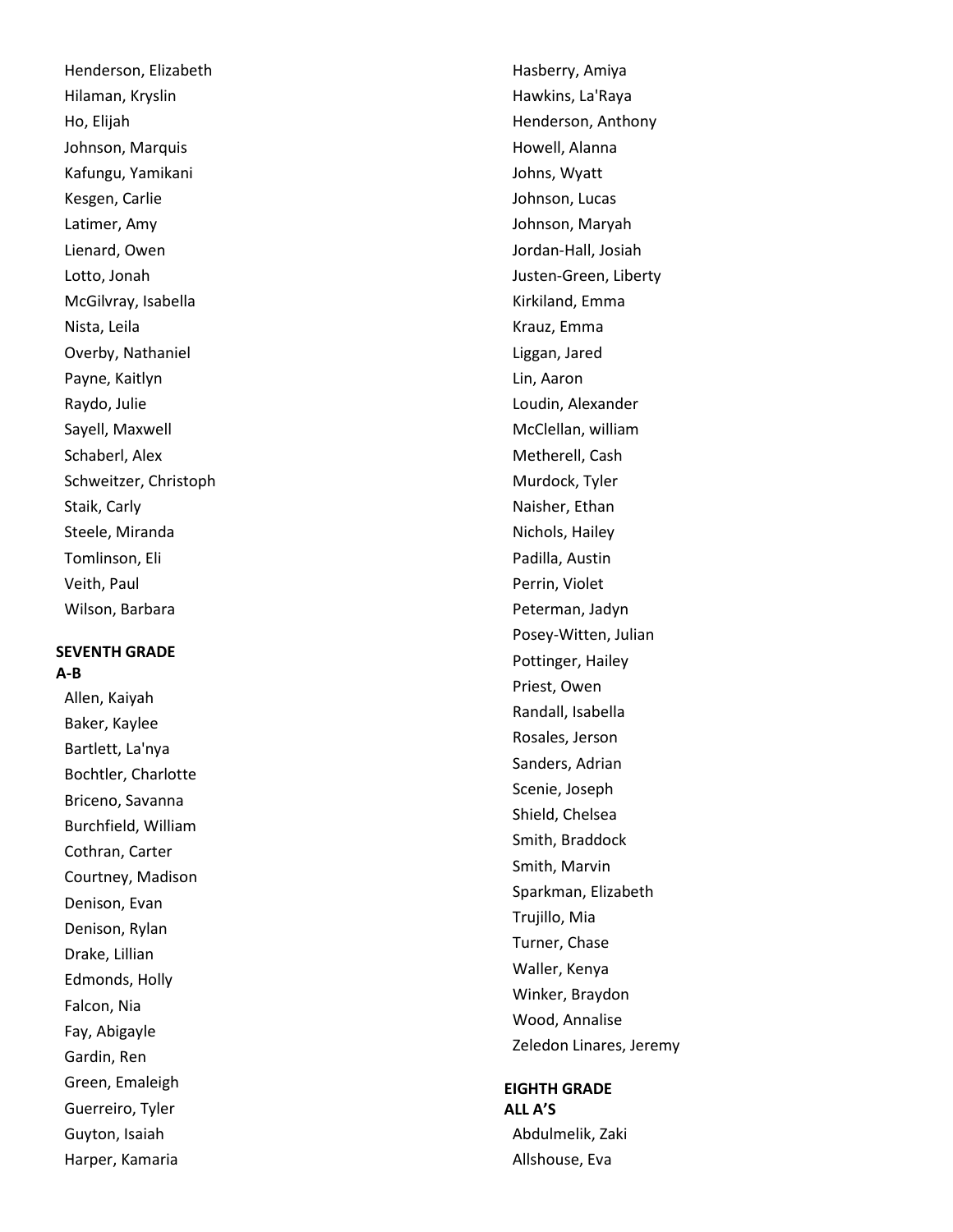Henderson, Elizabeth
Hilaman, Kryslin
Ho, Elijah
Johnson, Marquis
Kafungu, Yamikani
Kesgen, Carlie
Latimer, Amy
Lienard, Owen
Lotto, Jonah
McGilvray, Isabella
Nista, Leila
Overby, Nathaniel
Payne, Kaitlyn
Raydo, Julie
Sayell, Maxwell
Schaberl, Alex
Schweitzer, Christoph
Staik, Carly
Steele, Miranda
Tomlinson, Eli
Veith, Paul
Wilson, Barbara

**SEVENTH GRADE**
**A-B**

Allen, Kaiyah
Baker, Kaylee
Bartlett, La'nya
Bochtler, Charlotte
Briceno, Savanna
Burchfield, William
Cothran, Carter
Courtney, Madison
Denison, Evan
Denison, Rylan
Drake, Lillian
Edmonds, Holly
Falcon, Nia
Fay, Abigayle
Gardin, Ren
Green, Emaleigh
Guerreiro, Tyler
Guyton, Isaiah
Harper, Kamaria
Hasberry, Amiya
Hawkins, La'Raya
Henderson, Anthony
Howell, Alanna
Johns, Wyatt
Johnson, Lucas
Johnson, Maryah
Jordan-Hall, Josiah
Justen-Green, Liberty
Kirkiland, Emma
Krauz, Emma
Liggan, Jared
Lin, Aaron
Loudin, Alexander
McClellan, william
Metherell, Cash
Murdock, Tyler
Naisher, Ethan
Nichols, Hailey
Padilla, Austin
Perrin, Violet
Peterman, Jadyn
Posey-Witten, Julian
Pottinger, Hailey
Priest, Owen
Randall, Isabella
Rosales, Jerson
Sanders, Adrian
Scenie, Joseph
Shield, Chelsea
Smith, Braddock
Smith, Marvin
Sparkman, Elizabeth
Trujillo, Mia
Turner, Chase
Waller, Kenya
Winker, Braydon
Wood, Annalise
Zeledon Linares, Jeremy

**EIGHTH GRADE**
**ALL A'S**

Abdulmelik, Zaki
Allshouse, Eva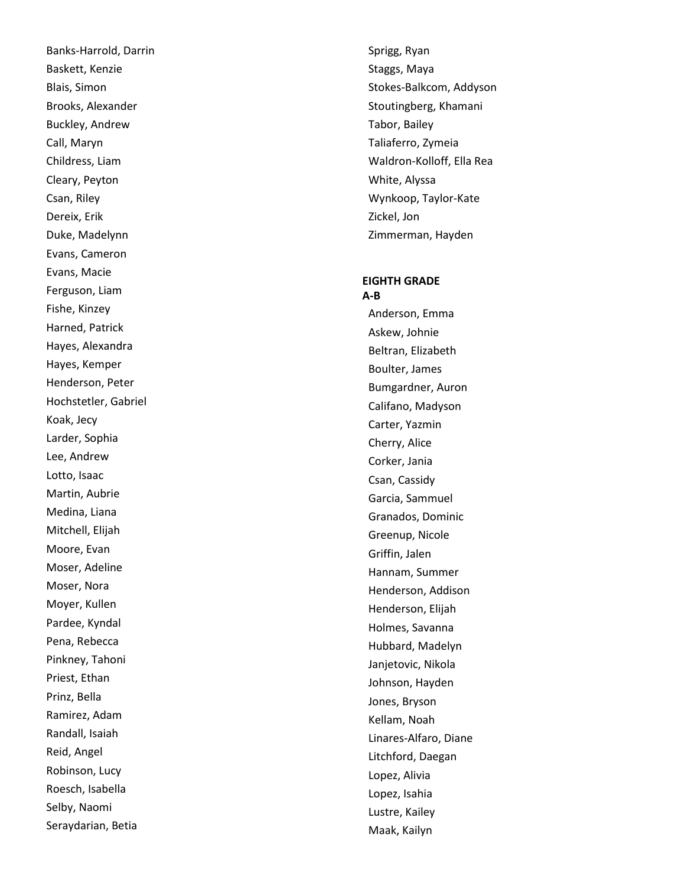Banks-Harrold, Darrin
Baskett, Kenzie
Blais, Simon
Brooks, Alexander
Buckley, Andrew
Call, Maryn
Childress, Liam
Cleary, Peyton
Csan, Riley
Dereix, Erik
Duke, Madelynn
Evans, Cameron
Evans, Macie
Ferguson, Liam
Fishe, Kinzey
Harned, Patrick
Hayes, Alexandra
Hayes, Kemper
Henderson, Peter
Hochstetler, Gabriel
Koak, Jecy
Larder, Sophia
Lee, Andrew
Lotto, Isaac
Martin, Aubrie
Medina, Liana
Mitchell, Elijah
Moore, Evan
Moser, Adeline
Moser, Nora
Moyer, Kullen
Pardee, Kyndal
Pena, Rebecca
Pinkney, Tahoni
Priest, Ethan
Prinz, Bella
Ramirez, Adam
Randall, Isaiah
Reid, Angel
Robinson, Lucy
Roesch, Isabella
Selby, Naomi
Seraydarian, Betia
Sprigg, Ryan
Staggs, Maya
Stokes-Balkcom, Addyson
Stoutingberg, Khamani
Tabor, Bailey
Taliaferro, Zymeia
Waldron-Kolloff, Ella Rea
White, Alyssa
Wynkoop, Taylor-Kate
Zickel, Jon
Zimmerman, Hayden

**EIGHTH GRADE**
**A-B**

Anderson, Emma
Askew, Johnie
Beltran, Elizabeth
Boulter, James
Bumgardner, Auron
Califano, Madyson
Carter, Yazmin
Cherry, Alice
Corker, Jania
Csan, Cassidy
Garcia, Sammuel
Granados, Dominic
Greenup, Nicole
Griffin, Jalen
Hannam, Summer
Henderson, Addison
Henderson, Elijah
Holmes, Savanna
Hubbard, Madelyn
Janjetovic, Nikola
Johnson, Hayden
Jones, Bryson
Kellam, Noah
Linares-Alfaro, Diane
Litchford, Daegan
Lopez, Alivia
Lopez, Isahia
Lustre, Kailey
Maak, Kailyn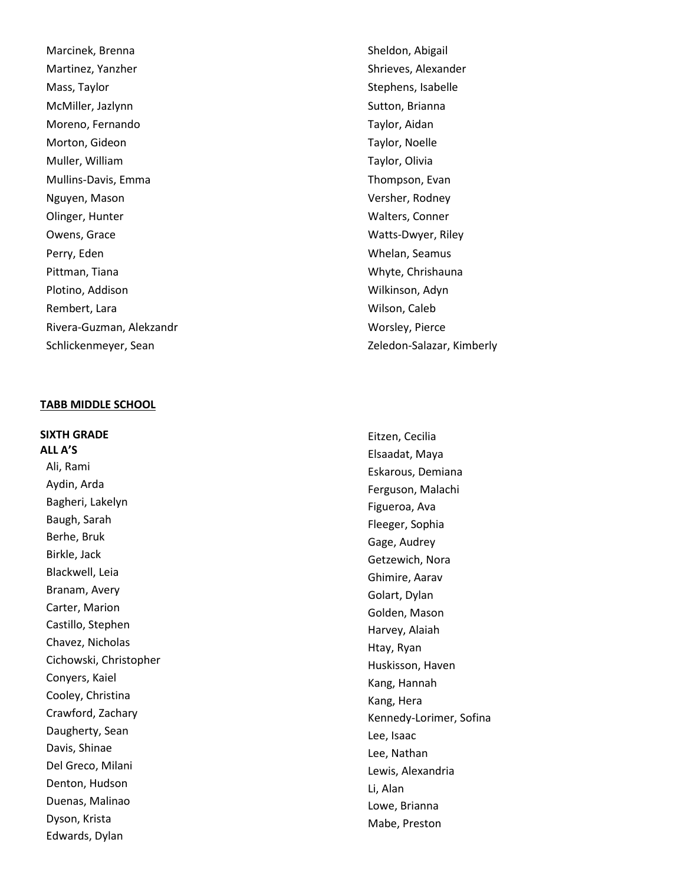Marcinek, Brenna
Martinez, Yanzher
Mass, Taylor
McMiller, Jazlynn
Moreno, Fernando
Morton, Gideon
Muller, William
Mullins-Davis, Emma
Nguyen, Mason
Olinger, Hunter
Owens, Grace
Perry, Eden
Pittman, Tiana
Plotino, Addison
Rembert, Lara
Rivera-Guzman, Alekzandr
Schlickenmeyer, Sean
Sheldon, Abigail
Shrieves, Alexander
Stephens, Isabelle
Sutton, Brianna
Taylor, Aidan
Taylor, Noelle
Taylor, Olivia
Thompson, Evan
Versher, Rodney
Walters, Conner
Watts-Dwyer, Riley
Whelan, Seamus
Whyte, Chrishauna
Wilkinson, Adyn
Wilson, Caleb
Worsley, Pierce
Zeledon-Salazar, Kimberly

## TABB MIDDLE SCHOOL

**SIXTH GRADE**
**ALL A'S**

Ali, Rami
Aydin, Arda
Bagheri, Lakelyn
Baugh, Sarah
Berhe, Bruk
Birkle, Jack
Blackwell, Leia
Branam, Avery
Carter, Marion
Castillo, Stephen
Chavez, Nicholas
Cichowski, Christopher
Conyers, Kaiel
Cooley, Christina
Crawford, Zachary
Daugherty, Sean
Davis, Shinae
Del Greco, Milani
Denton, Hudson
Duenas, Malinao
Dyson, Krista
Edwards, Dylan
Eitzen, Cecilia
Elsaadat, Maya
Eskarous, Demiana
Ferguson, Malachi
Figueroa, Ava
Fleeger, Sophia
Gage, Audrey
Getzewich, Nora
Ghimire, Aarav
Golart, Dylan
Golden, Mason
Harvey, Alaiah
Htay, Ryan
Huskisson, Haven
Kang, Hannah
Kang, Hera
Kennedy-Lorimer, Sofina
Lee, Isaac
Lee, Nathan
Lewis, Alexandria
Li, Alan
Lowe, Brianna
Mabe, Preston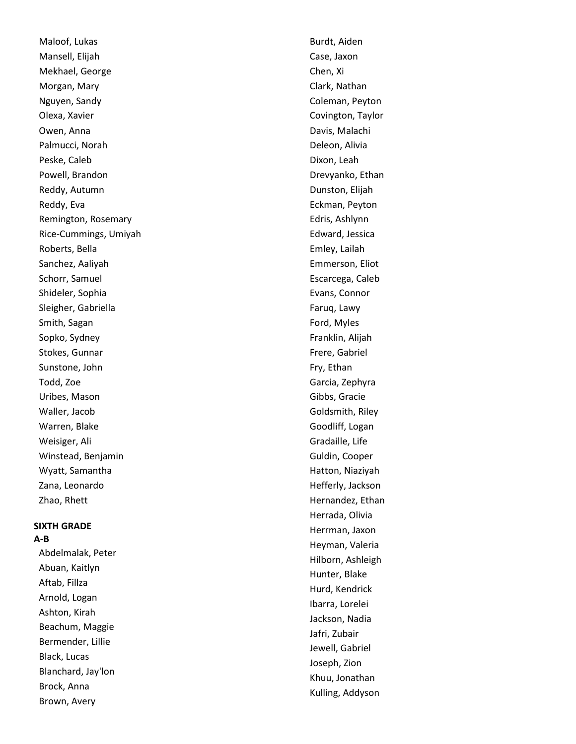Maloof, Lukas
Mansell, Elijah
Mekhael, George
Morgan, Mary
Nguyen, Sandy
Olexa, Xavier
Owen, Anna
Palmucci, Norah
Peske, Caleb
Powell, Brandon
Reddy, Autumn
Reddy, Eva
Remington, Rosemary
Rice-Cummings, Umiyah
Roberts, Bella
Sanchez, Aaliyah
Schorr, Samuel
Shideler, Sophia
Sleigher, Gabriella
Smith, Sagan
Sopko, Sydney
Stokes, Gunnar
Sunstone, John
Todd, Zoe
Uribes, Mason
Waller, Jacob
Warren, Blake
Weisiger, Ali
Winstead, Benjamin
Wyatt, Samantha
Zana, Leonardo
Zhao, Rhett

**SIXTH GRADE**

**A-B**

Abdelmalak, Peter
Abuan, Kaitlyn
Aftab, Fillza
Arnold, Logan
Ashton, Kirah
Beachum, Maggie
Bermender, Lillie
Black, Lucas
Blanchard, Jay'lon
Brock, Anna
Brown, Avery
Burdt, Aiden
Case, Jaxon
Chen, Xi
Clark, Nathan
Coleman, Peyton
Covington, Taylor
Davis, Malachi
Deleon, Alivia
Dixon, Leah
Drevyanko, Ethan
Dunston, Elijah
Eckman, Peyton
Edris, Ashlynn
Edward, Jessica
Emley, Lailah
Emmerson, Eliot
Escarcega, Caleb
Evans, Connor
Faruq, Lawy
Ford, Myles
Franklin, Alijah
Frere, Gabriel
Fry, Ethan
Garcia, Zephyra
Gibbs, Gracie
Goldsmith, Riley
Goodliff, Logan
Gradaille, Life
Guldin, Cooper
Hatton, Niaziyah
Hefferly, Jackson
Hernandez, Ethan
Herrada, Olivia
Herrman, Jaxon
Heyman, Valeria
Hilborn, Ashleigh
Hunter, Blake
Hurd, Kendrick
Ibarra, Lorelei
Jackson, Nadia
Jafri, Zubair
Jewell, Gabriel
Joseph, Zion
Khuu, Jonathan
Kulling, Addyson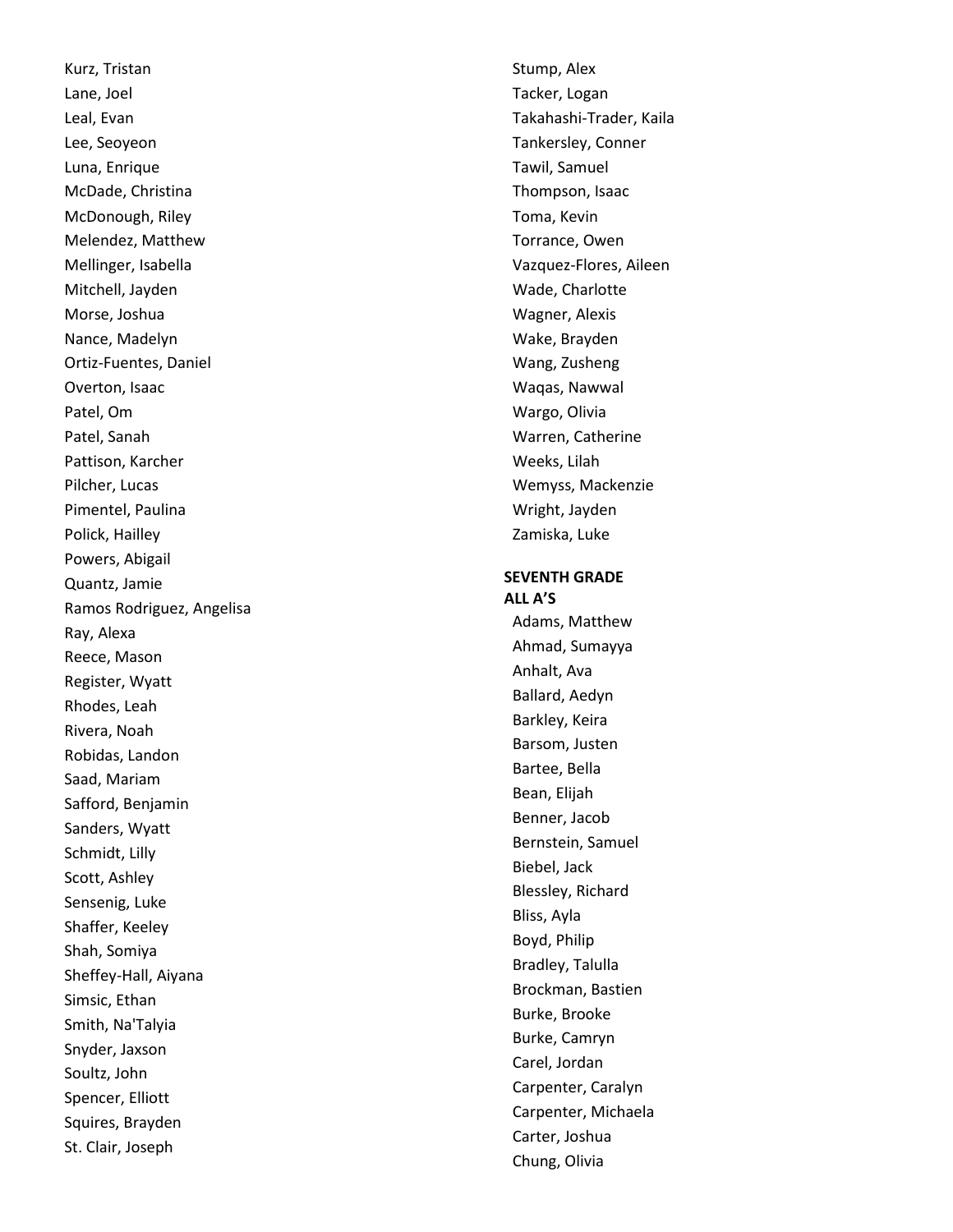Kurz, Tristan
Lane, Joel
Leal, Evan
Lee, Seoyeon
Luna, Enrique
McDade, Christina
McDonough, Riley
Melendez, Matthew
Mellinger, Isabella
Mitchell, Jayden
Morse, Joshua
Nance, Madelyn
Ortiz-Fuentes, Daniel
Overton, Isaac
Patel, Om
Patel, Sanah
Pattison, Karcher
Pilcher, Lucas
Pimentel, Paulina
Polick, Hailley
Powers, Abigail
Quantz, Jamie
Ramos Rodriguez, Angelisa
Ray, Alexa
Reece, Mason
Register, Wyatt
Rhodes, Leah
Rivera, Noah
Robidas, Landon
Saad, Mariam
Safford, Benjamin
Sanders, Wyatt
Schmidt, Lilly
Scott, Ashley
Sensenig, Luke
Shaffer, Keeley
Shah, Somiya
Sheffey-Hall, Aiyana
Simsic, Ethan
Smith, Na'Talyia
Snyder, Jaxson
Soultz, John
Spencer, Elliott
Squires, Brayden
St. Clair, Joseph
Stump, Alex
Tacker, Logan
Takahashi-Trader, Kaila
Tankersley, Conner
Tawil, Samuel
Thompson, Isaac
Toma, Kevin
Torrance, Owen
Vazquez-Flores, Aileen
Wade, Charlotte
Wagner, Alexis
Wake, Brayden
Wang, Zusheng
Waqas, Nawwal
Wargo, Olivia
Warren, Catherine
Weeks, Lilah
Wemyss, Mackenzie
Wright, Jayden
Zamiska, Luke

**SEVENTH GRADE**
**ALL A'S**

Adams, Matthew
Ahmad, Sumayya
Anhalt, Ava
Ballard, Aedyn
Barkley, Keira
Barsom, Justen
Bartee, Bella
Bean, Elijah
Benner, Jacob
Bernstein, Samuel
Biebel, Jack
Blessley, Richard
Bliss, Ayla
Boyd, Philip
Bradley, Talulla
Brockman, Bastien
Burke, Brooke
Burke, Camryn
Carel, Jordan
Carpenter, Caralyn
Carpenter, Michaela
Carter, Joshua
Chung, Olivia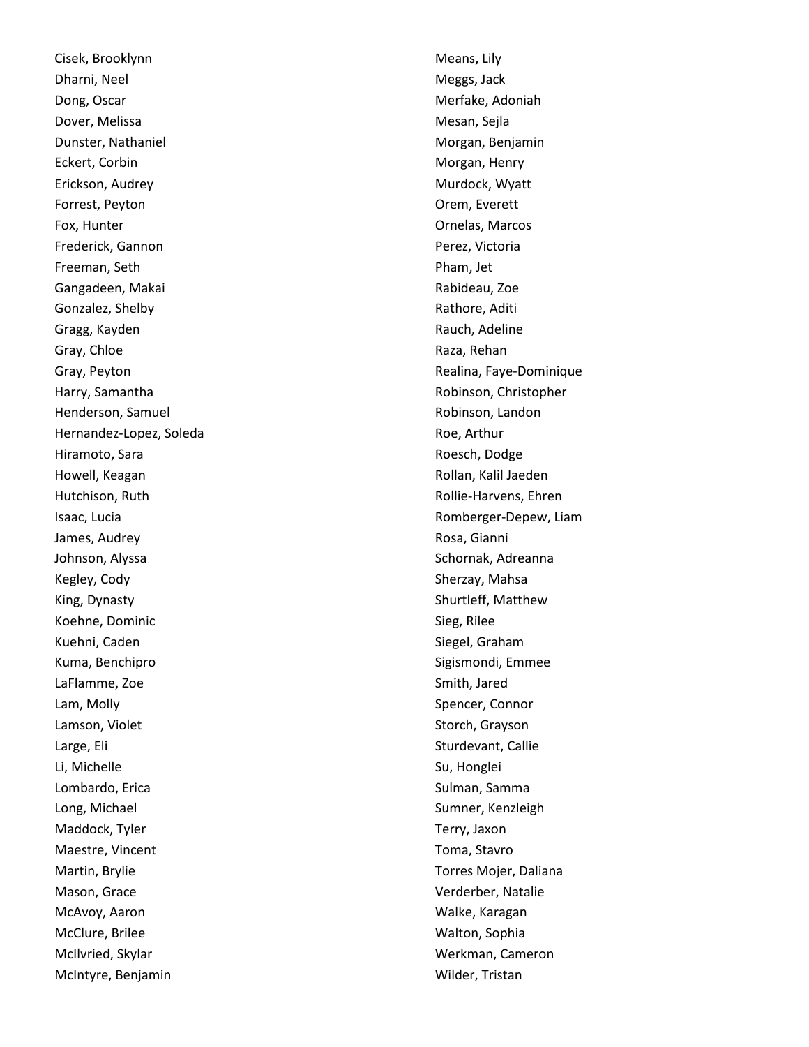Cisek, Brooklynn
Dharni, Neel
Dong, Oscar
Dover, Melissa
Dunster, Nathaniel
Eckert, Corbin
Erickson, Audrey
Forrest, Peyton
Fox, Hunter
Frederick, Gannon
Freeman, Seth
Gangadeen, Makai
Gonzalez, Shelby
Gragg, Kayden
Gray, Chloe
Gray, Peyton
Harry, Samantha
Henderson, Samuel
Hernandez-Lopez, Soleda
Hiramoto, Sara
Howell, Keagan
Hutchison, Ruth
Isaac, Lucia
James, Audrey
Johnson, Alyssa
Kegley, Cody
King, Dynasty
Koehne, Dominic
Kuehni, Caden
Kuma, Benchipro
LaFlamme, Zoe
Lam, Molly
Lamson, Violet
Large, Eli
Li, Michelle
Lombardo, Erica
Long, Michael
Maddock, Tyler
Maestre, Vincent
Martin, Brylie
Mason, Grace
McAvoy, Aaron
McClure, Brilee
McIlvried, Skylar
McIntyre, Benjamin
Means, Lily
Meggs, Jack
Merfake, Adoniah
Mesan, Sejla
Morgan, Benjamin
Morgan, Henry
Murdock, Wyatt
Orem, Everett
Ornelas, Marcos
Perez, Victoria
Pham, Jet
Rabideau, Zoe
Rathore, Aditi
Rauch, Adeline
Raza, Rehan
Realina, Faye-Dominique
Robinson, Christopher
Robinson, Landon
Roe, Arthur
Roesch, Dodge
Rollan, Kalil Jaeden
Rollie-Harvens, Ehren
Romberger-Depew, Liam
Rosa, Gianni
Schornak, Adreanna
Sherzay, Mahsa
Shurtleff, Matthew
Sieg, Rilee
Siegel, Graham
Sigismondi, Emmee
Smith, Jared
Spencer, Connor
Storch, Grayson
Sturdevant, Callie
Su, Honglei
Sulman, Samma
Sumner, Kenzleigh
Terry, Jaxon
Toma, Stavro
Torres Mojer, Daliana
Verderber, Natalie
Walke, Karagan
Walton, Sophia
Werkman, Cameron
Wilder, Tristan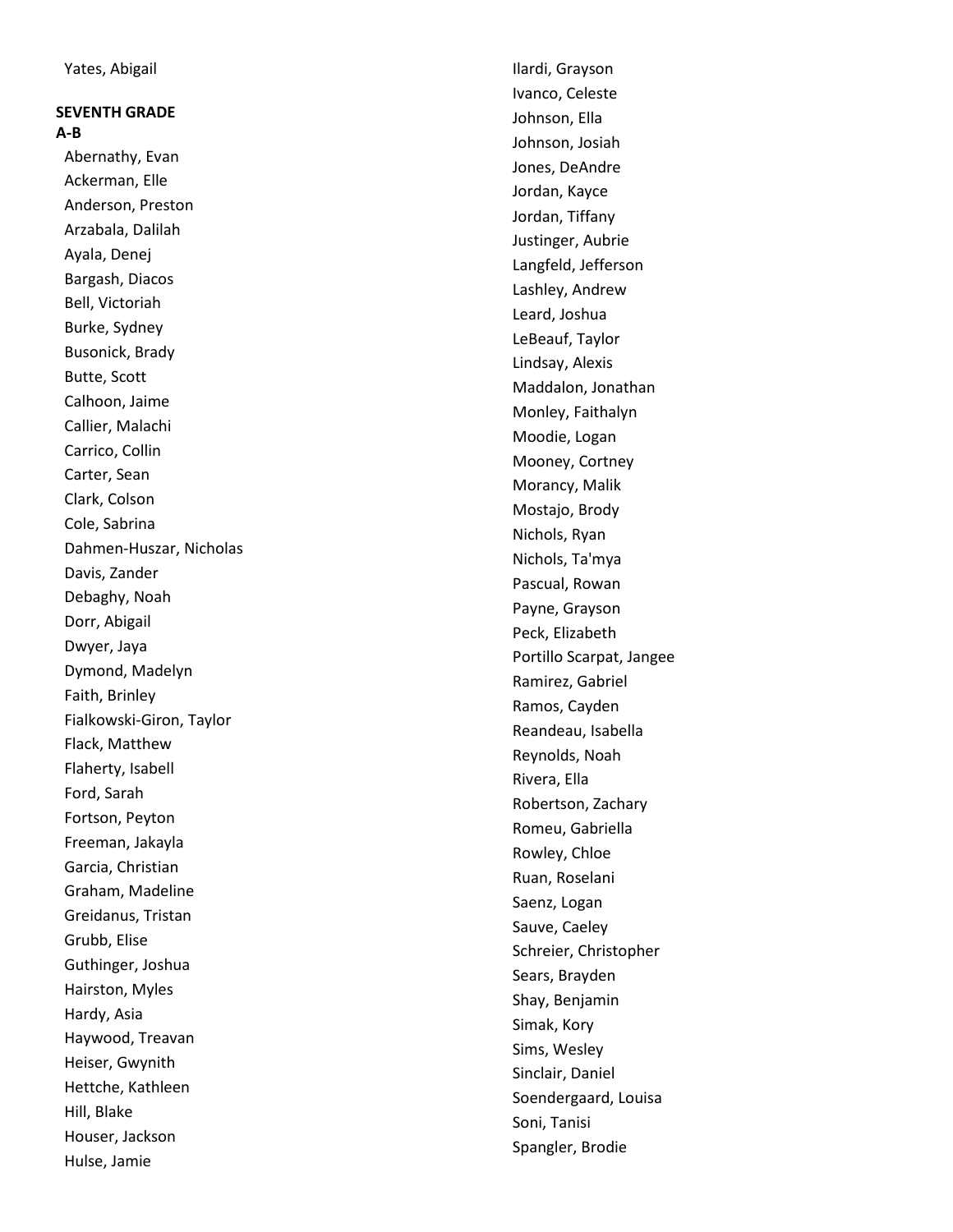Yates, Abigail

**SEVENTH GRADE**
**A-B**

Abernathy, Evan
Ackerman, Elle
Anderson, Preston
Arzabala, Dalilah
Ayala, Denej
Bargash, Diacos
Bell, Victoriah
Burke, Sydney
Busonick, Brady
Butte, Scott
Calhoon, Jaime
Callier, Malachi
Carrico, Collin
Carter, Sean
Clark, Colson
Cole, Sabrina
Dahmen-Huszar, Nicholas
Davis, Zander
Debaghy, Noah
Dorr, Abigail
Dwyer, Jaya
Dymond, Madelyn
Faith, Brinley
Fialkowski-Giron, Taylor
Flack, Matthew
Flaherty, Isabell
Ford, Sarah
Fortson, Peyton
Freeman, Jakayla
Garcia, Christian
Graham, Madeline
Greidanus, Tristan
Grubb, Elise
Guthinger, Joshua
Hairston, Myles
Hardy, Asia
Haywood, Treavan
Heiser, Gwynith
Hettche, Kathleen
Hill, Blake
Houser, Jackson
Hulse, Jamie
Ilardi, Grayson
Ivanco, Celeste
Johnson, Ella
Johnson, Josiah
Jones, DeAndre
Jordan, Kayce
Jordan, Tiffany
Justinger, Aubrie
Langfeld, Jefferson
Lashley, Andrew
Leard, Joshua
LeBeauf, Taylor
Lindsay, Alexis
Maddalon, Jonathan
Monley, Faithalyn
Moodie, Logan
Mooney, Cortney
Morancy, Malik
Mostajo, Brody
Nichols, Ryan
Nichols, Ta'mya
Pascual, Rowan
Payne, Grayson
Peck, Elizabeth
Portillo Scarpat, Jangee
Ramirez, Gabriel
Ramos, Cayden
Reandeau, Isabella
Reynolds, Noah
Rivera, Ella
Robertson, Zachary
Romeu, Gabriella
Rowley, Chloe
Ruan, Roselani
Saenz, Logan
Sauve, Caeley
Schreier, Christopher
Sears, Brayden
Shay, Benjamin
Simak, Kory
Sims, Wesley
Sinclair, Daniel
Soendergaard, Louisa
Soni, Tanisi
Spangler, Brodie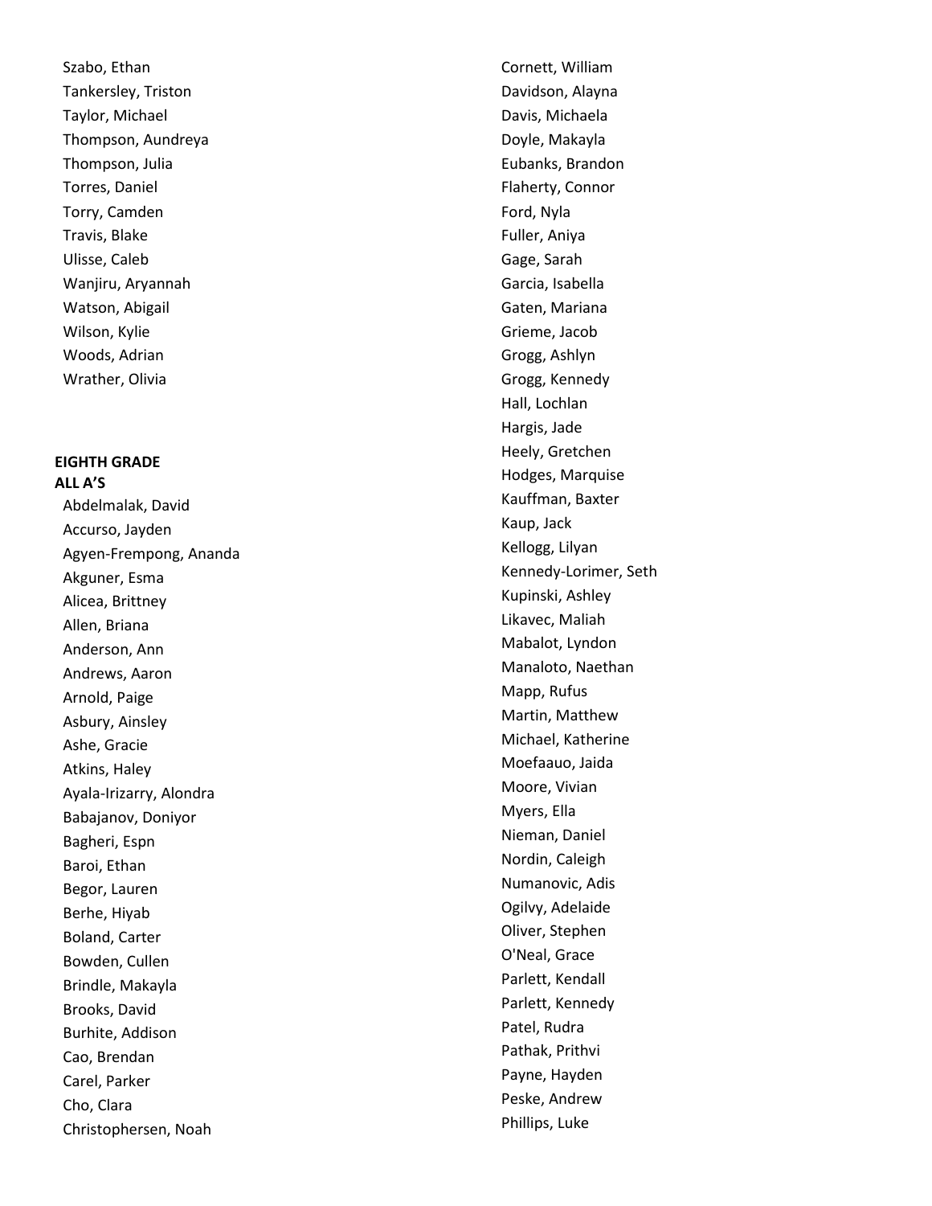Szabo, Ethan
Tankersley, Triston
Taylor, Michael
Thompson, Aundreya
Thompson, Julia
Torres, Daniel
Torry, Camden
Travis, Blake
Ulisse, Caleb
Wanjiru, Aryannah
Watson, Abigail
Wilson, Kylie
Woods, Adrian
Wrather, Olivia

**EIGHTH GRADE**
**ALL A'S**

Abdelmalak, David
Accurso, Jayden
Agyen-Frempong, Ananda
Akguner, Esma
Alicea, Brittney
Allen, Briana
Anderson, Ann
Andrews, Aaron
Arnold, Paige
Asbury, Ainsley
Ashe, Gracie
Atkins, Haley
Ayala-Irizarry, Alondra
Babajanov, Doniyor
Bagheri, Espn
Baroi, Ethan
Begor, Lauren
Berhe, Hiyab
Boland, Carter
Bowden, Cullen
Brindle, Makayla
Brooks, David
Burhite, Addison
Cao, Brendan
Carel, Parker
Cho, Clara
Christophersen, Noah
Cornett, William
Davidson, Alayna
Davis, Michaela
Doyle, Makayla
Eubanks, Brandon
Flaherty, Connor
Ford, Nyla
Fuller, Aniya
Gage, Sarah
Garcia, Isabella
Gaten, Mariana
Grieme, Jacob
Grogg, Ashlyn
Grogg, Kennedy
Hall, Lochlan
Hargis, Jade
Heely, Gretchen
Hodges, Marquise
Kauffman, Baxter
Kaup, Jack
Kellogg, Lilyan
Kennedy-Lorimer, Seth
Kupinski, Ashley
Likavec, Maliah
Mabalot, Lyndon
Manaloto, Naethan
Mapp, Rufus
Martin, Matthew
Michael, Katherine
Moefaauo, Jaida
Moore, Vivian
Myers, Ella
Nieman, Daniel
Nordin, Caleigh
Numanovic, Adis
Ogilvy, Adelaide
Oliver, Stephen
O'Neal, Grace
Parlett, Kendall
Parlett, Kennedy
Patel, Rudra
Pathak, Prithvi
Payne, Hayden
Peske, Andrew
Phillips, Luke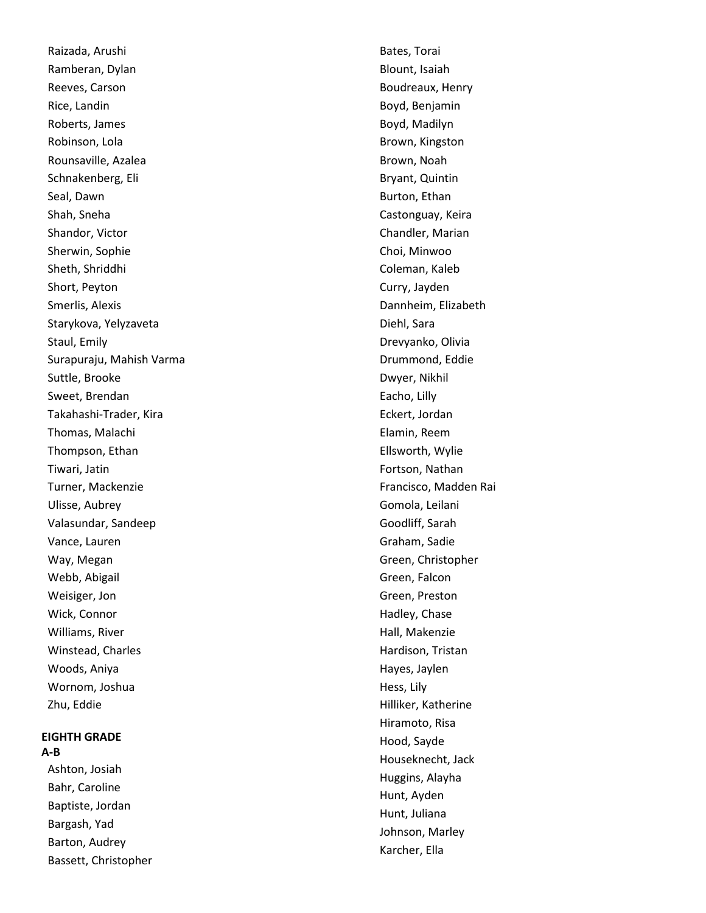Raizada, Arushi
Ramberan, Dylan
Reeves, Carson
Rice, Landin
Roberts, James
Robinson, Lola
Rounsaville, Azalea
Schnakenberg, Eli
Seal, Dawn
Shah, Sneha
Shandor, Victor
Sherwin, Sophie
Sheth, Shriddhi
Short, Peyton
Smerlis, Alexis
Starykova, Yelyzaveta
Staul, Emily
Surapuraju, Mahish Varma
Suttle, Brooke
Sweet, Brendan
Takahashi-Trader, Kira
Thomas, Malachi
Thompson, Ethan
Tiwari, Jatin
Turner, Mackenzie
Ulisse, Aubrey
Valasundar, Sandeep
Vance, Lauren
Way, Megan
Webb, Abigail
Weisiger, Jon
Wick, Connor
Williams, River
Winstead, Charles
Woods, Aniya
Wornom, Joshua
Zhu, Eddie

**EIGHTH GRADE**

**A-B**

Ashton, Josiah
Bahr, Caroline
Baptiste, Jordan
Bargash, Yad
Barton, Audrey
Bassett, Christopher
Bates, Torai
Blount, Isaiah
Boudreaux, Henry
Boyd, Benjamin
Boyd, Madilyn
Brown, Kingston
Brown, Noah
Bryant, Quintin
Burton, Ethan
Castonguay, Keira
Chandler, Marian
Choi, Minwoo
Coleman, Kaleb
Curry, Jayden
Dannheim, Elizabeth
Diehl, Sara
Drevyanko, Olivia
Drummond, Eddie
Dwyer, Nikhil
Eacho, Lilly
Eckert, Jordan
Elamin, Reem
Ellsworth, Wylie
Fortson, Nathan
Francisco, Madden Rai
Gomola, Leilani
Goodliff, Sarah
Graham, Sadie
Green, Christopher
Green, Falcon
Green, Preston
Hadley, Chase
Hall, Makenzie
Hardison, Tristan
Hayes, Jaylen
Hess, Lily
Hilliker, Katherine
Hiramoto, Risa
Hood, Sayde
Houseknecht, Jack
Huggins, Alayha
Hunt, Ayden
Hunt, Juliana
Johnson, Marley
Karcher, Ella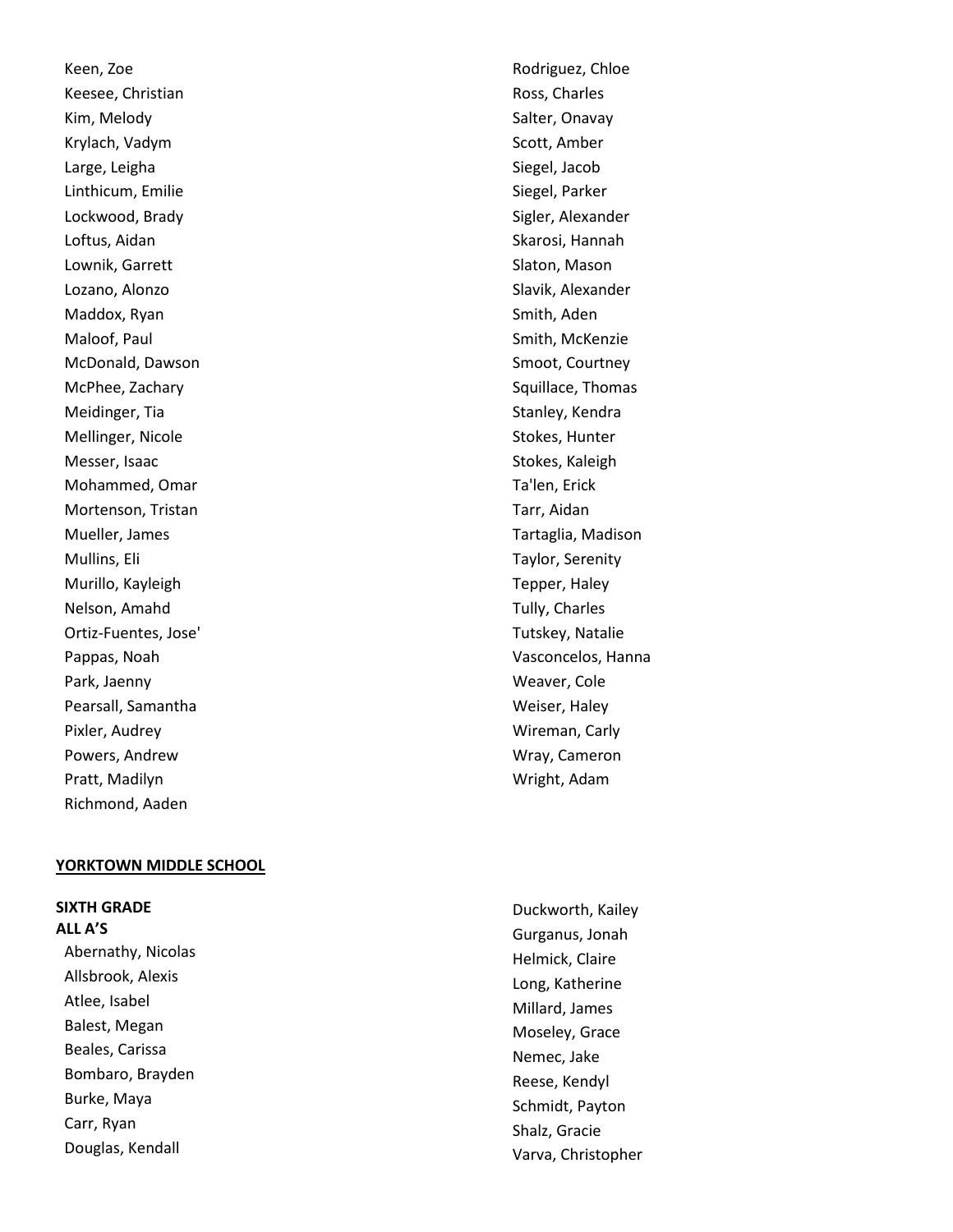Keen, Zoe
Keesee, Christian
Kim, Melody
Krylach, Vadym
Large, Leigha
Linthicum, Emilie
Lockwood, Brady
Loftus, Aidan
Lownik, Garrett
Lozano, Alonzo
Maddox, Ryan
Maloof, Paul
McDonald, Dawson
McPhee, Zachary
Meidinger, Tia
Mellinger, Nicole
Messer, Isaac
Mohammed, Omar
Mortenson, Tristan
Mueller, James
Mullins, Eli
Murillo, Kayleigh
Nelson, Amahd
Ortiz-Fuentes, Jose'
Pappas, Noah
Park, Jaenny
Pearsall, Samantha
Pixler, Audrey
Powers, Andrew
Pratt, Madilyn
Richmond, Aaden
Rodriguez, Chloe
Ross, Charles
Salter, Onavay
Scott, Amber
Siegel, Jacob
Siegel, Parker
Sigler, Alexander
Skarosi, Hannah
Slaton, Mason
Slavik, Alexander
Smith, Aden
Smith, McKenzie
Smoot, Courtney
Squillace, Thomas
Stanley, Kendra
Stokes, Hunter
Stokes, Kaleigh
Ta'len, Erick
Tarr, Aidan
Tartaglia, Madison
Taylor, Serenity
Tepper, Haley
Tully, Charles
Tutskey, Natalie
Vasconcelos, Hanna
Weaver, Cole
Weiser, Haley
Wireman, Carly
Wray, Cameron
Wright, Adam

## YORKTOWN MIDDLE SCHOOL

**SIXTH GRADE**
**ALL A'S**

Abernathy, Nicolas
Allsbrook, Alexis
Atlee, Isabel
Balest, Megan
Beales, Carissa
Bombaro, Brayden
Burke, Maya
Carr, Ryan
Douglas, Kendall
Duckworth, Kailey
Gurganus, Jonah
Helmick, Claire
Long, Katherine
Millard, James
Moseley, Grace
Nemec, Jake
Reese, Kendyl
Schmidt, Payton
Shalz, Gracie
Varva, Christopher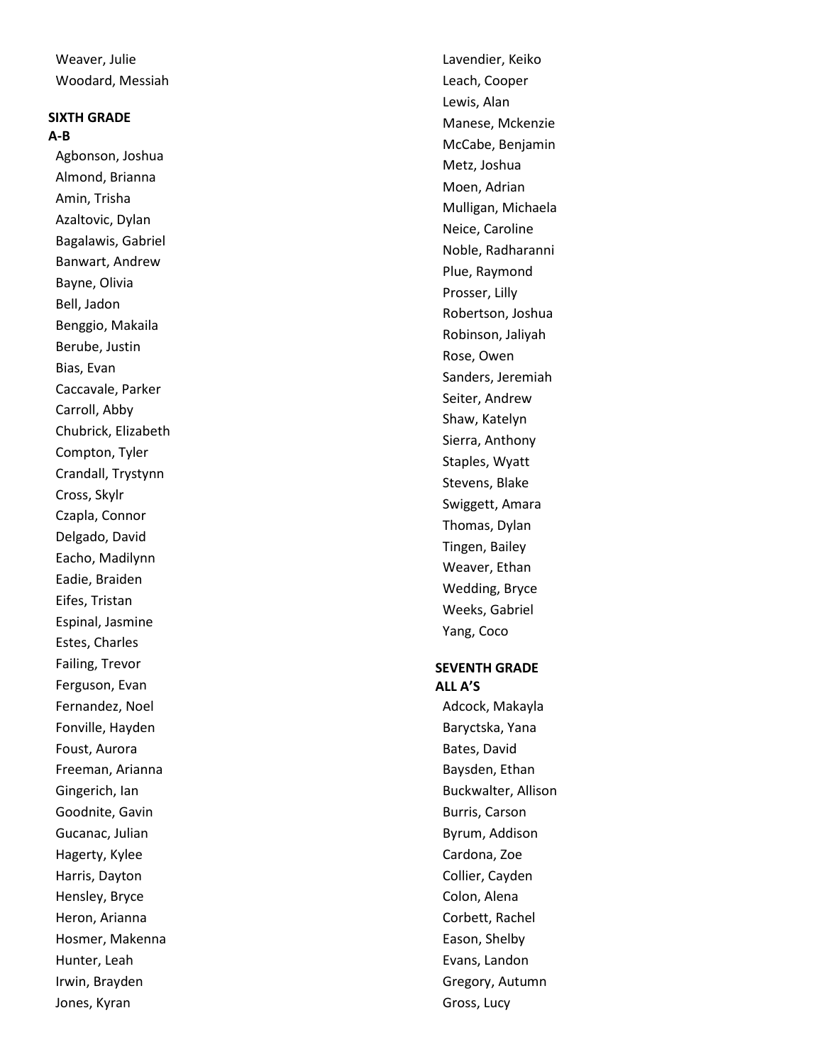Weaver, Julie
Woodard, Messiah

**SIXTH GRADE**
**A-B**

Agbonson, Joshua
Almond, Brianna
Amin, Trisha
Azaltovic, Dylan
Bagalawis, Gabriel
Banwart, Andrew
Bayne, Olivia
Bell, Jadon
Benggio, Makaila
Berube, Justin
Bias, Evan
Caccavale, Parker
Carroll, Abby
Chubrick, Elizabeth
Compton, Tyler
Crandall, Trystynn
Cross, Skylr
Czapla, Connor
Delgado, David
Eacho, Madilynn
Eadie, Braiden
Eifes, Tristan
Espinal, Jasmine
Estes, Charles
Failing, Trevor
Ferguson, Evan
Fernandez, Noel
Fonville, Hayden
Foust, Aurora
Freeman, Arianna
Gingerich, Ian
Goodnite, Gavin
Gucanac, Julian
Hagerty, Kylee
Harris, Dayton
Hensley, Bryce
Heron, Arianna
Hosmer, Makenna
Hunter, Leah
Irwin, Brayden
Jones, Kyran
Lavendier, Keiko
Leach, Cooper
Lewis, Alan
Manese, Mckenzie
McCabe, Benjamin
Metz, Joshua
Moen, Adrian
Mulligan, Michaela
Neice, Caroline
Noble, Radharanni
Plue, Raymond
Prosser, Lilly
Robertson, Joshua
Robinson, Jaliyah
Rose, Owen
Sanders, Jeremiah
Seiter, Andrew
Shaw, Katelyn
Sierra, Anthony
Staples, Wyatt
Stevens, Blake
Swiggett, Amara
Thomas, Dylan
Tingen, Bailey
Weaver, Ethan
Wedding, Bryce
Weeks, Gabriel
Yang, Coco

**SEVENTH GRADE**
**ALL A'S**

Adcock, Makayla
Baryctska, Yana
Bates, David
Baysden, Ethan
Buckwalter, Allison
Burris, Carson
Byrum, Addison
Cardona, Zoe
Collier, Cayden
Colon, Alena
Corbett, Rachel
Eason, Shelby
Evans, Landon
Gregory, Autumn
Gross, Lucy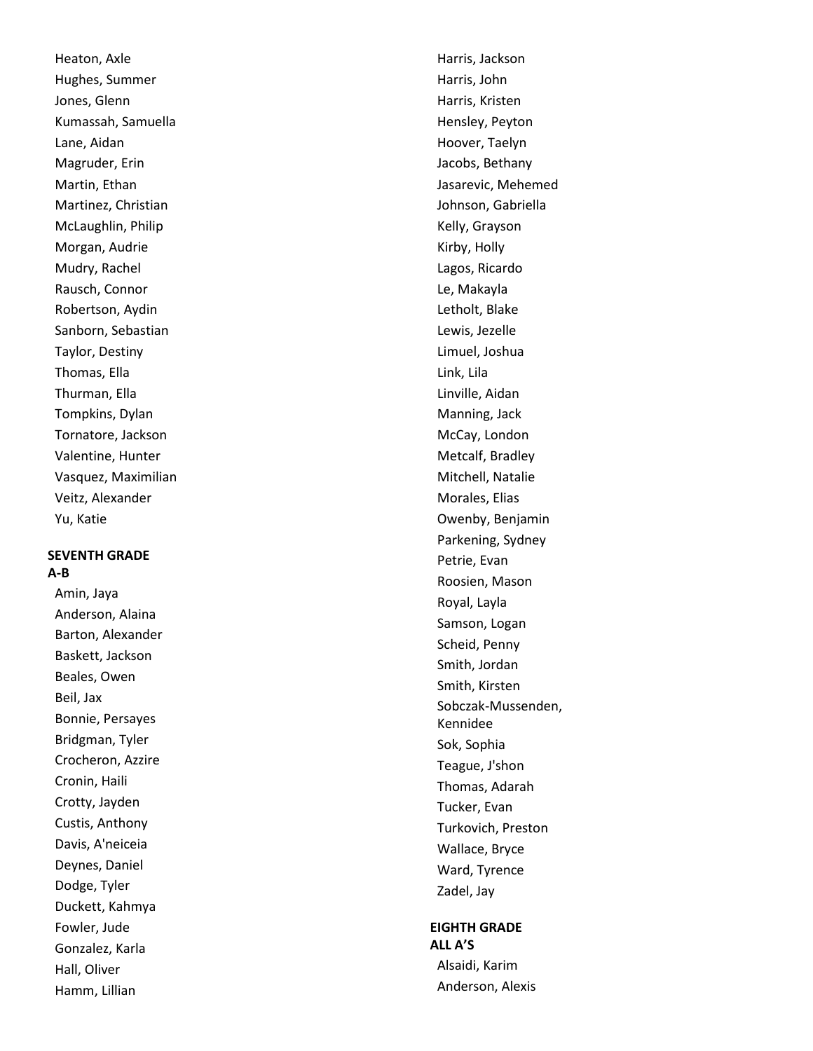Heaton, Axle
Hughes, Summer
Jones, Glenn
Kumassah, Samuella
Lane, Aidan
Magruder, Erin
Martin, Ethan
Martinez, Christian
McLaughlin, Philip
Morgan, Audrie
Mudry, Rachel
Rausch, Connor
Robertson, Aydin
Sanborn, Sebastian
Taylor, Destiny
Thomas, Ella
Thurman, Ella
Tompkins, Dylan
Tornatore, Jackson
Valentine, Hunter
Vasquez, Maximilian
Veitz, Alexander
Yu, Katie

**SEVENTH GRADE**
**A-B**

Amin, Jaya
Anderson, Alaina
Barton, Alexander
Baskett, Jackson
Beales, Owen
Beil, Jax
Bonnie, Persayes
Bridgman, Tyler
Crocheron, Azzire
Cronin, Haili
Crotty, Jayden
Custis, Anthony
Davis, A'neiceia
Deynes, Daniel
Dodge, Tyler
Duckett, Kahmya
Fowler, Jude
Gonzalez, Karla
Hall, Oliver
Hamm, Lillian
Harris, Jackson
Harris, John
Harris, Kristen
Hensley, Peyton
Hoover, Taelyn
Jacobs, Bethany
Jasarevic, Mehemed
Johnson, Gabriella
Kelly, Grayson
Kirby, Holly
Lagos, Ricardo
Le, Makayla
Letholt, Blake
Lewis, Jezelle
Limuel, Joshua
Link, Lila
Linville, Aidan
Manning, Jack
McCay, London
Metcalf, Bradley
Mitchell, Natalie
Morales, Elias
Owenby, Benjamin
Parkening, Sydney
Petrie, Evan
Roosien, Mason
Royal, Layla
Samson, Logan
Scheid, Penny
Smith, Jordan
Smith, Kirsten
Sobczak-Mussenden, Kennidee
Sok, Sophia
Teague, J'shon
Thomas, Adarah
Tucker, Evan
Turkovich, Preston
Wallace, Bryce
Ward, Tyrence
Zadel, Jay

**EIGHTH GRADE**
**ALL A'S**

Alsaidi, Karim
Anderson, Alexis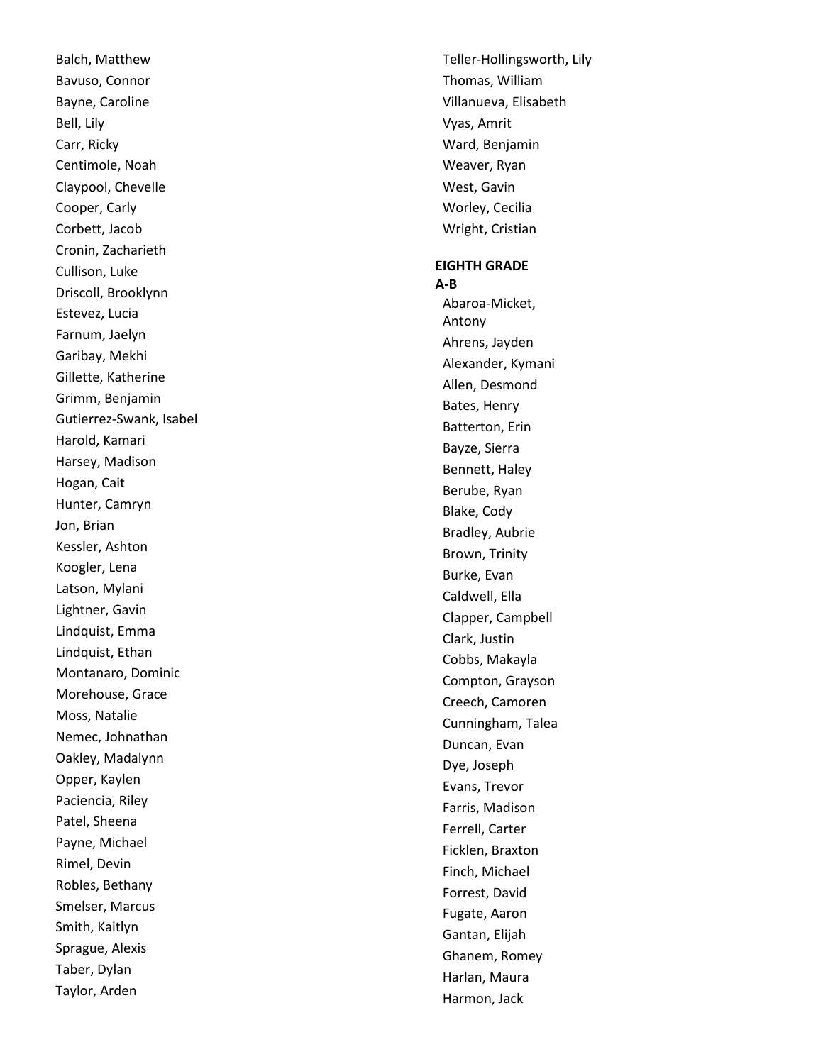Balch, Matthew
Bavuso, Connor
Bayne, Caroline
Bell, Lily
Carr, Ricky
Centimole, Noah
Claypool, Chevelle
Cooper, Carly
Corbett, Jacob
Cronin, Zacharieth
Cullison, Luke
Driscoll, Brooklynn
Estevez, Lucia
Farnum, Jaelyn
Garibay, Mekhi
Gillette, Katherine
Grimm, Benjamin
Gutierrez-Swank, Isabel
Harold, Kamari
Harsey, Madison
Hogan, Cait
Hunter, Camryn
Jon, Brian
Kessler, Ashton
Koogler, Lena
Latson, Mylani
Lightner, Gavin
Lindquist, Emma
Lindquist, Ethan
Montanaro, Dominic
Morehouse, Grace
Moss, Natalie
Nemec, Johnathan
Oakley, Madalynn
Opper, Kaylen
Paciencia, Riley
Patel, Sheena
Payne, Michael
Rimel, Devin
Robles, Bethany
Smelser, Marcus
Smith, Kaitlyn
Sprague, Alexis
Taber, Dylan
Taylor, Arden
Teller-Hollingsworth, Lily
Thomas, William
Villanueva, Elisabeth
Vyas, Amrit
Ward, Benjamin
Weaver, Ryan
West, Gavin
Worley, Cecilia
Wright, Cristian

**EIGHTH GRADE**

**A-B**

Abaroa-Micket, Antony
Ahrens, Jayden
Alexander, Kymani
Allen, Desmond
Bates, Henry
Batterton, Erin
Bayze, Sierra
Bennett, Haley
Berube, Ryan
Blake, Cody
Bradley, Aubrie
Brown, Trinity
Burke, Evan
Caldwell, Ella
Clapper, Campbell
Clark, Justin
Cobbs, Makayla
Compton, Grayson
Creech, Camoren
Cunningham, Talea
Duncan, Evan
Dye, Joseph
Evans, Trevor
Farris, Madison
Ferrell, Carter
Ficklen, Braxton
Finch, Michael
Forrest, David
Fugate, Aaron
Gantan, Elijah
Ghanem, Romey
Harlan, Maura
Harmon, Jack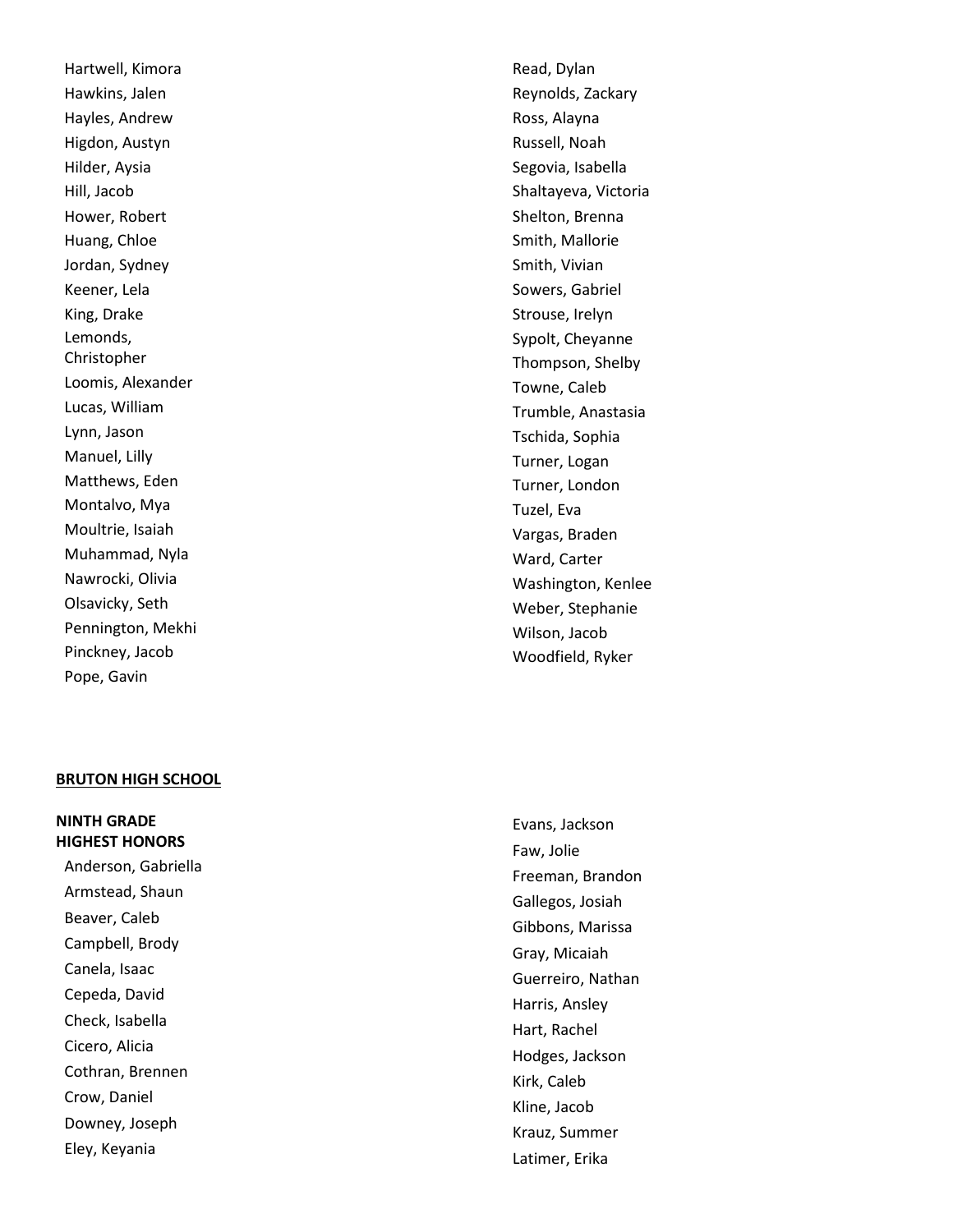Hartwell, Kimora
Hawkins, Jalen
Hayles, Andrew
Higdon, Austyn
Hilder, Aysia
Hill, Jacob
Hower, Robert
Huang, Chloe
Jordan, Sydney
Keener, Lela
King, Drake
Lemonds, Christopher
Loomis, Alexander
Lucas, William
Lynn, Jason
Manuel, Lilly
Matthews, Eden
Montalvo, Mya
Moultrie, Isaiah
Muhammad, Nyla
Nawrocki, Olivia
Olsavicky, Seth
Pennington, Mekhi
Pinckney, Jacob
Pope, Gavin
Read, Dylan
Reynolds, Zackary
Ross, Alayna
Russell, Noah
Segovia, Isabella
Shaltayeva, Victoria
Shelton, Brenna
Smith, Mallorie
Smith, Vivian
Sowers, Gabriel
Strouse, Irelyn
Sypolt, Cheyanne
Thompson, Shelby
Towne, Caleb
Trumble, Anastasia
Tschida, Sophia
Turner, Logan
Turner, London
Tuzel, Eva
Vargas, Braden
Ward, Carter
Washington, Kenlee
Weber, Stephanie
Wilson, Jacob
Woodfield, Ryker

**BRUTON HIGH SCHOOL**

**NINTH GRADE**
**HIGHEST HONORS**

Anderson, Gabriella
Armstead, Shaun
Beaver, Caleb
Campbell, Brody
Canela, Isaac
Cepeda, David
Check, Isabella
Cicero, Alicia
Cothran, Brennen
Crow, Daniel
Downey, Joseph
Eley, Keyania
Evans, Jackson
Faw, Jolie
Freeman, Brandon
Gallegos, Josiah
Gibbons, Marissa
Gray, Micaiah
Guerreiro, Nathan
Harris, Ansley
Hart, Rachel
Hodges, Jackson
Kirk, Caleb
Kline, Jacob
Krauz, Summer
Latimer, Erika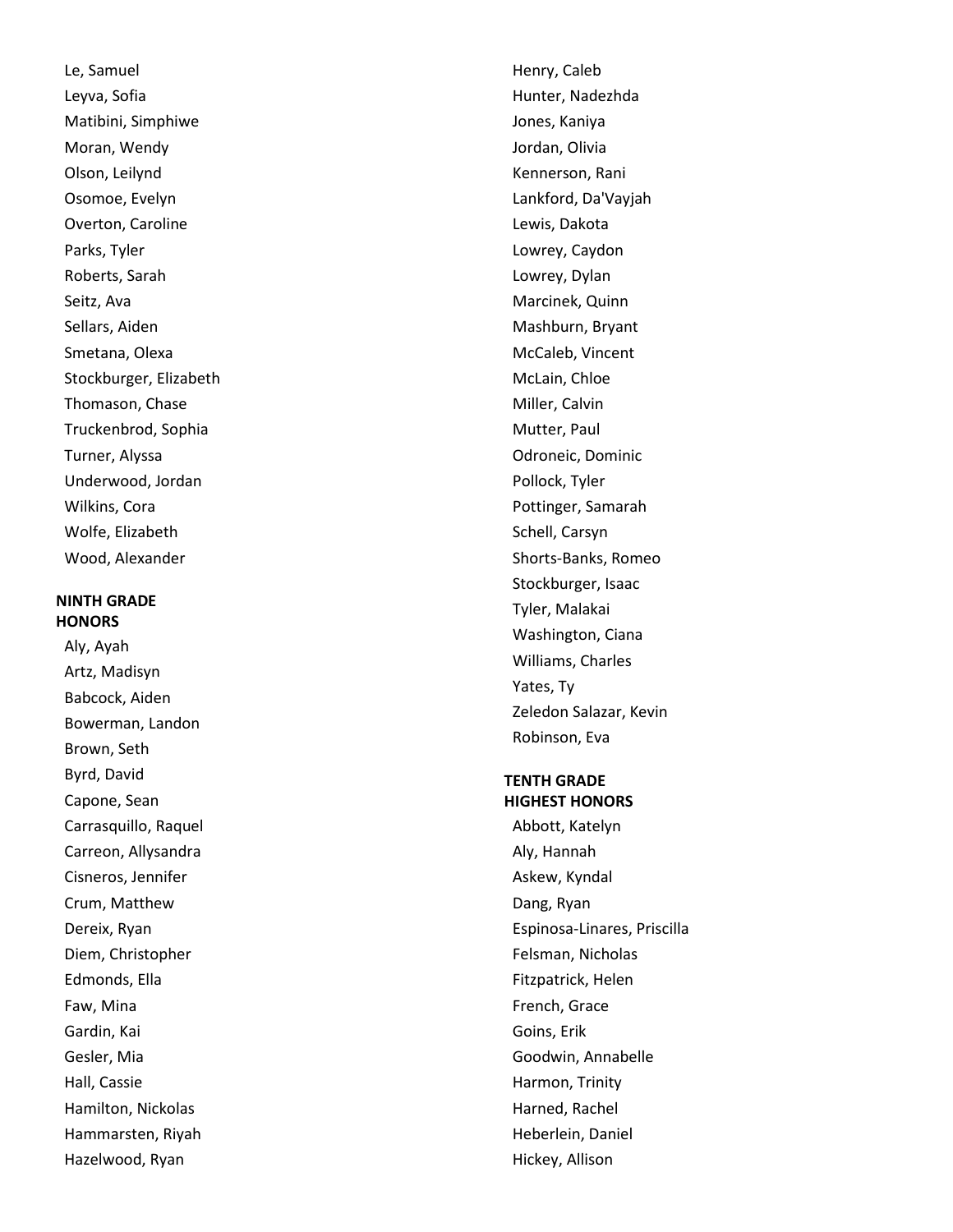Le, Samuel
Leyva, Sofia
Matibini, Simphiwe
Moran, Wendy
Olson, Leilynd
Osomoe, Evelyn
Overton, Caroline
Parks, Tyler
Roberts, Sarah
Seitz, Ava
Sellars, Aiden
Smetana, Olexa
Stockburger, Elizabeth
Thomason, Chase
Truckenbrod, Sophia
Turner, Alyssa
Underwood, Jordan
Wilkins, Cora
Wolfe, Elizabeth
Wood, Alexander

**NINTH GRADE HONORS**

Aly, Ayah
Artz, Madisyn
Babcock, Aiden
Bowerman, Landon
Brown, Seth
Byrd, David
Capone, Sean
Carrasquillo, Raquel
Carreon, Allysandra
Cisneros, Jennifer
Crum, Matthew
Dereix, Ryan
Diem, Christopher
Edmonds, Ella
Faw, Mina
Gardin, Kai
Gesler, Mia
Hall, Cassie
Hamilton, Nickolas
Hammarsten, Riyah
Hazelwood, Ryan
Henry, Caleb
Hunter, Nadezhda
Jones, Kaniya
Jordan, Olivia
Kennerson, Rani
Lankford, Da'Vayjah
Lewis, Dakota
Lowrey, Caydon
Lowrey, Dylan
Marcinek, Quinn
Mashburn, Bryant
McCaleb, Vincent
McLain, Chloe
Miller, Calvin
Mutter, Paul
Odroneic, Dominic
Pollock, Tyler
Pottinger, Samarah
Schell, Carsyn
Shorts-Banks, Romeo
Stockburger, Isaac
Tyler, Malakai
Washington, Ciana
Williams, Charles
Yates, Ty
Zeledon Salazar, Kevin
Robinson, Eva

**TENTH GRADE HIGHEST HONORS**

Abbott, Katelyn
Aly, Hannah
Askew, Kyndal
Dang, Ryan
Espinosa-Linares, Priscilla
Felsman, Nicholas
Fitzpatrick, Helen
French, Grace
Goins, Erik
Goodwin, Annabelle
Harmon, Trinity
Harned, Rachel
Heberlein, Daniel
Hickey, Allison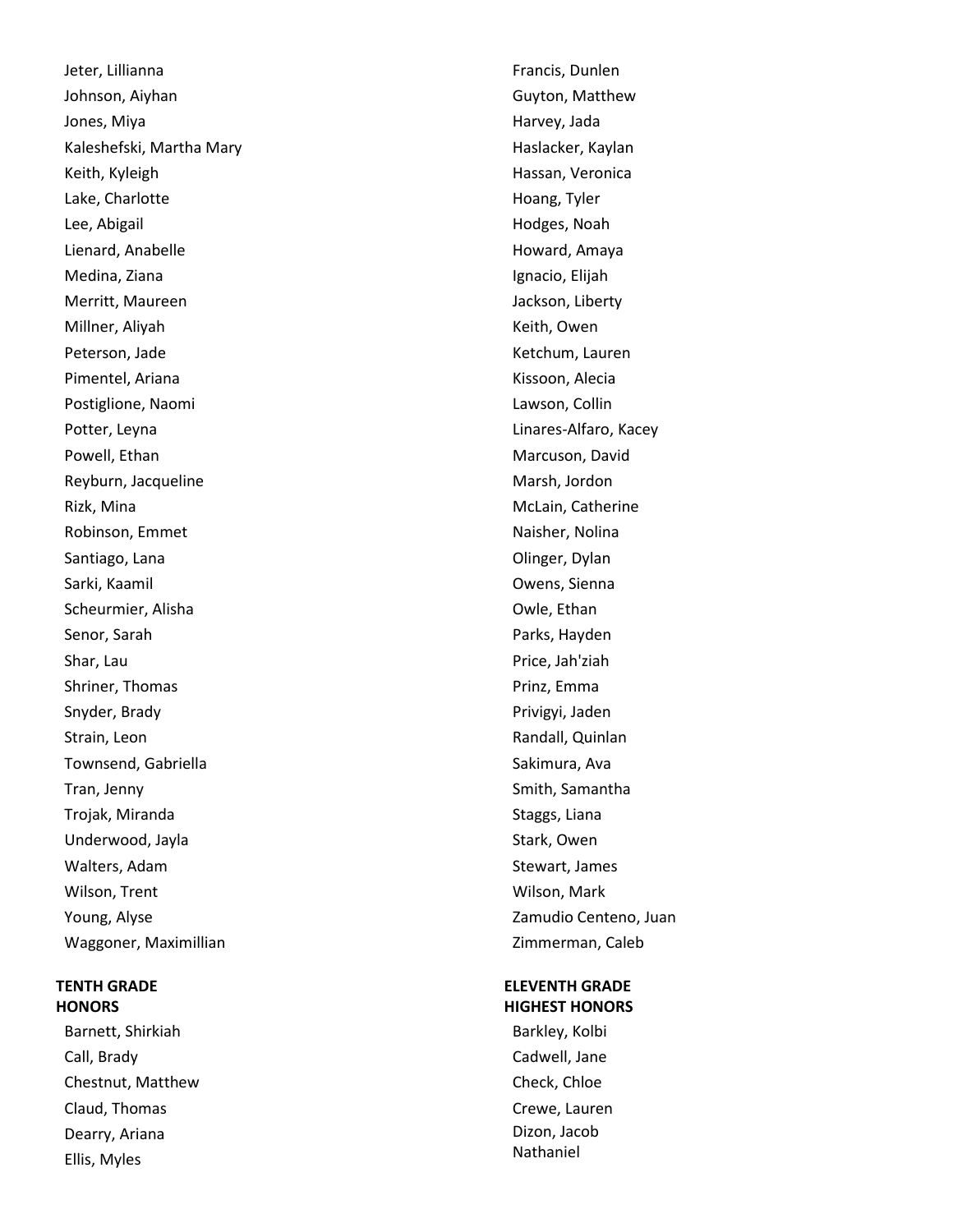Jeter, Lillianna
Johnson, Aiyhan
Jones, Miya
Kaleshefski, Martha Mary
Keith, Kyleigh
Lake, Charlotte
Lee, Abigail
Lienard, Anabelle
Medina, Ziana
Merritt, Maureen
Millner, Aliyah
Peterson, Jade
Pimentel, Ariana
Postiglione, Naomi
Potter, Leyna
Powell, Ethan
Reyburn, Jacqueline
Rizk, Mina
Robinson, Emmet
Santiago, Lana
Sarki, Kaamil
Scheurmier, Alisha
Senor, Sarah
Shar, Lau
Shriner, Thomas
Snyder, Brady
Strain, Leon
Townsend, Gabriella
Tran, Jenny
Trojak, Miranda
Underwood, Jayla
Walters, Adam
Wilson, Trent
Young, Alyse
Waggoner, Maximillian

**TENTH GRADE**
**HONORS**

Barnett, Shirkiah
Call, Brady
Chestnut, Matthew
Claud, Thomas
Dearry, Ariana
Ellis, Myles
Francis, Dunlen
Guyton, Matthew
Harvey, Jada
Haslacker, Kaylan
Hassan, Veronica
Hoang, Tyler
Hodges, Noah
Howard, Amaya
Ignacio, Elijah
Jackson, Liberty
Keith, Owen
Ketchum, Lauren
Kissoon, Alecia
Lawson, Collin
Linares-Alfaro, Kacey
Marcuson, David
Marsh, Jordon
McLain, Catherine
Naisher, Nolina
Olinger, Dylan
Owens, Sienna
Owle, Ethan
Parks, Hayden
Price, Jah'ziah
Prinz, Emma
Privigyi, Jaden
Randall, Quinlan
Sakimura, Ava
Smith, Samantha
Staggs, Liana
Stark, Owen
Stewart, James
Wilson, Mark
Zamudio Centeno, Juan
Zimmerman, Caleb

**ELEVENTH GRADE**
**HIGHEST HONORS**

Barkley, Kolbi
Cadwell, Jane
Check, Chloe
Crewe, Lauren
Dizon, Jacob Nathaniel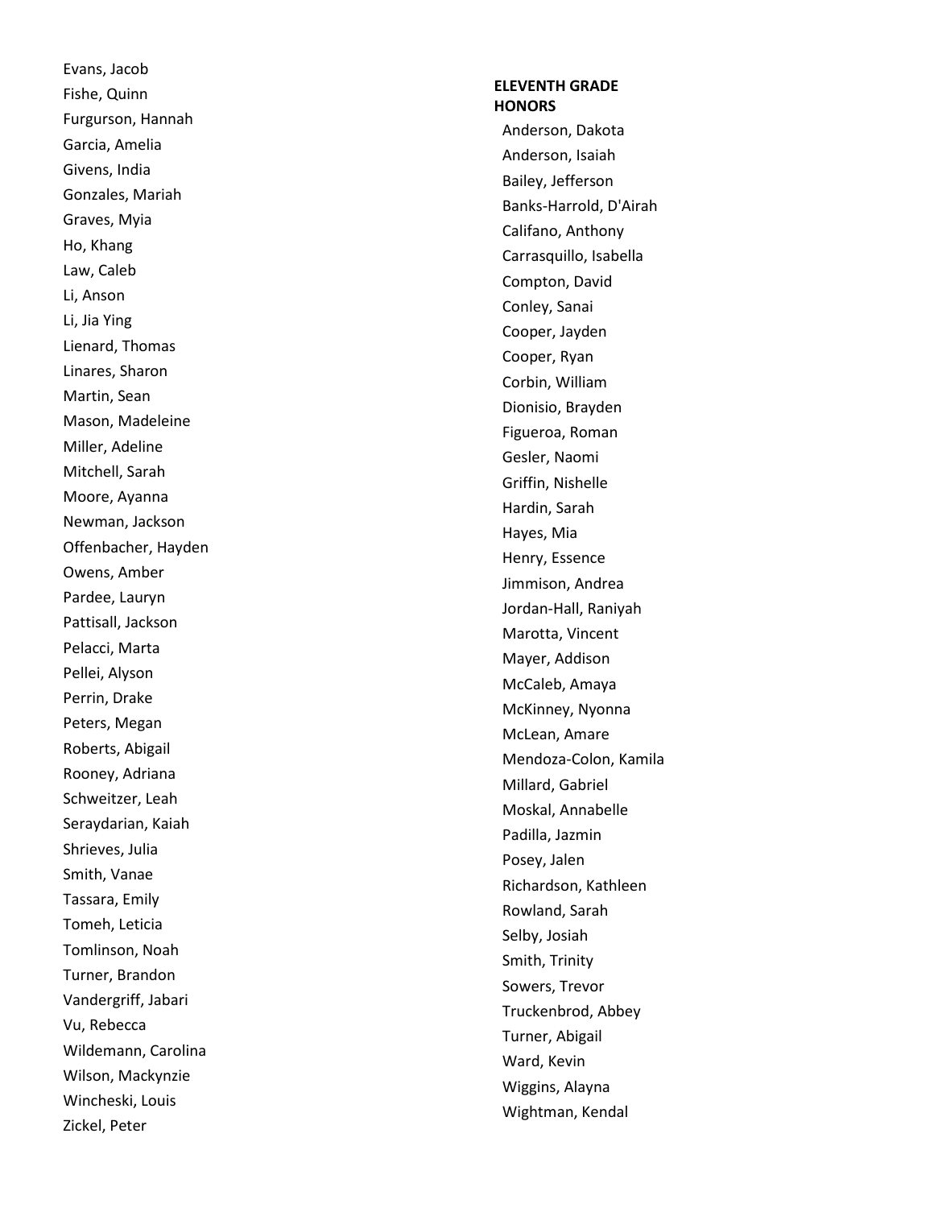Evans, Jacob
Fishe, Quinn
Furgurson, Hannah
Garcia, Amelia
Givens, India
Gonzales, Mariah
Graves, Myia
Ho, Khang
Law, Caleb
Li, Anson
Li, Jia Ying
Lienard, Thomas
Linares, Sharon
Martin, Sean
Mason, Madeleine
Miller, Adeline
Mitchell, Sarah
Moore, Ayanna
Newman, Jackson
Offenbacher, Hayden
Owens, Amber
Pardee, Lauryn
Pattisall, Jackson
Pelacci, Marta
Pellei, Alyson
Perrin, Drake
Peters, Megan
Roberts, Abigail
Rooney, Adriana
Schweitzer, Leah
Seraydarian, Kaiah
Shrieves, Julia
Smith, Vanae
Tassara, Emily
Tomeh, Leticia
Tomlinson, Noah
Turner, Brandon
Vandergriff, Jabari
Vu, Rebecca
Wildemann, Carolina
Wilson, Mackynzie
Wincheski, Louis
Zickel, Peter

**ELEVENTH GRADE HONORS**

Anderson, Dakota
Anderson, Isaiah
Bailey, Jefferson
Banks-Harrold, D'Airah
Califano, Anthony
Carrasquillo, Isabella
Compton, David
Conley, Sanai
Cooper, Jayden
Cooper, Ryan
Corbin, William
Dionisio, Brayden
Figueroa, Roman
Gesler, Naomi
Griffin, Nishelle
Hardin, Sarah
Hayes, Mia
Henry, Essence
Jimmison, Andrea
Jordan-Hall, Raniyah
Marotta, Vincent
Mayer, Addison
McCaleb, Amaya
McKinney, Nyonna
McLean, Amare
Mendoza-Colon, Kamila
Millard, Gabriel
Moskal, Annabelle
Padilla, Jazmin
Posey, Jalen
Richardson, Kathleen
Rowland, Sarah
Selby, Josiah
Smith, Trinity
Sowers, Trevor
Truckenbrod, Abbey
Turner, Abigail
Ward, Kevin
Wiggins, Alayna
Wightman, Kendal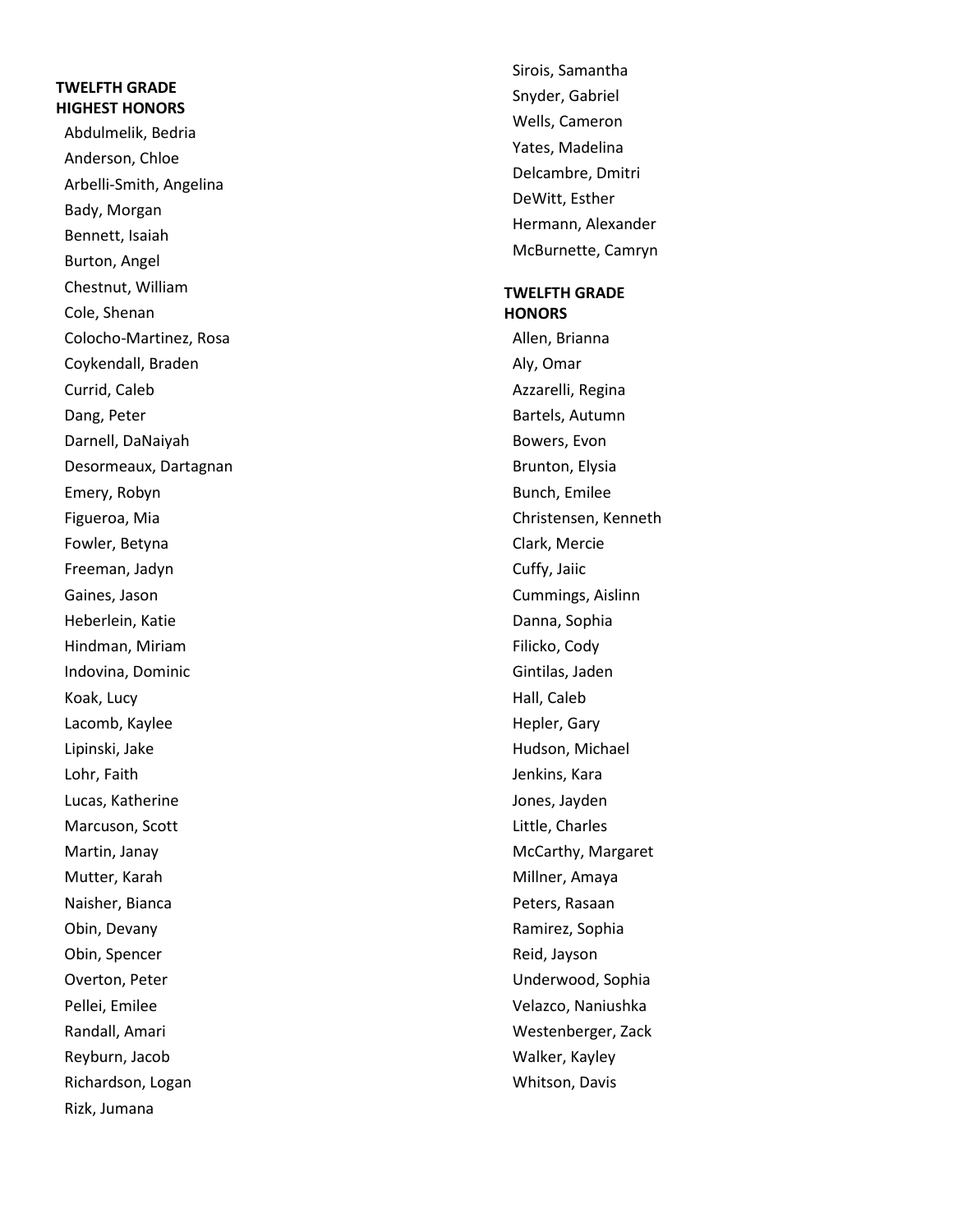**TWELFTH GRADE HIGHEST HONORS**

- Abdulmelik, Bedria
- Anderson, Chloe
- Arbelli-Smith, Angelina
- Bady, Morgan
- Bennett, Isaiah
- Burton, Angel
- Chestnut, William
- Cole, Shenan
- Colocho-Martinez, Rosa
- Coykendall, Braden
- Currid, Caleb
- Dang, Peter
- Darnell, DaNaiyah
- Desormeaux, Dartagnan
- Emery, Robyn
- Figueroa, Mia
- Fowler, Betyna
- Freeman, Jadyn
- Gaines, Jason
- Heberlein, Katie
- Hindman, Miriam
- Indovina, Dominic
- Koak, Lucy
- Lacomb, Kaylee
- Lipinski, Jake
- Lohr, Faith
- Lucas, Katherine
- Marcuson, Scott
- Martin, Janay
- Mutter, Karah
- Naisher, Bianca
- Obin, Devany
- Obin, Spencer
- Overton, Peter
- Pellei, Emilee
- Randall, Amari
- Reyburn, Jacob
- Richardson, Logan
- Rizk, Jumana
- Sirois, Samantha
- Snyder, Gabriel
- Wells, Cameron
- Yates, Madelina
- Delcambre, Dmitri
- DeWitt, Esther
- Hermann, Alexander
- McBurnette, Camryn

**TWELFTH GRADE HONORS**

- Allen, Brianna
- Aly, Omar
- Azzarelli, Regina
- Bartels, Autumn
- Bowers, Evon
- Brunton, Elysia
- Bunch, Emilee
- Christensen, Kenneth
- Clark, Mercie
- Cuffy, Jaiic
- Cummings, Aislinn
- Danna, Sophia
- Filicko, Cody
- Gintilas, Jaden
- Hall, Caleb
- Hepler, Gary
- Hudson, Michael
- Jenkins, Kara
- Jones, Jayden
- Little, Charles
- McCarthy, Margaret
- Millner, Amaya
- Peters, Rasaan
- Ramirez, Sophia
- Reid, Jayson
- Underwood, Sophia
- Velazco, Naniushka
- Westenberger, Zack
- Walker, Kayley
- Whitson, Davis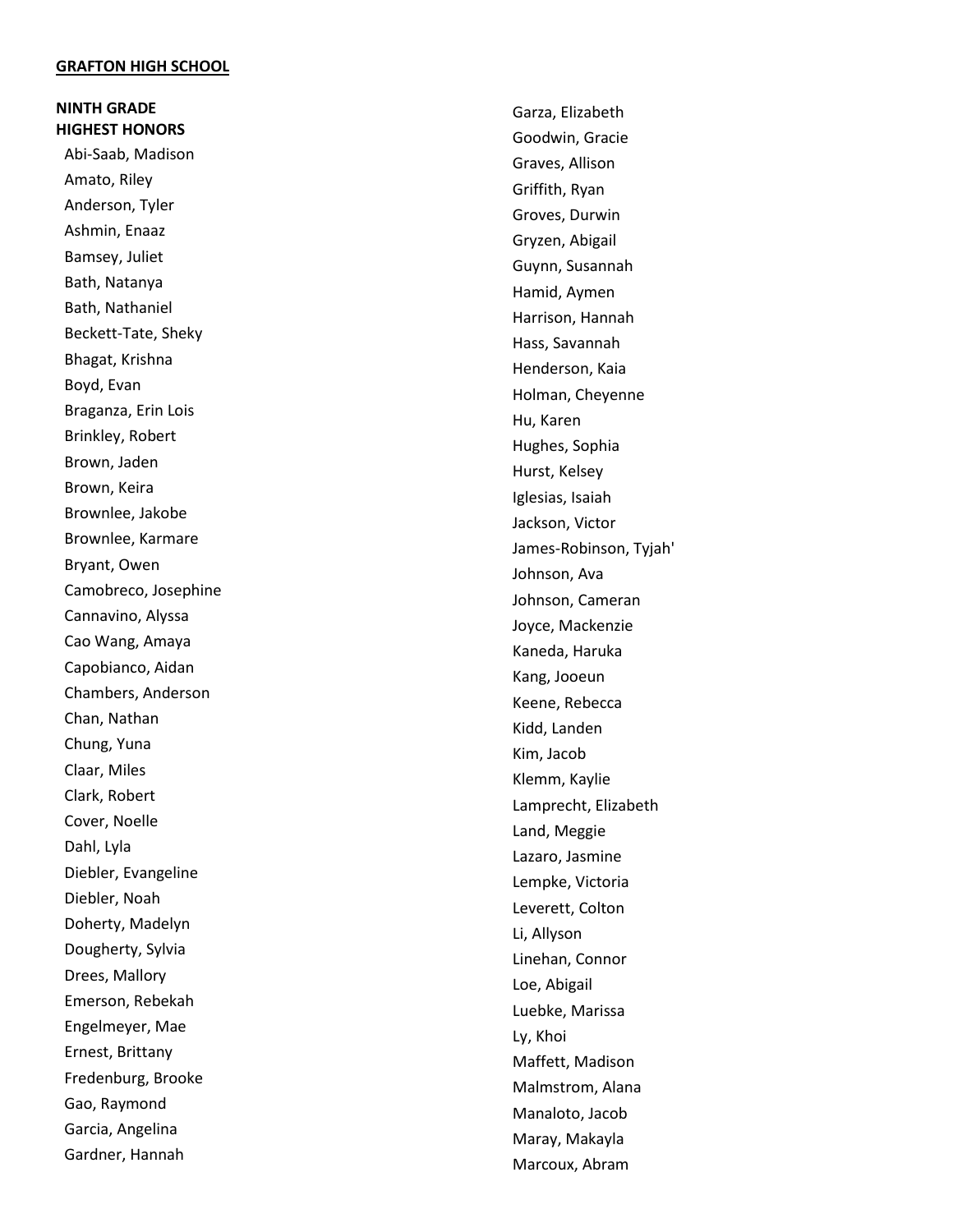**GRAFTON HIGH SCHOOL**

**NINTH GRADE**
**HIGHEST HONORS**

Abi-Saab, Madison
Amato, Riley
Anderson, Tyler
Ashmin, Enaaz
Bamsey, Juliet
Bath, Natanya
Bath, Nathaniel
Beckett-Tate, Sheky
Bhagat, Krishna
Boyd, Evan
Braganza, Erin Lois
Brinkley, Robert
Brown, Jaden
Brown, Keira
Brownlee, Jakobe
Brownlee, Karmare
Bryant, Owen
Camobreco, Josephine
Cannavino, Alyssa
Cao Wang, Amaya
Capobianco, Aidan
Chambers, Anderson
Chan, Nathan
Chung, Yuna
Claar, Miles
Clark, Robert
Cover, Noelle
Dahl, Lyla
Diebler, Evangeline
Diebler, Noah
Doherty, Madelyn
Dougherty, Sylvia
Drees, Mallory
Emerson, Rebekah
Engelmeyer, Mae
Ernest, Brittany
Fredenburg, Brooke
Gao, Raymond
Garcia, Angelina
Gardner, Hannah
Garza, Elizabeth
Goodwin, Gracie
Graves, Allison
Griffith, Ryan
Groves, Durwin
Gryzen, Abigail
Guynn, Susannah
Hamid, Aymen
Harrison, Hannah
Hass, Savannah
Henderson, Kaia
Holman, Cheyenne
Hu, Karen
Hughes, Sophia
Hurst, Kelsey
Iglesias, Isaiah
Jackson, Victor
James-Robinson, Tyjah'
Johnson, Ava
Johnson, Cameran
Joyce, Mackenzie
Kaneda, Haruka
Kang, Jooeun
Keene, Rebecca
Kidd, Landen
Kim, Jacob
Klemm, Kaylie
Lamprecht, Elizabeth
Land, Meggie
Lazaro, Jasmine
Lempke, Victoria
Leverett, Colton
Li, Allyson
Linehan, Connor
Loe, Abigail
Luebke, Marissa
Ly, Khoi
Maffett, Madison
Malmstrom, Alana
Manaloto, Jacob
Maray, Makayla
Marcoux, Abram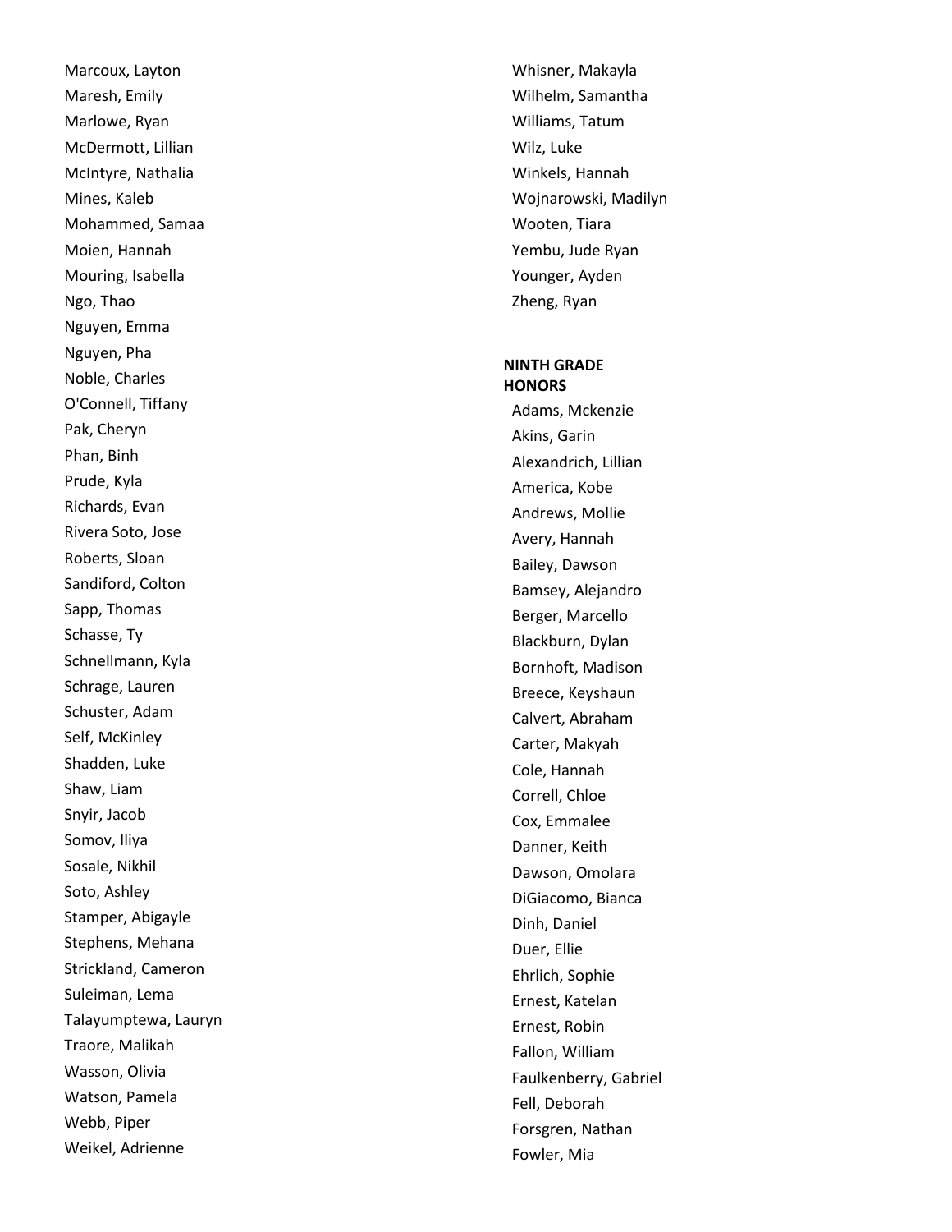Marcoux, Layton
Maresh, Emily
Marlowe, Ryan
McDermott, Lillian
McIntyre, Nathalia
Mines, Kaleb
Mohammed, Samaa
Moien, Hannah
Mouring, Isabella
Ngo, Thao
Nguyen, Emma
Nguyen, Pha
Noble, Charles
O'Connell, Tiffany
Pak, Cheryn
Phan, Binh
Prude, Kyla
Richards, Evan
Rivera Soto, Jose
Roberts, Sloan
Sandiford, Colton
Sapp, Thomas
Schasse, Ty
Schnellmann, Kyla
Schrage, Lauren
Schuster, Adam
Self, McKinley
Shadden, Luke
Shaw, Liam
Snyir, Jacob
Somov, Iliya
Sosale, Nikhil
Soto, Ashley
Stamper, Abigayle
Stephens, Mehana
Strickland, Cameron
Suleiman, Lema
Talayumptewa, Lauryn
Traore, Malikah
Wasson, Olivia
Watson, Pamela
Webb, Piper
Weikel, Adrienne
Whisner, Makayla
Wilhelm, Samantha
Williams, Tatum
Wilz, Luke
Winkels, Hannah
Wojnarowski, Madilyn
Wooten, Tiara
Yembu, Jude Ryan
Younger, Ayden
Zheng, Ryan

**NINTH GRADE HONORS**

Adams, Mckenzie
Akins, Garin
Alexandrich, Lillian
America, Kobe
Andrews, Mollie
Avery, Hannah
Bailey, Dawson
Bamsey, Alejandro
Berger, Marcello
Blackburn, Dylan
Bornhoft, Madison
Breece, Keyshaun
Calvert, Abraham
Carter, Makyah
Cole, Hannah
Correll, Chloe
Cox, Emmalee
Danner, Keith
Dawson, Omolara
DiGiacomo, Bianca
Dinh, Daniel
Duer, Ellie
Ehrlich, Sophie
Ernest, Katelan
Ernest, Robin
Fallon, William
Faulkenberry, Gabriel
Fell, Deborah
Forsgren, Nathan
Fowler, Mia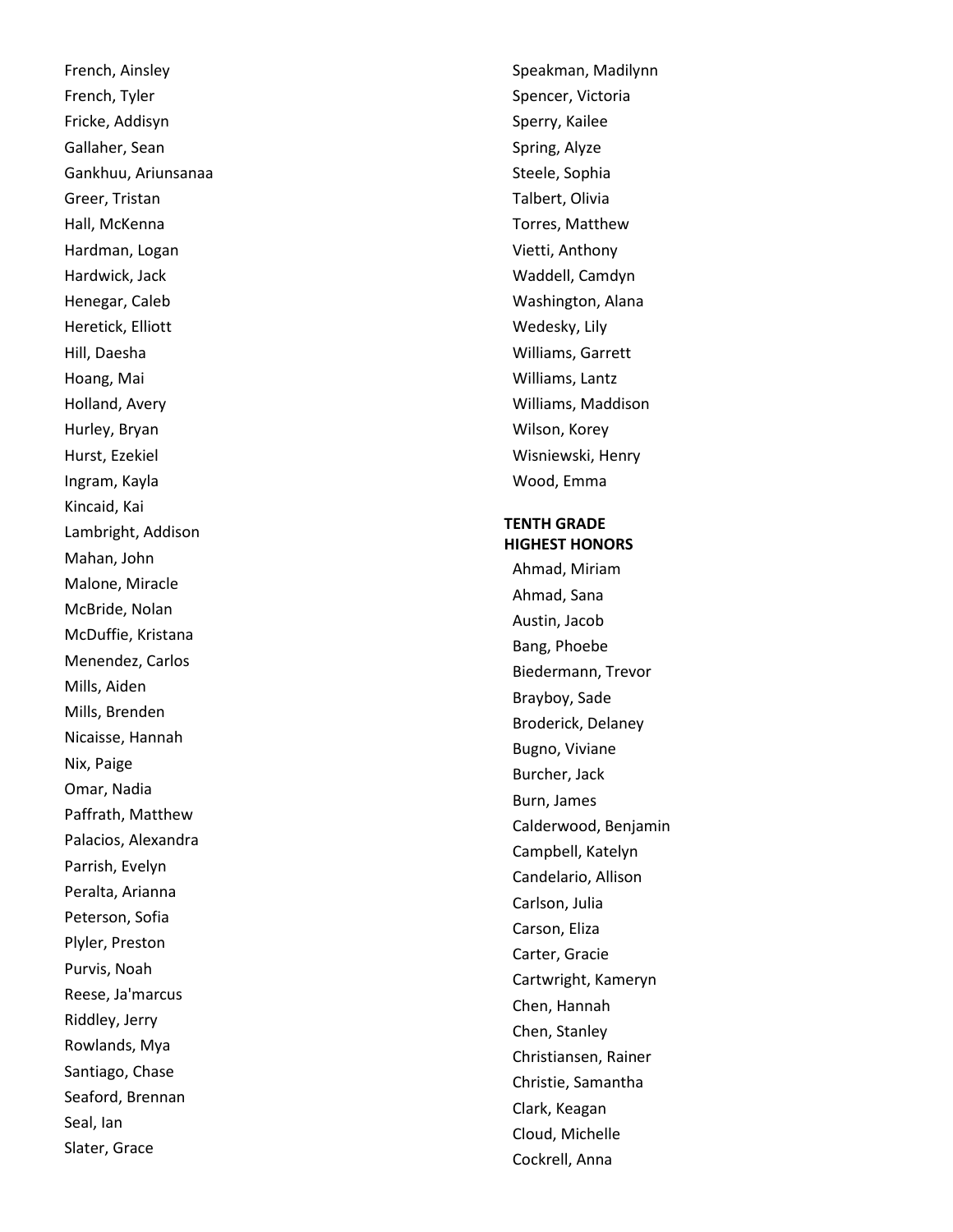French, Ainsley
French, Tyler
Fricke, Addisyn
Gallaher, Sean
Gankhuu, Ariunsanaa
Greer, Tristan
Hall, McKenna
Hardman, Logan
Hardwick, Jack
Henegar, Caleb
Heretick, Elliott
Hill, Daesha
Hoang, Mai
Holland, Avery
Hurley, Bryan
Hurst, Ezekiel
Ingram, Kayla
Kincaid, Kai
Lambright, Addison
Mahan, John
Malone, Miracle
McBride, Nolan
McDuffie, Kristana
Menendez, Carlos
Mills, Aiden
Mills, Brenden
Nicaisse, Hannah
Nix, Paige
Omar, Nadia
Paffrath, Matthew
Palacios, Alexandra
Parrish, Evelyn
Peralta, Arianna
Peterson, Sofia
Plyler, Preston
Purvis, Noah
Reese, Ja'marcus
Riddley, Jerry
Rowlands, Mya
Santiago, Chase
Seaford, Brennan
Seal, Ian
Slater, Grace
Speakman, Madilynn
Spencer, Victoria
Sperry, Kailee
Spring, Alyze
Steele, Sophia
Talbert, Olivia
Torres, Matthew
Vietti, Anthony
Waddell, Camdyn
Washington, Alana
Wedesky, Lily
Williams, Garrett
Williams, Lantz
Williams, Maddison
Wilson, Korey
Wisniewski, Henry
Wood, Emma

**TENTH GRADE**
**HIGHEST HONORS**

Ahmad, Miriam
Ahmad, Sana
Austin, Jacob
Bang, Phoebe
Biedermann, Trevor
Brayboy, Sade
Broderick, Delaney
Bugno, Viviane
Burcher, Jack
Burn, James
Calderwood, Benjamin
Campbell, Katelyn
Candelario, Allison
Carlson, Julia
Carson, Eliza
Carter, Gracie
Cartwright, Kameryn
Chen, Hannah
Chen, Stanley
Christiansen, Rainer
Christie, Samantha
Clark, Keagan
Cloud, Michelle
Cockrell, Anna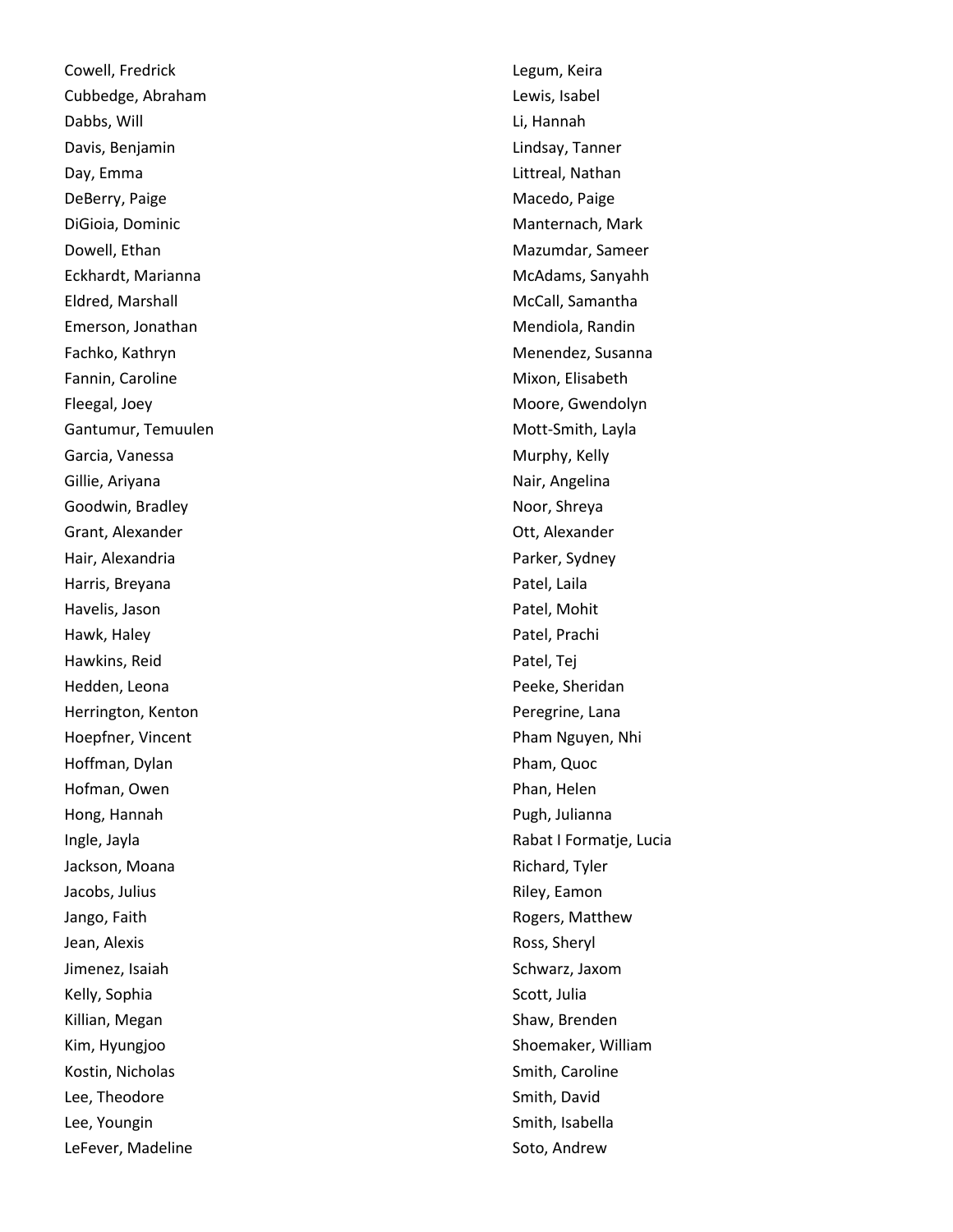Cowell, Fredrick
Cubbedge, Abraham
Dabbs, Will
Davis, Benjamin
Day, Emma
DeBerry, Paige
DiGioia, Dominic
Dowell, Ethan
Eckhardt, Marianna
Eldred, Marshall
Emerson, Jonathan
Fachko, Kathryn
Fannin, Caroline
Fleegal, Joey
Gantumur, Temuulen
Garcia, Vanessa
Gillie, Ariyana
Goodwin, Bradley
Grant, Alexander
Hair, Alexandria
Harris, Breyana
Havelis, Jason
Hawk, Haley
Hawkins, Reid
Hedden, Leona
Herrington, Kenton
Hoepfner, Vincent
Hoffman, Dylan
Hofman, Owen
Hong, Hannah
Ingle, Jayla
Jackson, Moana
Jacobs, Julius
Jango, Faith
Jean, Alexis
Jimenez, Isaiah
Kelly, Sophia
Killian, Megan
Kim, Hyungjoo
Kostin, Nicholas
Lee, Theodore
Lee, Youngin
LeFever, Madeline
Legum, Keira
Lewis, Isabel
Li, Hannah
Lindsay, Tanner
Littreal, Nathan
Macedo, Paige
Manternach, Mark
Mazumdar, Sameer
McAdams, Sanyahh
McCall, Samantha
Mendiola, Randin
Menendez, Susanna
Mixon, Elisabeth
Moore, Gwendolyn
Mott-Smith, Layla
Murphy, Kelly
Nair, Angelina
Noor, Shreya
Ott, Alexander
Parker, Sydney
Patel, Laila
Patel, Mohit
Patel, Prachi
Patel, Tej
Peeke, Sheridan
Peregrine, Lana
Pham Nguyen, Nhi
Pham, Quoc
Phan, Helen
Pugh, Julianna
Rabat I Formatje, Lucia
Richard, Tyler
Riley, Eamon
Rogers, Matthew
Ross, Sheryl
Schwarz, Jaxom
Scott, Julia
Shaw, Brenden
Shoemaker, William
Smith, Caroline
Smith, David
Smith, Isabella
Soto, Andrew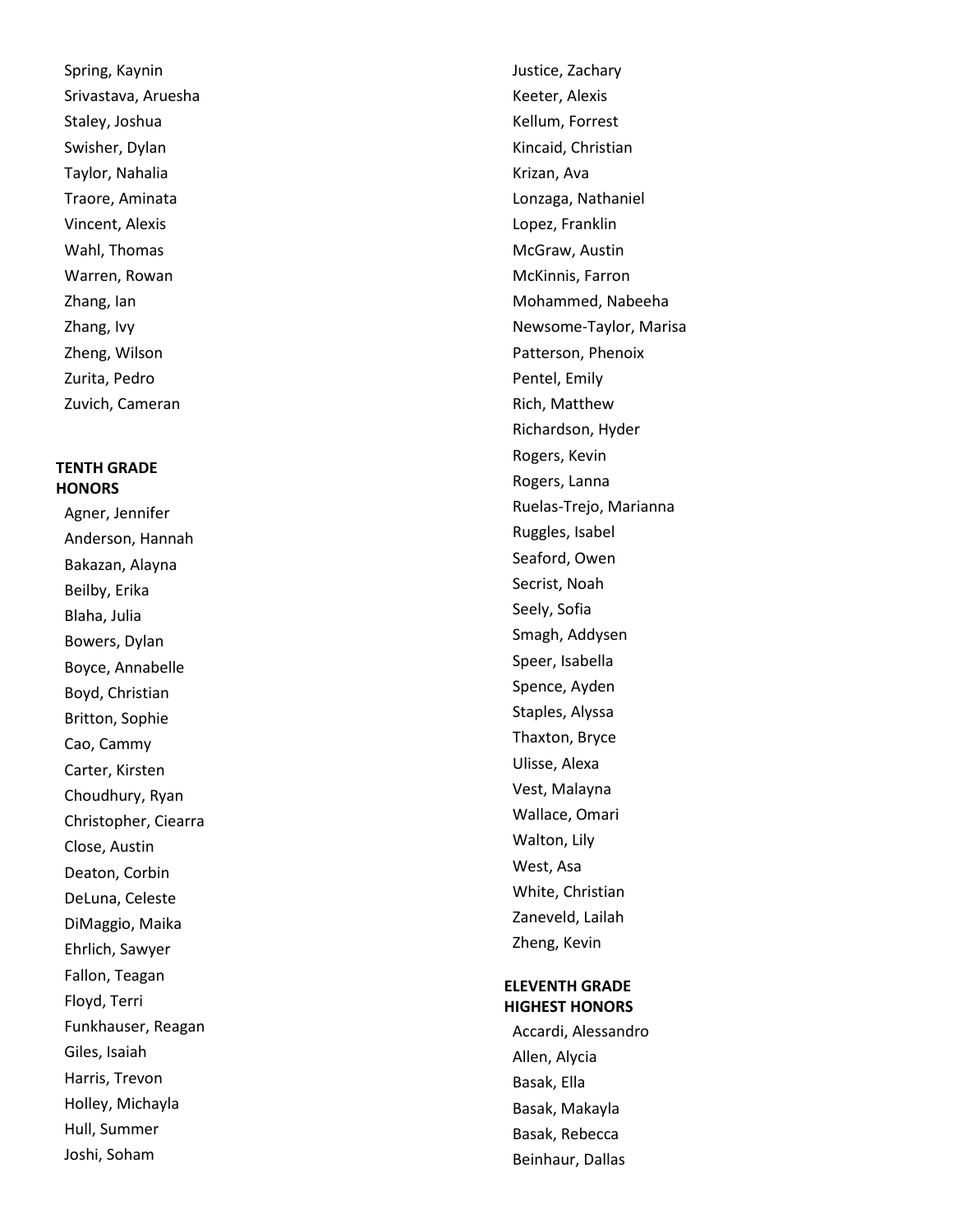Spring, Kaynin
Srivastava, Aruesha
Staley, Joshua
Swisher, Dylan
Taylor, Nahalia
Traore, Aminata
Vincent, Alexis
Wahl, Thomas
Warren, Rowan
Zhang, Ian
Zhang, Ivy
Zheng, Wilson
Zurita, Pedro
Zuvich, Cameran

**TENTH GRADE HONORS**

Agner, Jennifer
Anderson, Hannah
Bakazan, Alayna
Beilby, Erika
Blaha, Julia
Bowers, Dylan
Boyce, Annabelle
Boyd, Christian
Britton, Sophie
Cao, Cammy
Carter, Kirsten
Choudhury, Ryan
Christopher, Ciearra
Close, Austin
Deaton, Corbin
DeLuna, Celeste
DiMaggio, Maika
Ehrlich, Sawyer
Fallon, Teagan
Floyd, Terri
Funkhauser, Reagan
Giles, Isaiah
Harris, Trevon
Holley, Michayla
Hull, Summer
Joshi, Soham
Justice, Zachary
Keeter, Alexis
Kellum, Forrest
Kincaid, Christian
Krizan, Ava
Lonzaga, Nathaniel
Lopez, Franklin
McGraw, Austin
McKinnis, Farron
Mohammed, Nabeeha
Newsome-Taylor, Marisa
Patterson, Phenoix
Pentel, Emily
Rich, Matthew
Richardson, Hyder
Rogers, Kevin
Rogers, Lanna
Ruelas-Trejo, Marianna
Ruggles, Isabel
Seaford, Owen
Secrist, Noah
Seely, Sofia
Smagh, Addysen
Speer, Isabella
Spence, Ayden
Staples, Alyssa
Thaxton, Bryce
Ulisse, Alexa
Vest, Malayna
Wallace, Omari
Walton, Lily
West, Asa
White, Christian
Zaneveld, Lailah
Zheng, Kevin

**ELEVENTH GRADE HIGHEST HONORS**

Accardi, Alessandro
Allen, Alycia
Basak, Ella
Basak, Makayla
Basak, Rebecca
Beinhaur, Dallas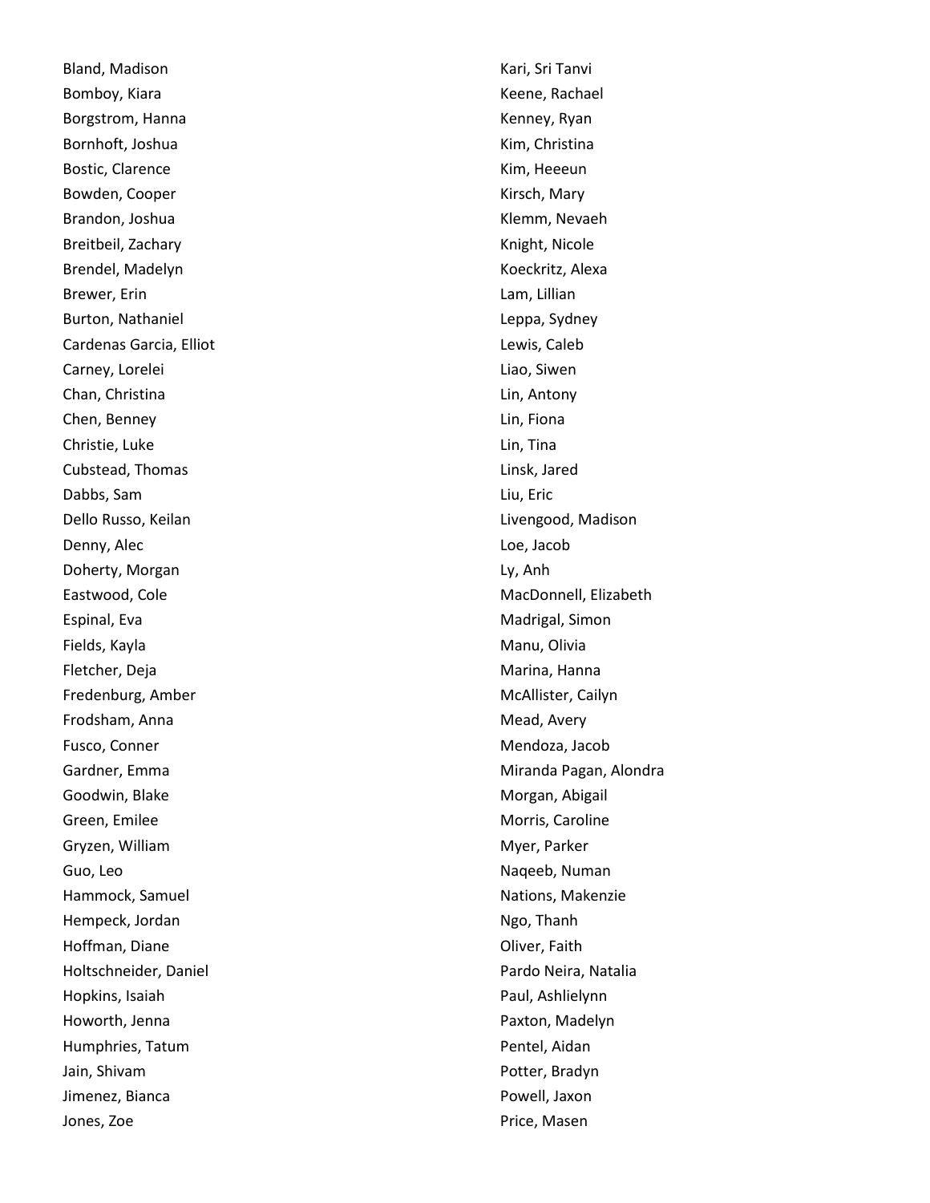Bland, Madison
Bomboy, Kiara
Borgstrom, Hanna
Bornhoft, Joshua
Bostic, Clarence
Bowden, Cooper
Brandon, Joshua
Breitbeil, Zachary
Brendel, Madelyn
Brewer, Erin
Burton, Nathaniel
Cardenas Garcia, Elliot
Carney, Lorelei
Chan, Christina
Chen, Benney
Christie, Luke
Cubstead, Thomas
Dabbs, Sam
Dello Russo, Keilan
Denny, Alec
Doherty, Morgan
Eastwood, Cole
Espinal, Eva
Fields, Kayla
Fletcher, Deja
Fredenburg, Amber
Frodsham, Anna
Fusco, Conner
Gardner, Emma
Goodwin, Blake
Green, Emilee
Gryzen, William
Guo, Leo
Hammock, Samuel
Hempeck, Jordan
Hoffman, Diane
Holtschneider, Daniel
Hopkins, Isaiah
Howorth, Jenna
Humphries, Tatum
Jain, Shivam
Jimenez, Bianca
Jones, Zoe
Kari, Sri Tanvi
Keene, Rachael
Kenney, Ryan
Kim, Christina
Kim, Heeeun
Kirsch, Mary
Klemm, Nevaeh
Knight, Nicole
Koeckritz, Alexa
Lam, Lillian
Leppa, Sydney
Lewis, Caleb
Liao, Siwen
Lin, Antony
Lin, Fiona
Lin, Tina
Linsk, Jared
Liu, Eric
Livengood, Madison
Loe, Jacob
Ly, Anh
MacDonnell, Elizabeth
Madrigal, Simon
Manu, Olivia
Marina, Hanna
McAllister, Cailyn
Mead, Avery
Mendoza, Jacob
Miranda Pagan, Alondra
Morgan, Abigail
Morris, Caroline
Myer, Parker
Naqeeb, Numan
Nations, Makenzie
Ngo, Thanh
Oliver, Faith
Pardo Neira, Natalia
Paul, Ashlielynn
Paxton, Madelyn
Pentel, Aidan
Potter, Bradyn
Powell, Jaxon
Price, Masen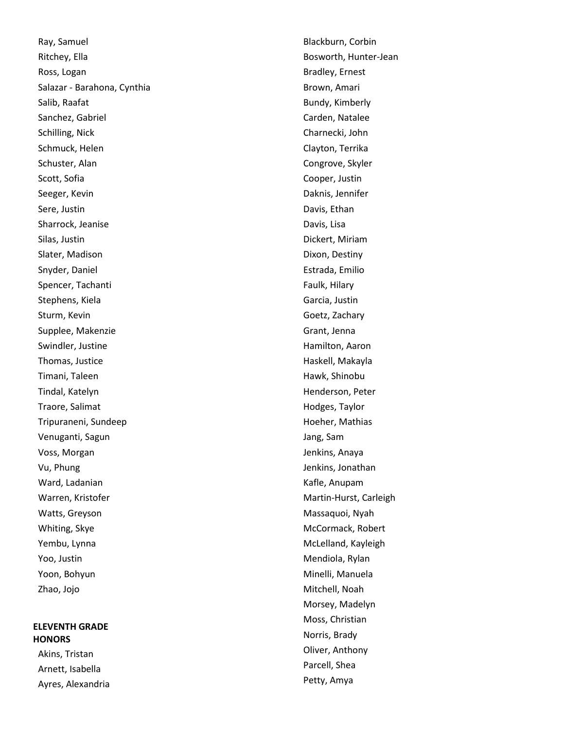Ray, Samuel
Ritchey, Ella
Ross, Logan
Salazar - Barahona, Cynthia
Salib, Raafat
Sanchez, Gabriel
Schilling, Nick
Schmuck, Helen
Schuster, Alan
Scott, Sofia
Seeger, Kevin
Sere, Justin
Sharrock, Jeanise
Silas, Justin
Slater, Madison
Snyder, Daniel
Spencer, Tachanti
Stephens, Kiela
Sturm, Kevin
Supplee, Makenzie
Swindler, Justine
Thomas, Justice
Timani, Taleen
Tindal, Katelyn
Traore, Salimat
Tripuraneni, Sundeep
Venuganti, Sagun
Voss, Morgan
Vu, Phung
Ward, Ladanian
Warren, Kristofer
Watts, Greyson
Whiting, Skye
Yembu, Lynna
Yoo, Justin
Yoon, Bohyun
Zhao, Jojo

**ELEVENTH GRADE HONORS**

Akins, Tristan
Arnett, Isabella
Ayres, Alexandria
Blackburn, Corbin
Bosworth, Hunter-Jean
Bradley, Ernest
Brown, Amari
Bundy, Kimberly
Carden, Natalee
Charnecki, John
Clayton, Terrika
Congrove, Skyler
Cooper, Justin
Daknis, Jennifer
Davis, Ethan
Davis, Lisa
Dickert, Miriam
Dixon, Destiny
Estrada, Emilio
Faulk, Hilary
Garcia, Justin
Goetz, Zachary
Grant, Jenna
Hamilton, Aaron
Haskell, Makayla
Hawk, Shinobu
Henderson, Peter
Hodges, Taylor
Hoeher, Mathias
Jang, Sam
Jenkins, Anaya
Jenkins, Jonathan
Kafle, Anupam
Martin-Hurst, Carleigh
Massaquoi, Nyah
McCormack, Robert
McLelland, Kayleigh
Mendiola, Rylan
Minelli, Manuela
Mitchell, Noah
Morsey, Madelyn
Moss, Christian
Norris, Brady
Oliver, Anthony
Parcell, Shea
Petty, Amya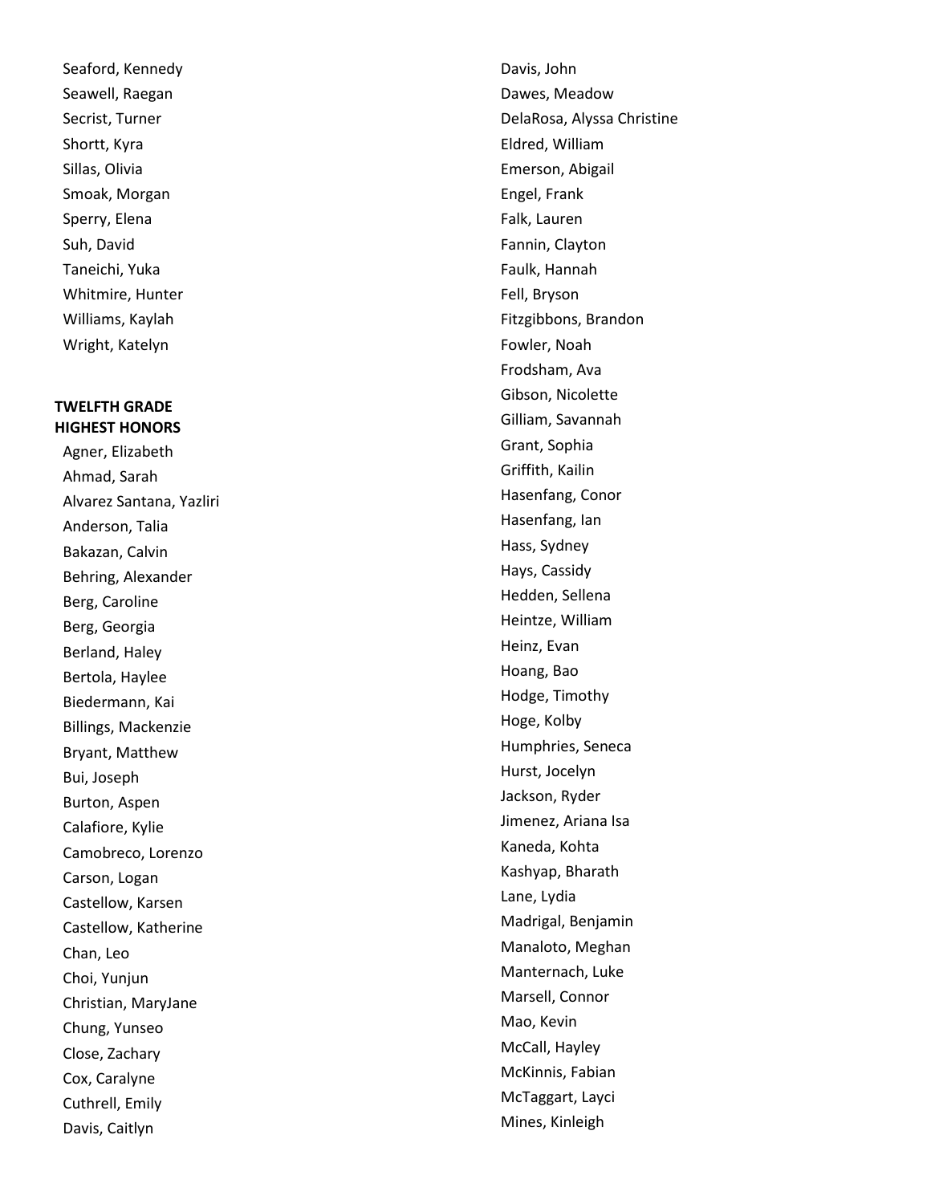Seaford, Kennedy
Seawell, Raegan
Secrist, Turner
Shortt, Kyra
Sillas, Olivia
Smoak, Morgan
Sperry, Elena
Suh, David
Taneichi, Yuka
Whitmire, Hunter
Williams, Kaylah
Wright, Katelyn

**TWELFTH GRADE**
**HIGHEST HONORS**

Agner, Elizabeth
Ahmad, Sarah
Alvarez Santana, Yazliri
Anderson, Talia
Bakazan, Calvin
Behring, Alexander
Berg, Caroline
Berg, Georgia
Berland, Haley
Bertola, Haylee
Biedermann, Kai
Billings, Mackenzie
Bryant, Matthew
Bui, Joseph
Burton, Aspen
Calafiore, Kylie
Camobreco, Lorenzo
Carson, Logan
Castellow, Karsen
Castellow, Katherine
Chan, Leo
Choi, Yunjun
Christian, MaryJane
Chung, Yunseo
Close, Zachary
Cox, Caralyne
Cuthrell, Emily
Davis, Caitlyn
Davis, John
Dawes, Meadow
DelaRosa, Alyssa Christine
Eldred, William
Emerson, Abigail
Engel, Frank
Falk, Lauren
Fannin, Clayton
Faulk, Hannah
Fell, Bryson
Fitzgibbons, Brandon
Fowler, Noah
Frodsham, Ava
Gibson, Nicolette
Gilliam, Savannah
Grant, Sophia
Griffith, Kailin
Hasenfang, Conor
Hasenfang, Ian
Hass, Sydney
Hays, Cassidy
Hedden, Sellena
Heintze, William
Heinz, Evan
Hoang, Bao
Hodge, Timothy
Hoge, Kolby
Humphries, Seneca
Hurst, Jocelyn
Jackson, Ryder
Jimenez, Ariana Isa
Kaneda, Kohta
Kashyap, Bharath
Lane, Lydia
Madrigal, Benjamin
Manaloto, Meghan
Manternach, Luke
Marsell, Connor
Mao, Kevin
McCall, Hayley
McKinnis, Fabian
McTaggart, Layci
Mines, Kinleigh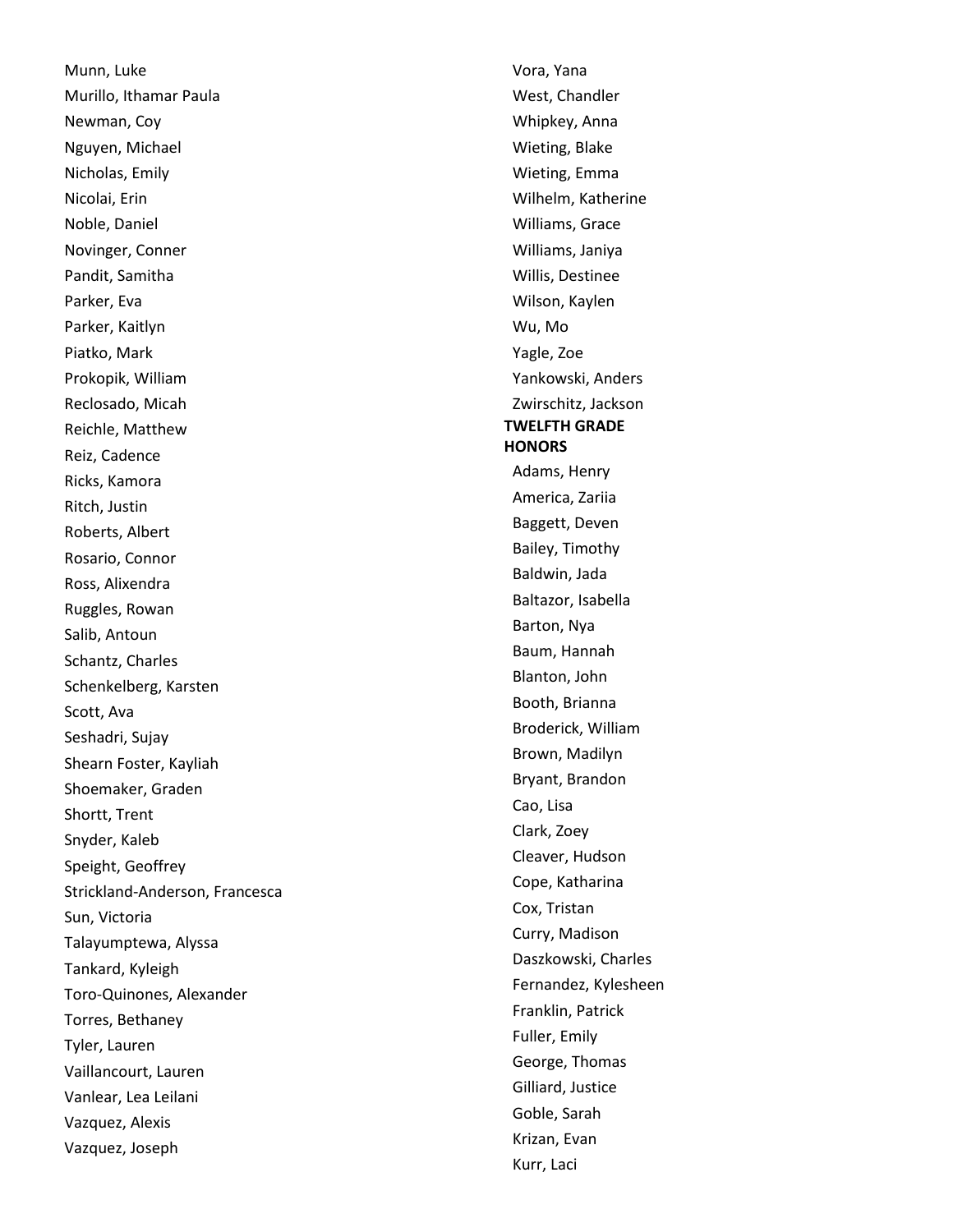Munn, Luke
Murillo, Ithamar Paula
Newman, Coy
Nguyen, Michael
Nicholas, Emily
Nicolai, Erin
Noble, Daniel
Novinger, Conner
Pandit, Samitha
Parker, Eva
Parker, Kaitlyn
Piatko, Mark
Prokopik, William
Reclosado, Micah
Reichle, Matthew
Reiz, Cadence
Ricks, Kamora
Ritch, Justin
Roberts, Albert
Rosario, Connor
Ross, Alixendra
Ruggles, Rowan
Salib, Antoun
Schantz, Charles
Schenkelberg, Karsten
Scott, Ava
Seshadri, Sujay
Shearn Foster, Kayliah
Shoemaker, Graden
Shortt, Trent
Snyder, Kaleb
Speight, Geoffrey
Strickland-Anderson, Francesca
Sun, Victoria
Talayumptewa, Alyssa
Tankard, Kyleigh
Toro-Quinones, Alexander
Torres, Bethaney
Tyler, Lauren
Vaillancourt, Lauren
Vanlear, Lea Leilani
Vazquez, Alexis
Vazquez, Joseph
Vora, Yana
West, Chandler
Whipkey, Anna
Wieting, Blake
Wieting, Emma
Wilhelm, Katherine
Williams, Grace
Williams, Janiya
Willis, Destinee
Wilson, Kaylen
Wu, Mo
Yagle, Zoe
Yankowski, Anders
Zwirschitz, Jackson

**TWELFTH GRADE HONORS**

Adams, Henry
America, Zariia
Baggett, Deven
Bailey, Timothy
Baldwin, Jada
Baltazor, Isabella
Barton, Nya
Baum, Hannah
Blanton, John
Booth, Brianna
Broderick, William
Brown, Madilyn
Bryant, Brandon
Cao, Lisa
Clark, Zoey
Cleaver, Hudson
Cope, Katharina
Cox, Tristan
Curry, Madison
Daszkowski, Charles
Fernandez, Kylesheen
Franklin, Patrick
Fuller, Emily
George, Thomas
Gilliard, Justice
Goble, Sarah
Krizan, Evan
Kurr, Laci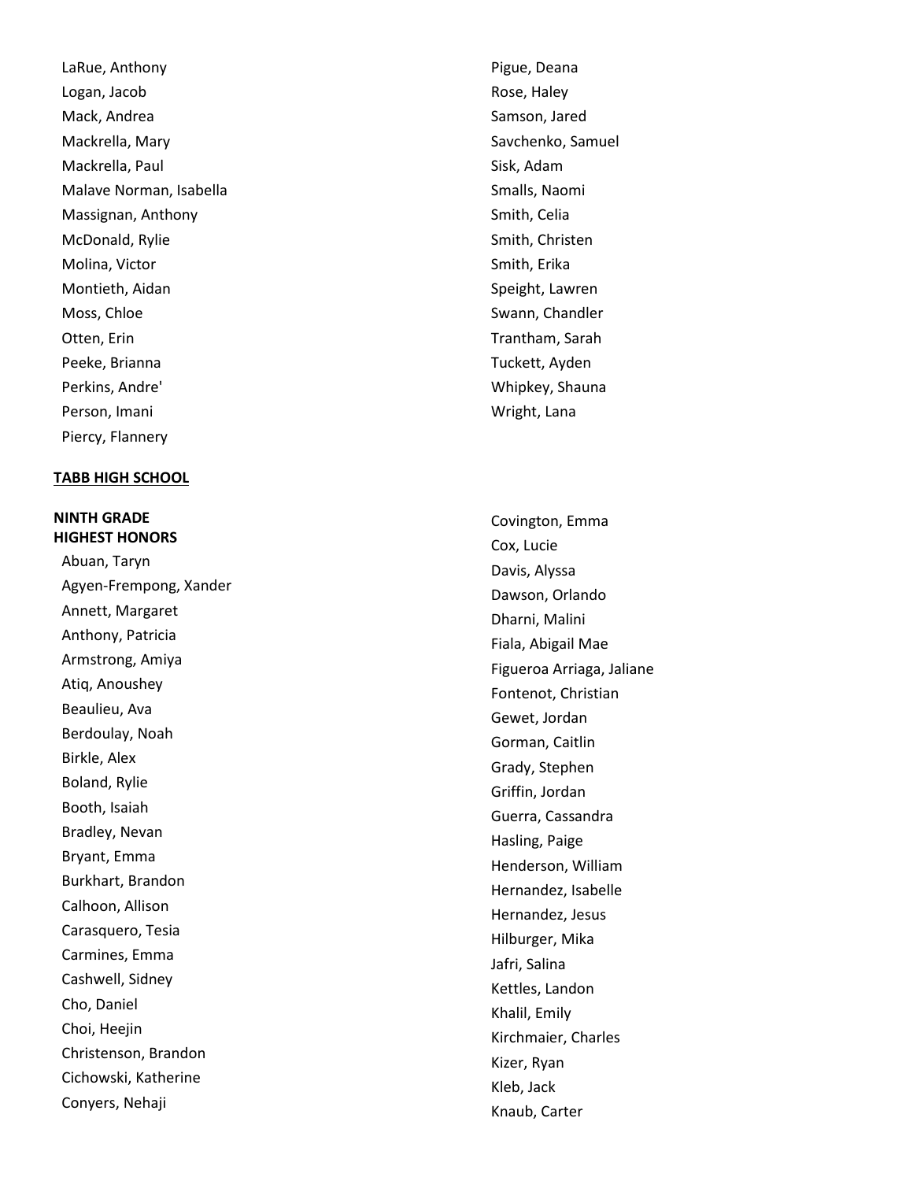LaRue, Anthony
Logan, Jacob
Mack, Andrea
Mackrella, Mary
Mackrella, Paul
Malave Norman, Isabella
Massignan, Anthony
McDonald, Rylie
Molina, Victor
Montieth, Aidan
Moss, Chloe
Otten, Erin
Peeke, Brianna
Perkins, Andre'
Person, Imani
Piercy, Flannery
Pigue, Deana
Rose, Haley
Samson, Jared
Savchenko, Samuel
Sisk, Adam
Smalls, Naomi
Smith, Celia
Smith, Christen
Smith, Erika
Speight, Lawren
Swann, Chandler
Trantham, Sarah
Tuckett, Ayden
Whipkey, Shauna
Wright, Lana

**TABB HIGH SCHOOL**

**NINTH GRADE**
**HIGHEST HONORS**

Abuan, Taryn
Agyen-Frempong, Xander
Annett, Margaret
Anthony, Patricia
Armstrong, Amiya
Atiq, Anoushey
Beaulieu, Ava
Berdoulay, Noah
Birkle, Alex
Boland, Rylie
Booth, Isaiah
Bradley, Nevan
Bryant, Emma
Burkhart, Brandon
Calhoon, Allison
Carasquero, Tesia
Carmines, Emma
Cashwell, Sidney
Cho, Daniel
Choi, Heejin
Christenson, Brandon
Cichowski, Katherine
Conyers, Nehaji
Covington, Emma
Cox, Lucie
Davis, Alyssa
Dawson, Orlando
Dharni, Malini
Fiala, Abigail Mae
Figueroa Arriaga, Jaliane
Fontenot, Christian
Gewet, Jordan
Gorman, Caitlin
Grady, Stephen
Griffin, Jordan
Guerra, Cassandra
Hasling, Paige
Henderson, William
Hernandez, Isabelle
Hernandez, Jesus
Hilburger, Mika
Jafri, Salina
Kettles, Landon
Khalil, Emily
Kirchmaier, Charles
Kizer, Ryan
Kleb, Jack
Knaub, Carter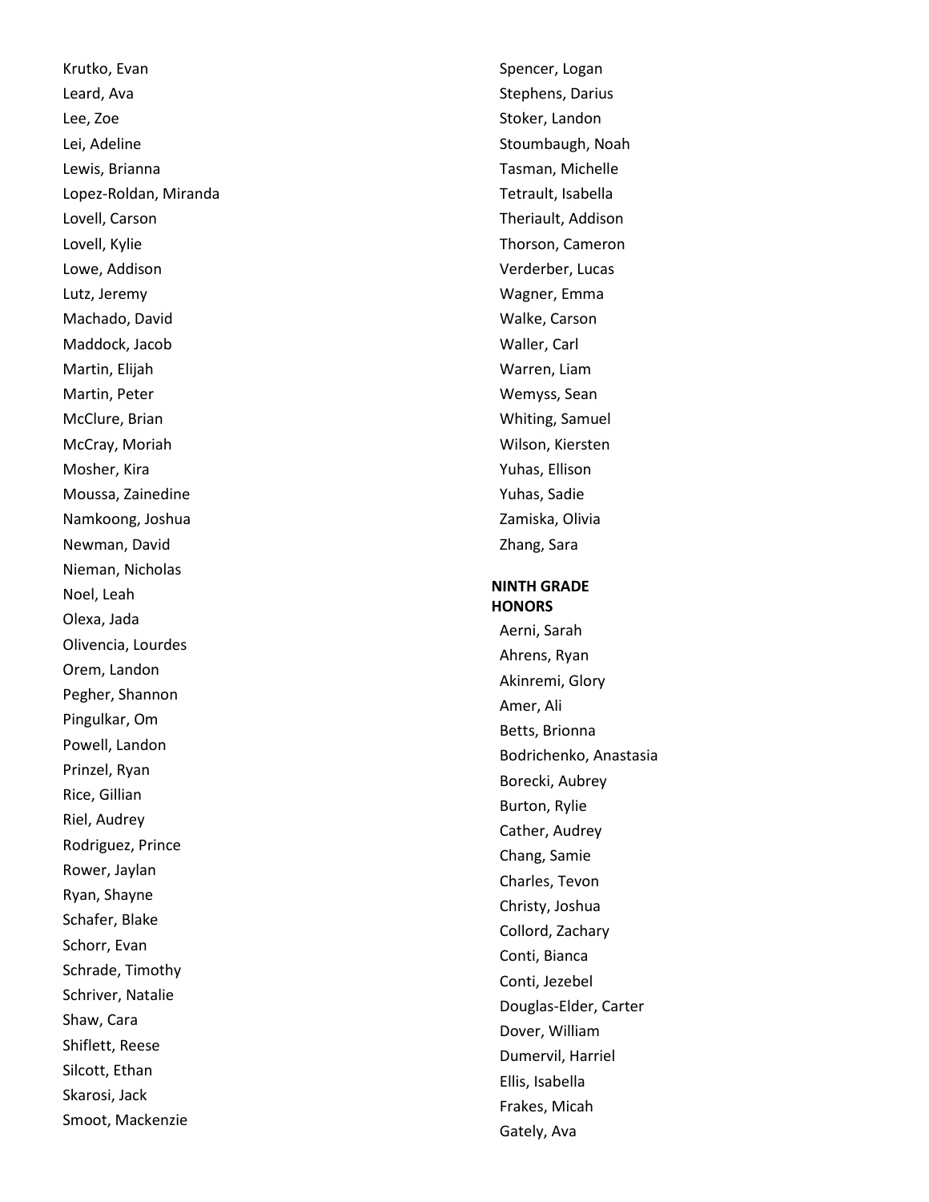Krutko, Evan
Leard, Ava
Lee, Zoe
Lei, Adeline
Lewis, Brianna
Lopez-Roldan, Miranda
Lovell, Carson
Lovell, Kylie
Lowe, Addison
Lutz, Jeremy
Machado, David
Maddock, Jacob
Martin, Elijah
Martin, Peter
McClure, Brian
McCray, Moriah
Mosher, Kira
Moussa, Zainedine
Namkoong, Joshua
Newman, David
Nieman, Nicholas
Noel, Leah
Olexa, Jada
Olivencia, Lourdes
Orem, Landon
Pegher, Shannon
Pingulkar, Om
Powell, Landon
Prinzel, Ryan
Rice, Gillian
Riel, Audrey
Rodriguez, Prince
Rower, Jaylan
Ryan, Shayne
Schafer, Blake
Schorr, Evan
Schrade, Timothy
Schriver, Natalie
Shaw, Cara
Shiflett, Reese
Silcott, Ethan
Skarosi, Jack
Smoot, Mackenzie
Spencer, Logan
Stephens, Darius
Stoker, Landon
Stoumbaugh, Noah
Tasman, Michelle
Tetrault, Isabella
Theriault, Addison
Thorson, Cameron
Verderber, Lucas
Wagner, Emma
Walke, Carson
Waller, Carl
Warren, Liam
Wemyss, Sean
Whiting, Samuel
Wilson, Kiersten
Yuhas, Ellison
Yuhas, Sadie
Zamiska, Olivia
Zhang, Sara

**NINTH GRADE HONORS**

Aerni, Sarah
Ahrens, Ryan
Akinremi, Glory
Amer, Ali
Betts, Brionna
Bodrichenko, Anastasia
Borecki, Aubrey
Burton, Rylie
Cather, Audrey
Chang, Samie
Charles, Tevon
Christy, Joshua
Collord, Zachary
Conti, Bianca
Conti, Jezebel
Douglas-Elder, Carter
Dover, William
Dumervil, Harriel
Ellis, Isabella
Frakes, Micah
Gately, Ava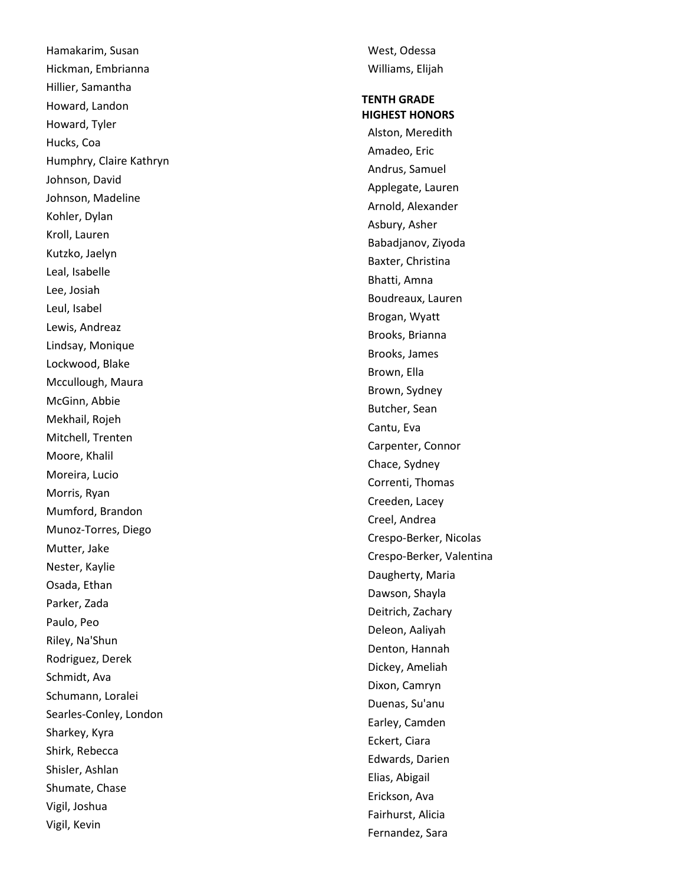Hamakarim, Susan
Hickman, Embrianna
Hillier, Samantha
Howard, Landon
Howard, Tyler
Hucks, Coa
Humphry, Claire Kathryn
Johnson, David
Johnson, Madeline
Kohler, Dylan
Kroll, Lauren
Kutzko, Jaelyn
Leal, Isabelle
Lee, Josiah
Leul, Isabel
Lewis, Andreaz
Lindsay, Monique
Lockwood, Blake
Mccullough, Maura
McGinn, Abbie
Mekhail, Rojeh
Mitchell, Trenten
Moore, Khalil
Moreira, Lucio
Morris, Ryan
Mumford, Brandon
Munoz-Torres, Diego
Mutter, Jake
Nester, Kaylie
Osada, Ethan
Parker, Zada
Paulo, Peo
Riley, Na'Shun
Rodriguez, Derek
Schmidt, Ava
Schumann, Loralei
Searles-Conley, London
Sharkey, Kyra
Shirk, Rebecca
Shisler, Ashlan
Shumate, Chase
Vigil, Joshua
Vigil, Kevin
West, Odessa
Williams, Elijah

**TENTH GRADE**
**HIGHEST HONORS**

Alston, Meredith
Amadeo, Eric
Andrus, Samuel
Applegate, Lauren
Arnold, Alexander
Asbury, Asher
Babadjanov, Ziyoda
Baxter, Christina
Bhatti, Amna
Boudreaux, Lauren
Brogan, Wyatt
Brooks, Brianna
Brooks, James
Brown, Ella
Brown, Sydney
Butcher, Sean
Cantu, Eva
Carpenter, Connor
Chace, Sydney
Correnti, Thomas
Creeden, Lacey
Creel, Andrea
Crespo-Berker, Nicolas
Crespo-Berker, Valentina
Daugherty, Maria
Dawson, Shayla
Deitrich, Zachary
Deleon, Aaliyah
Denton, Hannah
Dickey, Ameliah
Dixon, Camryn
Duenas, Su'anu
Earley, Camden
Eckert, Ciara
Edwards, Darien
Elias, Abigail
Erickson, Ava
Fairhurst, Alicia
Fernandez, Sara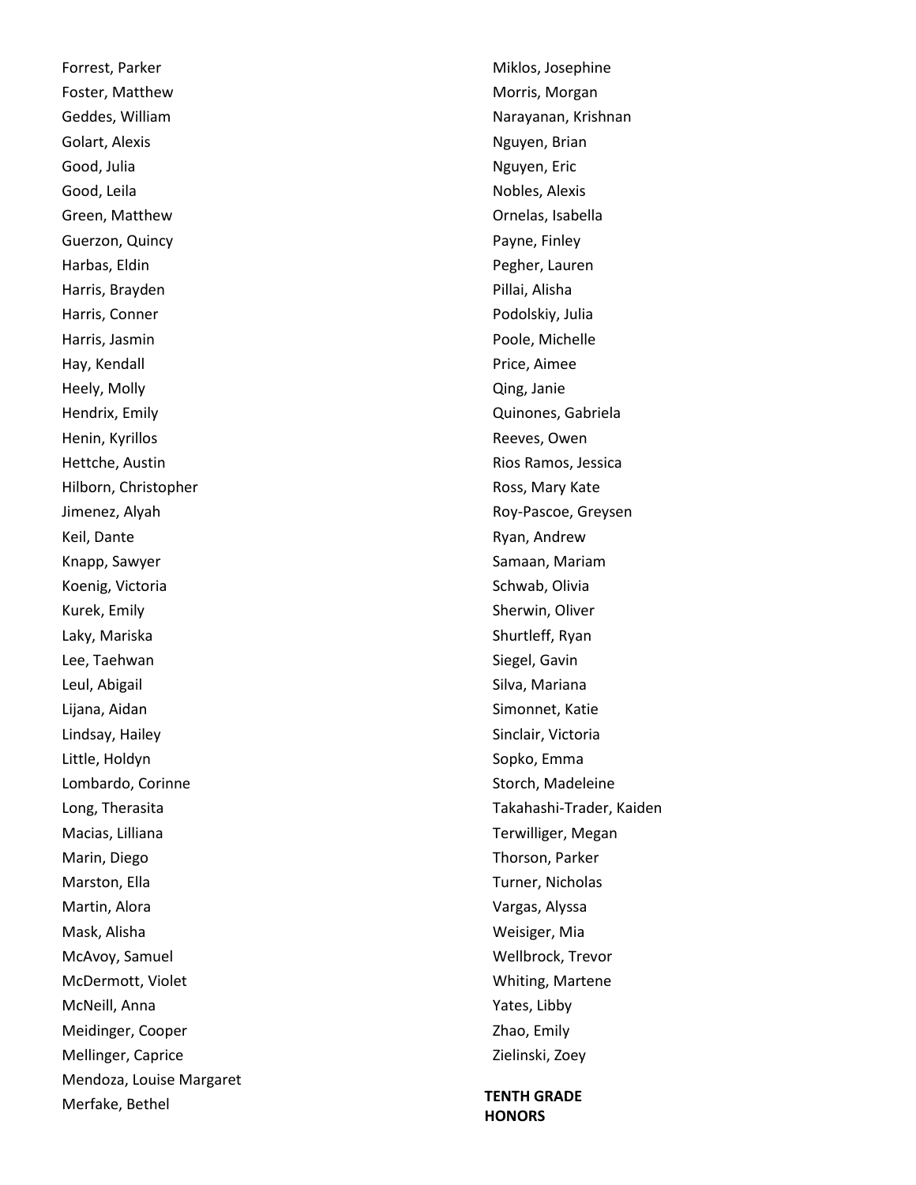Forrest, Parker
Foster, Matthew
Geddes, William
Golart, Alexis
Good, Julia
Good, Leila
Green, Matthew
Guerzon, Quincy
Harbas, Eldin
Harris, Brayden
Harris, Conner
Harris, Jasmin
Hay, Kendall
Heely, Molly
Hendrix, Emily
Henin, Kyrillos
Hettche, Austin
Hilborn, Christopher
Jimenez, Alyah
Keil, Dante
Knapp, Sawyer
Koenig, Victoria
Kurek, Emily
Laky, Mariska
Lee, Taehwan
Leul, Abigail
Lijana, Aidan
Lindsay, Hailey
Little, Holdyn
Lombardo, Corinne
Long, Therasita
Macias, Lilliana
Marin, Diego
Marston, Ella
Martin, Alora
Mask, Alisha
McAvoy, Samuel
McDermott, Violet
McNeill, Anna
Meidinger, Cooper
Mellinger, Caprice
Mendoza, Louise Margaret
Merfake, Bethel
Miklos, Josephine
Morris, Morgan
Narayanan, Krishnan
Nguyen, Brian
Nguyen, Eric
Nobles, Alexis
Ornelas, Isabella
Payne, Finley
Pegher, Lauren
Pillai, Alisha
Podolskiy, Julia
Poole, Michelle
Price, Aimee
Qing, Janie
Quinones, Gabriela
Reeves, Owen
Rios Ramos, Jessica
Ross, Mary Kate
Roy-Pascoe, Greysen
Ryan, Andrew
Samaan, Mariam
Schwab, Olivia
Sherwin, Oliver
Shurtleff, Ryan
Siegel, Gavin
Silva, Mariana
Simonnet, Katie
Sinclair, Victoria
Sopko, Emma
Storch, Madeleine
Takahashi-Trader, Kaiden
Terwilliger, Megan
Thorson, Parker
Turner, Nicholas
Vargas, Alyssa
Weisiger, Mia
Wellbrock, Trevor
Whiting, Martene
Yates, Libby
Zhao, Emily
Zielinski, Zoey

**TENTH GRADE HONORS**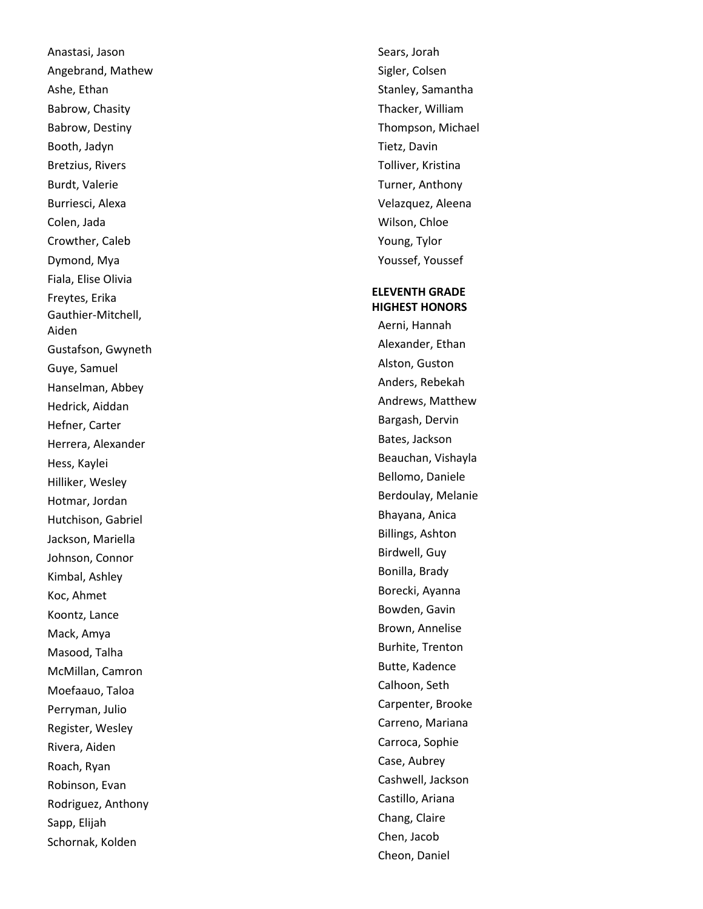Anastasi, Jason
Angebrand, Mathew
Ashe, Ethan
Babrow, Chasity
Babrow, Destiny
Booth, Jadyn
Bretzius, Rivers
Burdt, Valerie
Burriesci, Alexa
Colen, Jada
Crowther, Caleb
Dymond, Mya
Fiala, Elise Olivia
Freytes, Erika
Gauthier-Mitchell, Aiden
Gustafson, Gwyneth
Guye, Samuel
Hanselman, Abbey
Hedrick, Aiddan
Hefner, Carter
Herrera, Alexander
Hess, Kaylei
Hilliker, Wesley
Hotmar, Jordan
Hutchison, Gabriel
Jackson, Mariella
Johnson, Connor
Kimbal, Ashley
Koc, Ahmet
Koontz, Lance
Mack, Amya
Masood, Talha
McMillan, Camron
Moefaauo, Taloa
Perryman, Julio
Register, Wesley
Rivera, Aiden
Roach, Ryan
Robinson, Evan
Rodriguez, Anthony
Sapp, Elijah
Schornak, Kolden
Sears, Jorah
Sigler, Colsen
Stanley, Samantha
Thacker, William
Thompson, Michael
Tietz, Davin
Tolliver, Kristina
Turner, Anthony
Velazquez, Aleena
Wilson, Chloe
Young, Tylor
Youssef, Youssef

**ELEVENTH GRADE HIGHEST HONORS**

Aerni, Hannah
Alexander, Ethan
Alston, Guston
Anders, Rebekah
Andrews, Matthew
Bargash, Dervin
Bates, Jackson
Beauchan, Vishayla
Bellomo, Daniele
Berdoulay, Melanie
Bhayana, Anica
Billings, Ashton
Birdwell, Guy
Bonilla, Brady
Borecki, Ayanna
Bowden, Gavin
Brown, Annelise
Burhite, Trenton
Butte, Kadence
Calhoon, Seth
Carpenter, Brooke
Carreno, Mariana
Carroca, Sophie
Case, Aubrey
Cashwell, Jackson
Castillo, Ariana
Chang, Claire
Chen, Jacob
Cheon, Daniel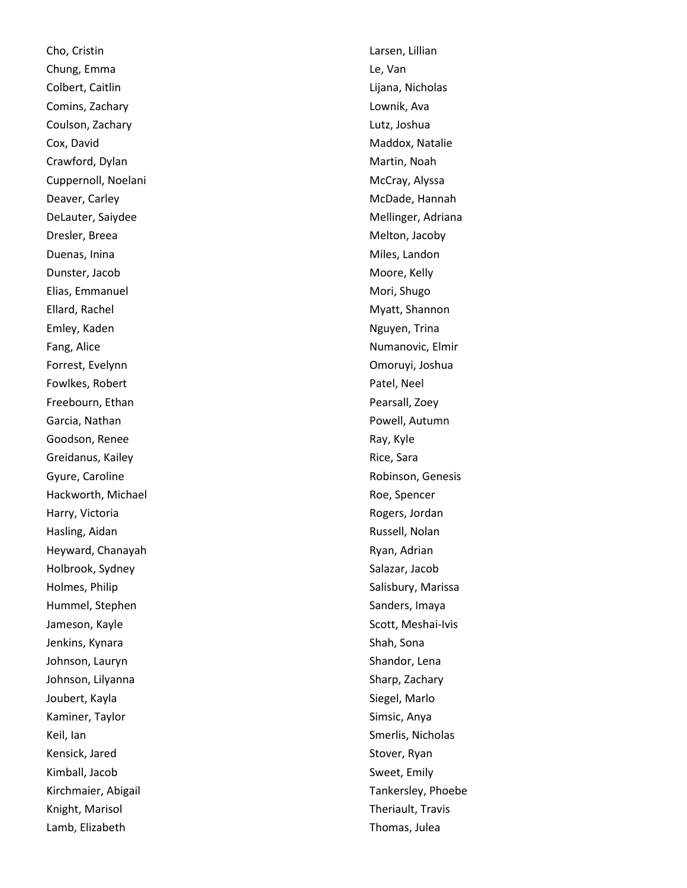Cho, Cristin
Chung, Emma
Colbert, Caitlin
Comins, Zachary
Coulson, Zachary
Cox, David
Crawford, Dylan
Cuppernoll, Noelani
Deaver, Carley
DeLauter, Saiydee
Dresler, Breea
Duenas, Inina
Dunster, Jacob
Elias, Emmanuel
Ellard, Rachel
Emley, Kaden
Fang, Alice
Forrest, Evelynn
Fowlkes, Robert
Freebourn, Ethan
Garcia, Nathan
Goodson, Renee
Greidanus, Kailey
Gyure, Caroline
Hackworth, Michael
Harry, Victoria
Hasling, Aidan
Heyward, Chanayah
Holbrook, Sydney
Holmes, Philip
Hummel, Stephen
Jameson, Kayle
Jenkins, Kynara
Johnson, Lauryn
Johnson, Lilyanna
Joubert, Kayla
Kaminer, Taylor
Keil, Ian
Kensick, Jared
Kimball, Jacob
Kirchmaier, Abigail
Knight, Marisol
Lamb, Elizabeth
Larsen, Lillian
Le, Van
Lijana, Nicholas
Lownik, Ava
Lutz, Joshua
Maddox, Natalie
Martin, Noah
McCray, Alyssa
McDade, Hannah
Mellinger, Adriana
Melton, Jacoby
Miles, Landon
Moore, Kelly
Mori, Shugo
Myatt, Shannon
Nguyen, Trina
Numanovic, Elmir
Omoruyi, Joshua
Patel, Neel
Pearsall, Zoey
Powell, Autumn
Ray, Kyle
Rice, Sara
Robinson, Genesis
Roe, Spencer
Rogers, Jordan
Russell, Nolan
Ryan, Adrian
Salazar, Jacob
Salisbury, Marissa
Sanders, Imaya
Scott, Meshai-Ivis
Shah, Sona
Shandor, Lena
Sharp, Zachary
Siegel, Marlo
Simsic, Anya
Smerlis, Nicholas
Stover, Ryan
Sweet, Emily
Tankersley, Phoebe
Theriault, Travis
Thomas, Julea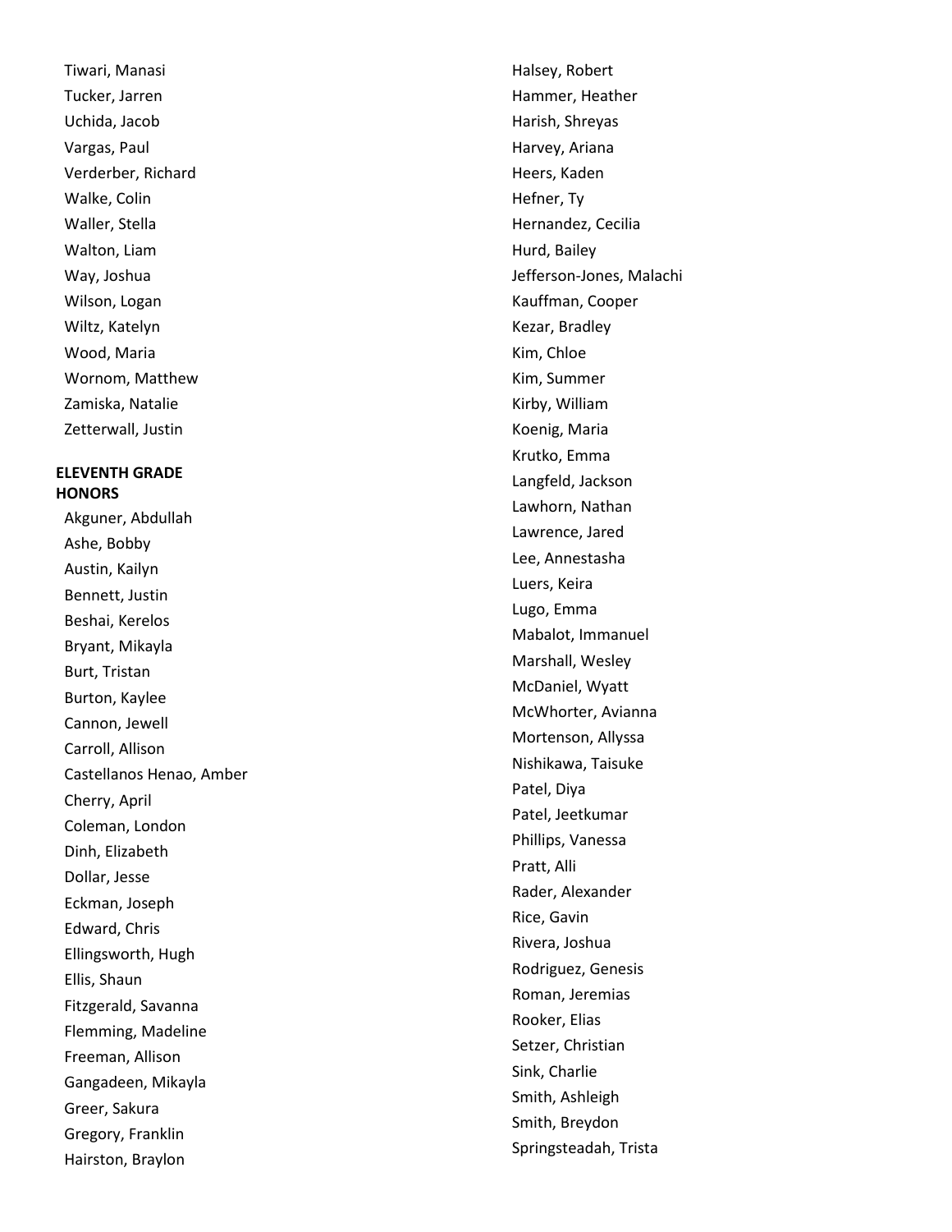Tiwari, Manasi
Tucker, Jarren
Uchida, Jacob
Vargas, Paul
Verderber, Richard
Walke, Colin
Waller, Stella
Walton, Liam
Way, Joshua
Wilson, Logan
Wiltz, Katelyn
Wood, Maria
Wornom, Matthew
Zamiska, Natalie
Zetterwall, Justin

**ELEVENTH GRADE HONORS**

Akguner, Abdullah
Ashe, Bobby
Austin, Kailyn
Bennett, Justin
Beshai, Kerelos
Bryant, Mikayla
Burt, Tristan
Burton, Kaylee
Cannon, Jewell
Carroll, Allison
Castellanos Henao, Amber
Cherry, April
Coleman, London
Dinh, Elizabeth
Dollar, Jesse
Eckman, Joseph
Edward, Chris
Ellingsworth, Hugh
Ellis, Shaun
Fitzgerald, Savanna
Flemming, Madeline
Freeman, Allison
Gangadeen, Mikayla
Greer, Sakura
Gregory, Franklin
Hairston, Braylon
Halsey, Robert
Hammer, Heather
Harish, Shreyas
Harvey, Ariana
Heers, Kaden
Hefner, Ty
Hernandez, Cecilia
Hurd, Bailey
Jefferson-Jones, Malachi
Kauffman, Cooper
Kezar, Bradley
Kim, Chloe
Kim, Summer
Kirby, William
Koenig, Maria
Krutko, Emma
Langfeld, Jackson
Lawhorn, Nathan
Lawrence, Jared
Lee, Annestasha
Luers, Keira
Lugo, Emma
Mabalot, Immanuel
Marshall, Wesley
McDaniel, Wyatt
McWhorter, Avianna
Mortenson, Allyssa
Nishikawa, Taisuke
Patel, Diya
Patel, Jeetkumar
Phillips, Vanessa
Pratt, Alli
Rader, Alexander
Rice, Gavin
Rivera, Joshua
Rodriguez, Genesis
Roman, Jeremias
Rooker, Elias
Setzer, Christian
Sink, Charlie
Smith, Ashleigh
Smith, Breydon
Springsteadah, Trista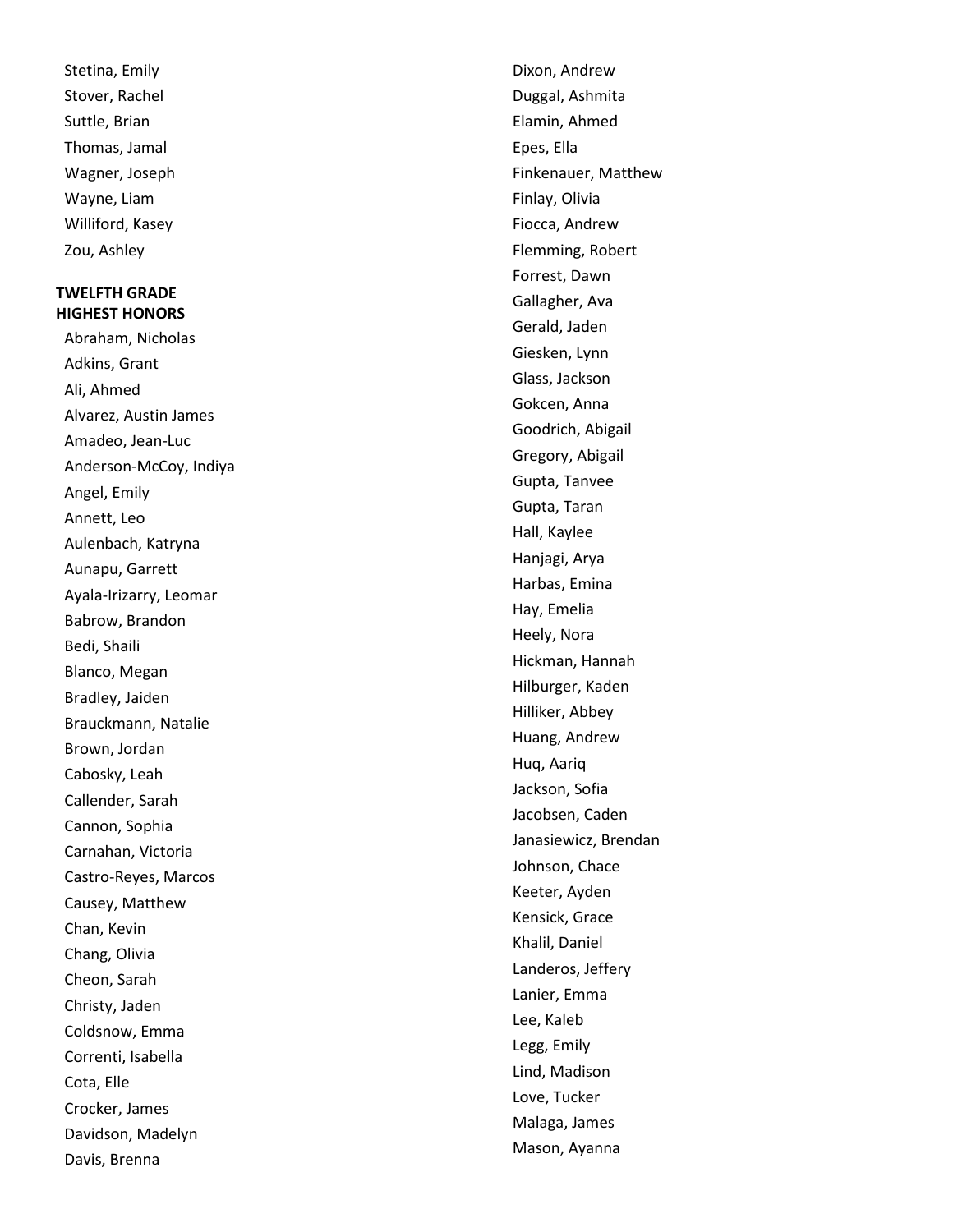Stetina, Emily
Stover, Rachel
Suttle, Brian
Thomas, Jamal
Wagner, Joseph
Wayne, Liam
Williford, Kasey
Zou, Ashley

**TWELFTH GRADE**
**HIGHEST HONORS**

Abraham, Nicholas
Adkins, Grant
Ali, Ahmed
Alvarez, Austin James
Amadeo, Jean-Luc
Anderson-McCoy, Indiya
Angel, Emily
Annett, Leo
Aulenbach, Katryna
Aunapu, Garrett
Ayala-Irizarry, Leomar
Babrow, Brandon
Bedi, Shaili
Blanco, Megan
Bradley, Jaiden
Brauckmann, Natalie
Brown, Jordan
Cabosky, Leah
Callender, Sarah
Cannon, Sophia
Carnahan, Victoria
Castro-Reyes, Marcos
Causey, Matthew
Chan, Kevin
Chang, Olivia
Cheon, Sarah
Christy, Jaden
Coldsnow, Emma
Correnti, Isabella
Cota, Elle
Crocker, James
Davidson, Madelyn
Davis, Brenna
Dixon, Andrew
Duggal, Ashmita
Elamin, Ahmed
Epes, Ella
Finkenauer, Matthew
Finlay, Olivia
Fiocca, Andrew
Flemming, Robert
Forrest, Dawn
Gallagher, Ava
Gerald, Jaden
Giesken, Lynn
Glass, Jackson
Gokcen, Anna
Goodrich, Abigail
Gregory, Abigail
Gupta, Tanvee
Gupta, Taran
Hall, Kaylee
Hanjagi, Arya
Harbas, Emina
Hay, Emelia
Heely, Nora
Hickman, Hannah
Hilburger, Kaden
Hilliker, Abbey
Huang, Andrew
Huq, Aariq
Jackson, Sofia
Jacobsen, Caden
Janasiewicz, Brendan
Johnson, Chace
Keeter, Ayden
Kensick, Grace
Khalil, Daniel
Landeros, Jeffery
Lanier, Emma
Lee, Kaleb
Legg, Emily
Lind, Madison
Love, Tucker
Malaga, James
Mason, Ayanna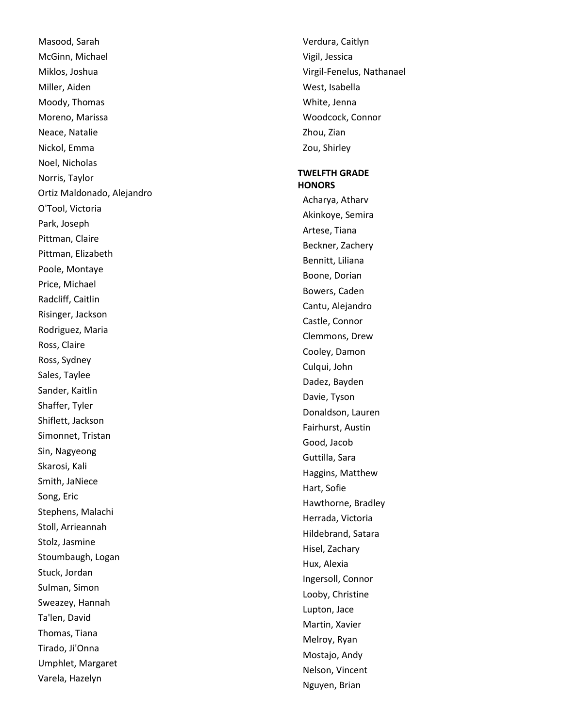Masood, Sarah
McGinn, Michael
Miklos, Joshua
Miller, Aiden
Moody, Thomas
Moreno, Marissa
Neace, Natalie
Nickol, Emma
Noel, Nicholas
Norris, Taylor
Ortiz Maldonado, Alejandro
O'Tool, Victoria
Park, Joseph
Pittman, Claire
Pittman, Elizabeth
Poole, Montaye
Price, Michael
Radcliff, Caitlin
Risinger, Jackson
Rodriguez, Maria
Ross, Claire
Ross, Sydney
Sales, Taylee
Sander, Kaitlin
Shaffer, Tyler
Shiflett, Jackson
Simonnet, Tristan
Sin, Nagyeong
Skarosi, Kali
Smith, JaNiece
Song, Eric
Stephens, Malachi
Stoll, Arrieannah
Stolz, Jasmine
Stoumbaugh, Logan
Stuck, Jordan
Sulman, Simon
Sweazey, Hannah
Ta'len, David
Thomas, Tiana
Tirado, Ji'Onna
Umphlet, Margaret
Varela, Hazelyn
Verdura, Caitlyn
Vigil, Jessica
Virgil-Fenelus, Nathanael
West, Isabella
White, Jenna
Woodcock, Connor
Zhou, Zian
Zou, Shirley

**TWELFTH GRADE HONORS**

Acharya, Atharv
Akinkoye, Semira
Artese, Tiana
Beckner, Zachery
Bennitt, Liliana
Boone, Dorian
Bowers, Caden
Cantu, Alejandro
Castle, Connor
Clemmons, Drew
Cooley, Damon
Culqui, John
Dadez, Bayden
Davie, Tyson
Donaldson, Lauren
Fairhurst, Austin
Good, Jacob
Guttilla, Sara
Haggins, Matthew
Hart, Sofie
Hawthorne, Bradley
Herrada, Victoria
Hildebrand, Satara
Hisel, Zachary
Hux, Alexia
Ingersoll, Connor
Looby, Christine
Lupton, Jace
Martin, Xavier
Melroy, Ryan
Mostajo, Andy
Nelson, Vincent
Nguyen, Brian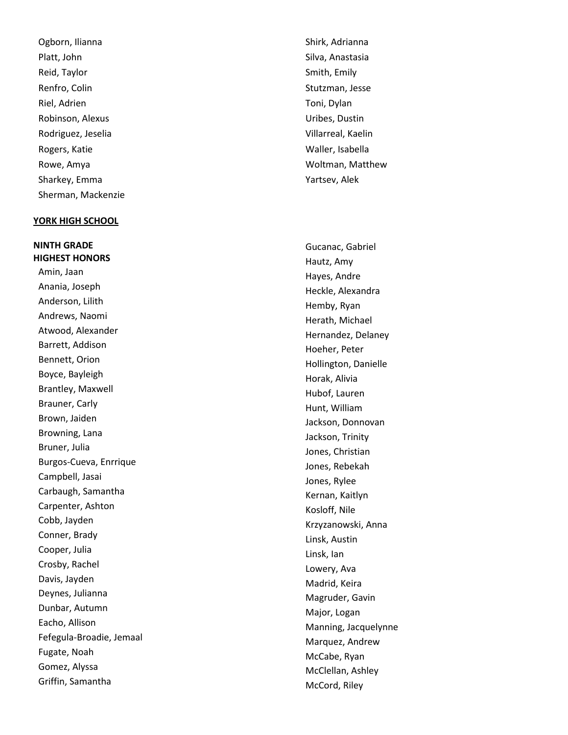Ogborn, Ilianna
Platt, John
Reid, Taylor
Renfro, Colin
Riel, Adrien
Robinson, Alexus
Rodriguez, Jeselia
Rogers, Katie
Rowe, Amya
Sharkey, Emma
Sherman, Mackenzie
Shirk, Adrianna
Silva, Anastasia
Smith, Emily
Stutzman, Jesse
Toni, Dylan
Uribes, Dustin
Villarreal, Kaelin
Waller, Isabella
Woltman, Matthew
Yartsev, Alek

**YORK HIGH SCHOOL**

**NINTH GRADE**
**HIGHEST HONORS**

Amin, Jaan
Anania, Joseph
Anderson, Lilith
Andrews, Naomi
Atwood, Alexander
Barrett, Addison
Bennett, Orion
Boyce, Bayleigh
Brantley, Maxwell
Brauner, Carly
Brown, Jaiden
Browning, Lana
Bruner, Julia
Burgos-Cueva, Enrrique
Campbell, Jasai
Carbaugh, Samantha
Carpenter, Ashton
Cobb, Jayden
Conner, Brady
Cooper, Julia
Crosby, Rachel
Davis, Jayden
Deynes, Julianna
Dunbar, Autumn
Eacho, Allison
Fefegula-Broadie, Jemaal
Fugate, Noah
Gomez, Alyssa
Griffin, Samantha
Gucanac, Gabriel
Hautz, Amy
Hayes, Andre
Heckle, Alexandra
Hemby, Ryan
Herath, Michael
Hernandez, Delaney
Hoeher, Peter
Hollington, Danielle
Horak, Alivia
Hubof, Lauren
Hunt, William
Jackson, Donnovan
Jackson, Trinity
Jones, Christian
Jones, Rebekah
Jones, Rylee
Kernan, Kaitlyn
Kosloff, Nile
Krzyzanowski, Anna
Linsk, Austin
Linsk, Ian
Lowery, Ava
Madrid, Keira
Magruder, Gavin
Major, Logan
Manning, Jacquelynne
Marquez, Andrew
McCabe, Ryan
McClellan, Ashley
McCord, Riley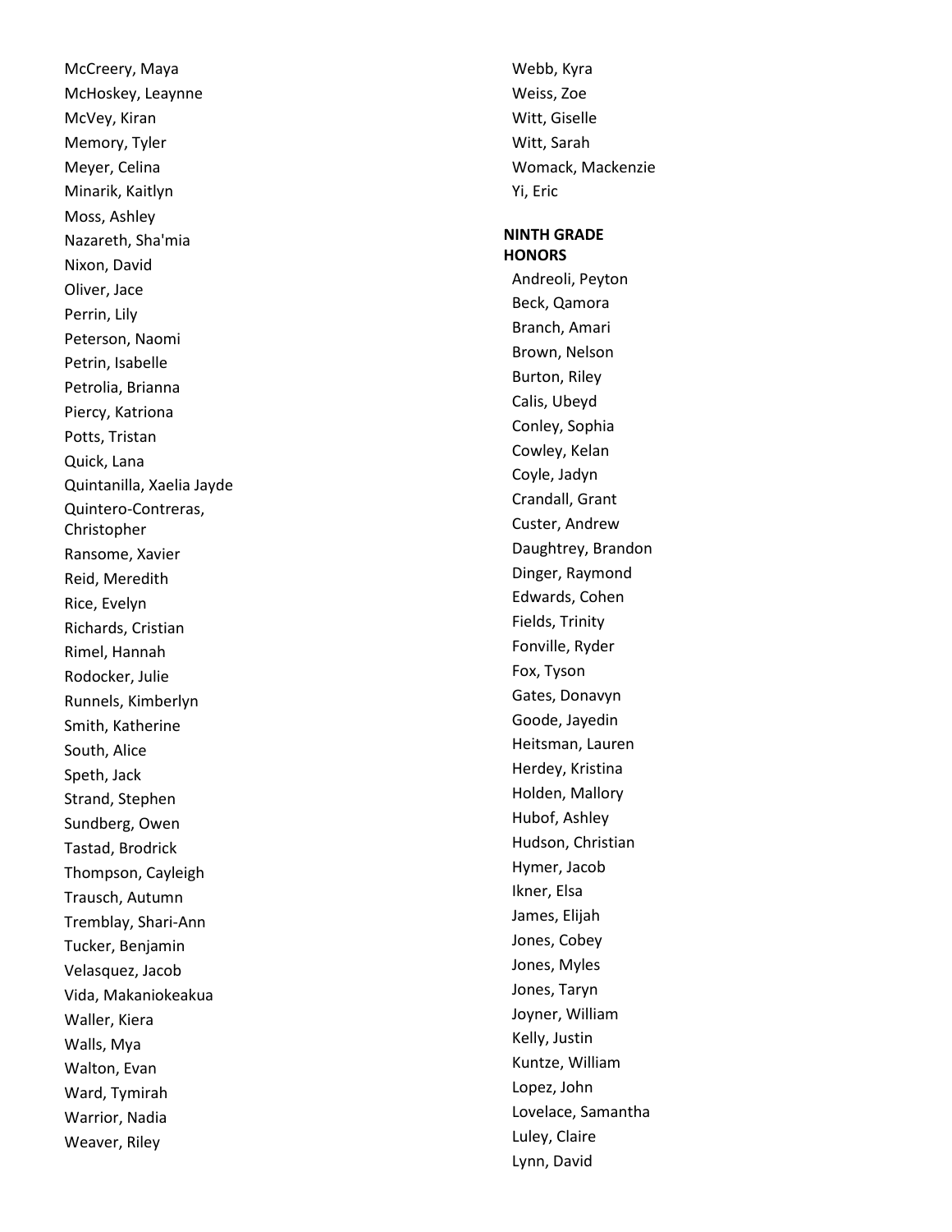McCreery, Maya
McHoskey, Leaynne
McVey, Kiran
Memory, Tyler
Meyer, Celina
Minarik, Kaitlyn
Moss, Ashley
Nazareth, Sha'mia
Nixon, David
Oliver, Jace
Perrin, Lily
Peterson, Naomi
Petrin, Isabelle
Petrolia, Brianna
Piercy, Katriona
Potts, Tristan
Quick, Lana
Quintanilla, Xaelia Jayde
Quintero-Contreras, Christopher
Ransome, Xavier
Reid, Meredith
Rice, Evelyn
Richards, Cristian
Rimel, Hannah
Rodocker, Julie
Runnels, Kimberlyn
Smith, Katherine
South, Alice
Speth, Jack
Strand, Stephen
Sundberg, Owen
Tastad, Brodrick
Thompson, Cayleigh
Trausch, Autumn
Tremblay, Shari-Ann
Tucker, Benjamin
Velasquez, Jacob
Vida, Makaniokeakua
Waller, Kiera
Walls, Mya
Walton, Evan
Ward, Tymirah
Warrior, Nadia
Weaver, Riley
Webb, Kyra
Weiss, Zoe
Witt, Giselle
Witt, Sarah
Womack, Mackenzie
Yi, Eric

**NINTH GRADE HONORS**

Andreoli, Peyton
Beck, Qamora
Branch, Amari
Brown, Nelson
Burton, Riley
Calis, Ubeyd
Conley, Sophia
Cowley, Kelan
Coyle, Jadyn
Crandall, Grant
Custer, Andrew
Daughtrey, Brandon
Dinger, Raymond
Edwards, Cohen
Fields, Trinity
Fonville, Ryder
Fox, Tyson
Gates, Donavyn
Goode, Jayedin
Heitsman, Lauren
Herdey, Kristina
Holden, Mallory
Hubof, Ashley
Hudson, Christian
Hymer, Jacob
Ikner, Elsa
James, Elijah
Jones, Cobey
Jones, Myles
Jones, Taryn
Joyner, William
Kelly, Justin
Kuntze, William
Lopez, John
Lovelace, Samantha
Luley, Claire
Lynn, David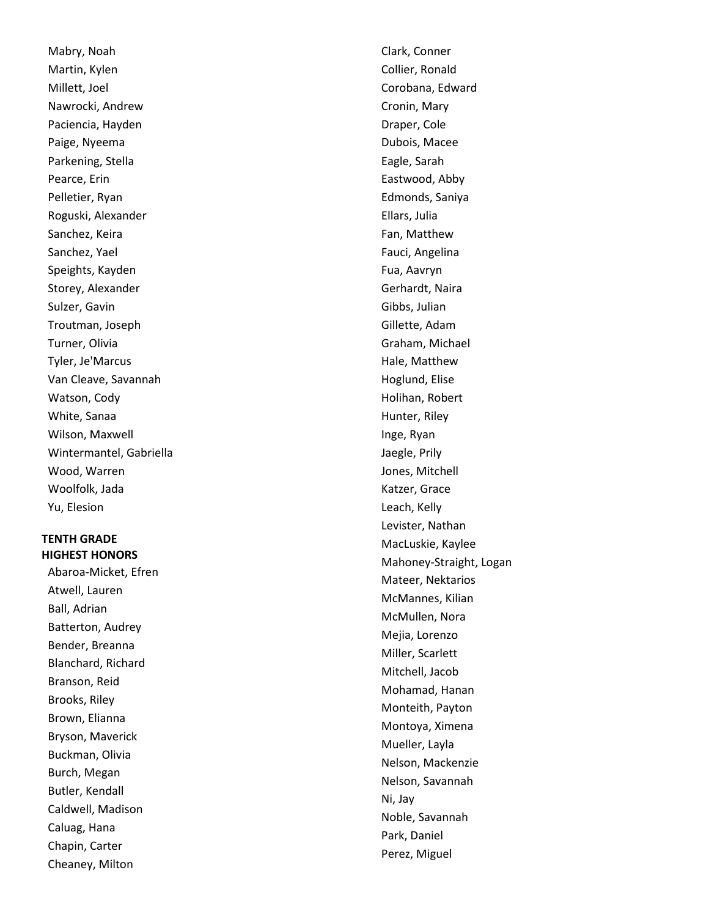Mabry, Noah
Martin, Kylen
Millett, Joel
Nawrocki, Andrew
Paciencia, Hayden
Paige, Nyeema
Parkening, Stella
Pearce, Erin
Pelletier, Ryan
Roguski, Alexander
Sanchez, Keira
Sanchez, Yael
Speights, Kayden
Storey, Alexander
Sulzer, Gavin
Troutman, Joseph
Turner, Olivia
Tyler, Je'Marcus
Van Cleave, Savannah
Watson, Cody
White, Sanaa
Wilson, Maxwell
Wintermantel, Gabriella
Wood, Warren
Woolfolk, Jada
Yu, Elesion

**TENTH GRADE**
**HIGHEST HONORS**

Abaroa-Micket, Efren
Atwell, Lauren
Ball, Adrian
Batterton, Audrey
Bender, Breanna
Blanchard, Richard
Branson, Reid
Brooks, Riley
Brown, Elianna
Bryson, Maverick
Buckman, Olivia
Burch, Megan
Butler, Kendall
Caldwell, Madison
Caluag, Hana
Chapin, Carter
Cheaney, Milton
Clark, Conner
Collier, Ronald
Corobana, Edward
Cronin, Mary
Draper, Cole
Dubois, Macee
Eagle, Sarah
Eastwood, Abby
Edmonds, Saniya
Ellars, Julia
Fan, Matthew
Fauci, Angelina
Fua, Aavryn
Gerhardt, Naira
Gibbs, Julian
Gillette, Adam
Graham, Michael
Hale, Matthew
Hoglund, Elise
Holihan, Robert
Hunter, Riley
Inge, Ryan
Jaegle, Prily
Jones, Mitchell
Katzer, Grace
Leach, Kelly
Levister, Nathan
MacLuskie, Kaylee
Mahoney-Straight, Logan
Mateer, Nektarios
McMannes, Kilian
McMullen, Nora
Mejia, Lorenzo
Miller, Scarlett
Mitchell, Jacob
Mohamad, Hanan
Monteith, Payton
Montoya, Ximena
Mueller, Layla
Nelson, Mackenzie
Nelson, Savannah
Ni, Jay
Noble, Savannah
Park, Daniel
Perez, Miguel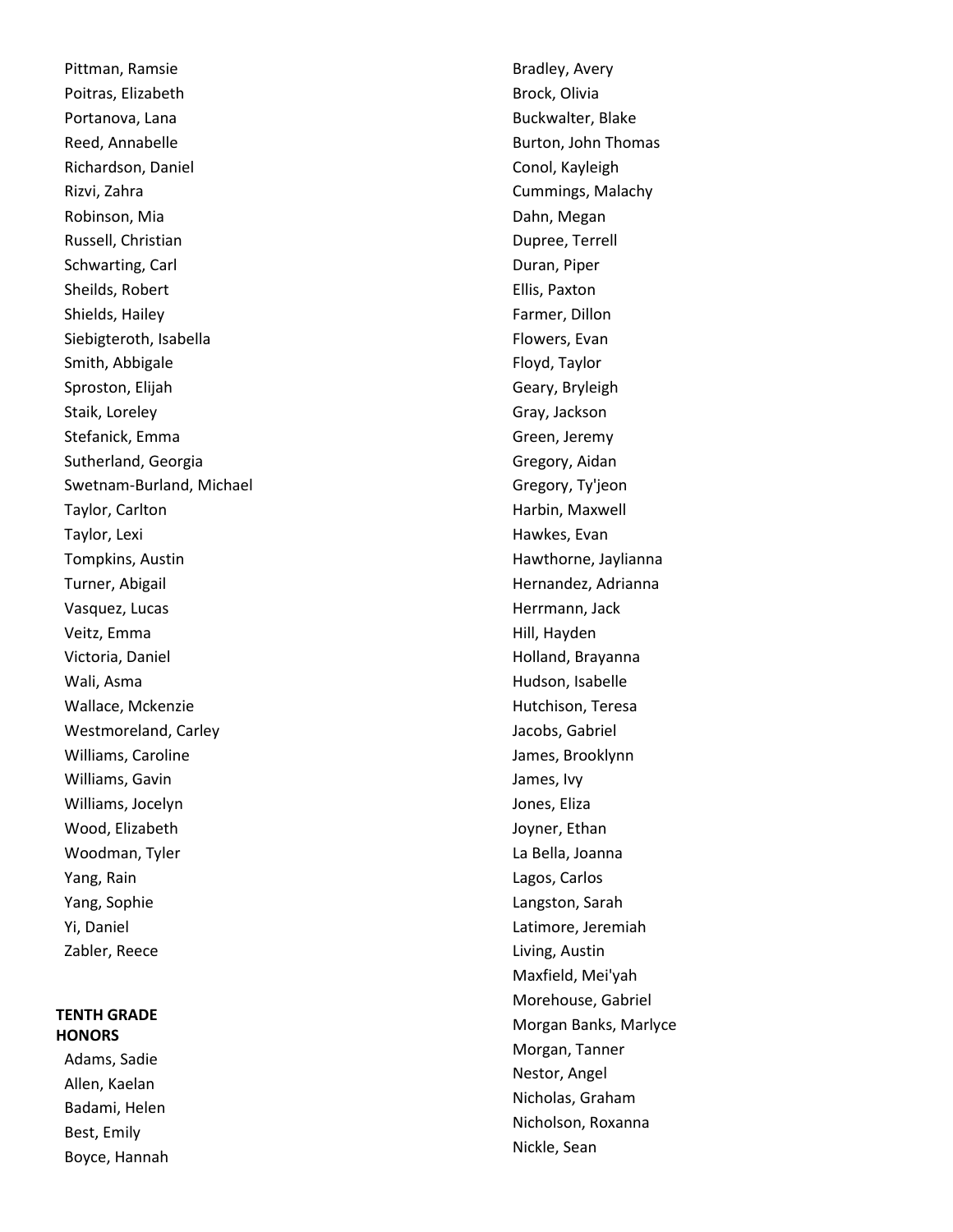Pittman, Ramsie
Poitras, Elizabeth
Portanova, Lana
Reed, Annabelle
Richardson, Daniel
Rizvi, Zahra
Robinson, Mia
Russell, Christian
Schwarting, Carl
Sheilds, Robert
Shields, Hailey
Siebigteroth, Isabella
Smith, Abbigale
Sproston, Elijah
Staik, Loreley
Stefanick, Emma
Sutherland, Georgia
Swetnam-Burland, Michael
Taylor, Carlton
Taylor, Lexi
Tompkins, Austin
Turner, Abigail
Vasquez, Lucas
Veitz, Emma
Victoria, Daniel
Wali, Asma
Wallace, Mckenzie
Westmoreland, Carley
Williams, Caroline
Williams, Gavin
Williams, Jocelyn
Wood, Elizabeth
Woodman, Tyler
Yang, Rain
Yang, Sophie
Yi, Daniel
Zabler, Reece

**TENTH GRADE HONORS**

Adams, Sadie
Allen, Kaelan
Badami, Helen
Best, Emily
Boyce, Hannah
Bradley, Avery
Brock, Olivia
Buckwalter, Blake
Burton, John Thomas
Conol, Kayleigh
Cummings, Malachy
Dahn, Megan
Dupree, Terrell
Duran, Piper
Ellis, Paxton
Farmer, Dillon
Flowers, Evan
Floyd, Taylor
Geary, Bryleigh
Gray, Jackson
Green, Jeremy
Gregory, Aidan
Gregory, Ty'jeon
Harbin, Maxwell
Hawkes, Evan
Hawthorne, Jaylianna
Hernandez, Adrianna
Herrmann, Jack
Hill, Hayden
Holland, Brayanna
Hudson, Isabelle
Hutchison, Teresa
Jacobs, Gabriel
James, Brooklynn
James, Ivy
Jones, Eliza
Joyner, Ethan
La Bella, Joanna
Lagos, Carlos
Langston, Sarah
Latimore, Jeremiah
Living, Austin
Maxfield, Mei'yah
Morehouse, Gabriel
Morgan Banks, Marlyce
Morgan, Tanner
Nestor, Angel
Nicholas, Graham
Nicholson, Roxanna
Nickle, Sean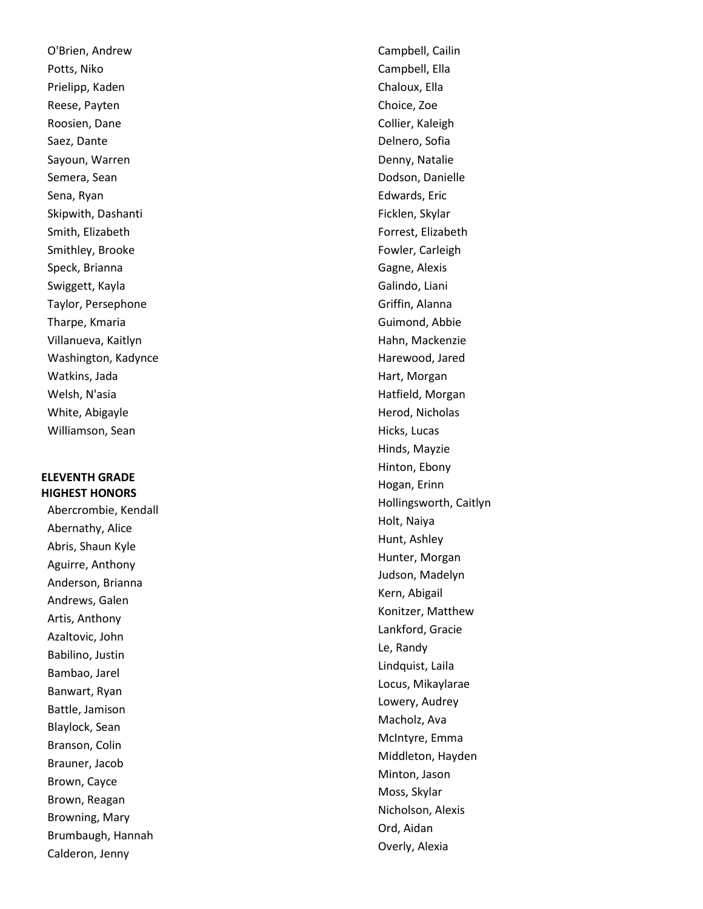O'Brien, Andrew
Potts, Niko
Prielipp, Kaden
Reese, Payten
Roosien, Dane
Saez, Dante
Sayoun, Warren
Semera, Sean
Sena, Ryan
Skipwith, Dashanti
Smith, Elizabeth
Smithley, Brooke
Speck, Brianna
Swiggett, Kayla
Taylor, Persephone
Tharpe, Kmaria
Villanueva, Kaitlyn
Washington, Kadynce
Watkins, Jada
Welsh, N'asia
White, Abigayle
Williamson, Sean

**ELEVENTH GRADE**
**HIGHEST HONORS**

Abercrombie, Kendall
Abernathy, Alice
Abris, Shaun Kyle
Aguirre, Anthony
Anderson, Brianna
Andrews, Galen
Artis, Anthony
Azaltovic, John
Babilino, Justin
Bambao, Jarel
Banwart, Ryan
Battle, Jamison
Blaylock, Sean
Branson, Colin
Brauner, Jacob
Brown, Cayce
Brown, Reagan
Browning, Mary
Brumbaugh, Hannah
Calderon, Jenny
Campbell, Cailin
Campbell, Ella
Chaloux, Ella
Choice, Zoe
Collier, Kaleigh
Delnero, Sofia
Denny, Natalie
Dodson, Danielle
Edwards, Eric
Ficklen, Skylar
Forrest, Elizabeth
Fowler, Carleigh
Gagne, Alexis
Galindo, Liani
Griffin, Alanna
Guimond, Abbie
Hahn, Mackenzie
Harewood, Jared
Hart, Morgan
Hatfield, Morgan
Herod, Nicholas
Hicks, Lucas
Hinds, Mayzie
Hinton, Ebony
Hogan, Erinn
Hollingsworth, Caitlyn
Holt, Naiya
Hunt, Ashley
Hunter, Morgan
Judson, Madelyn
Kern, Abigail
Konitzer, Matthew
Lankford, Gracie
Le, Randy
Lindquist, Laila
Locus, Mikaylarae
Lowery, Audrey
Macholz, Ava
McIntyre, Emma
Middleton, Hayden
Minton, Jason
Moss, Skylar
Nicholson, Alexis
Ord, Aidan
Overly, Alexia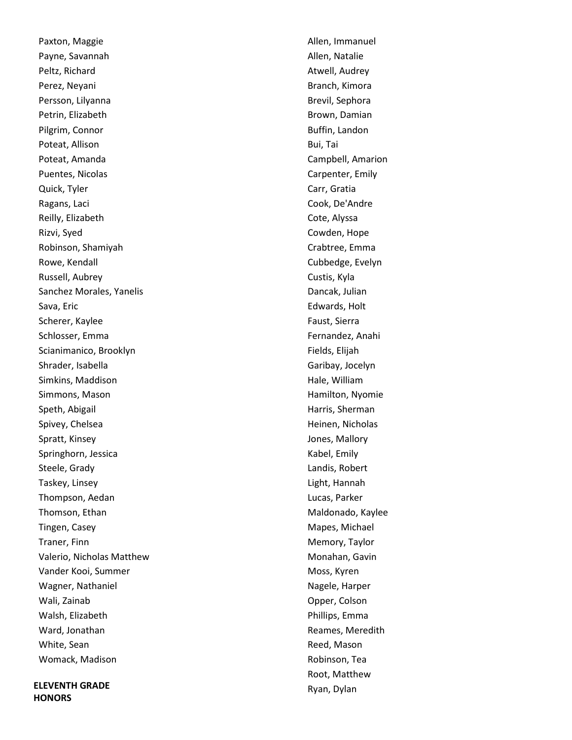Paxton, Maggie
Payne, Savannah
Peltz, Richard
Perez, Neyani
Persson, Lilyanna
Petrin, Elizabeth
Pilgrim, Connor
Poteat, Allison
Poteat, Amanda
Puentes, Nicolas
Quick, Tyler
Ragans, Laci
Reilly, Elizabeth
Rizvi, Syed
Robinson, Shamiyah
Rowe, Kendall
Russell, Aubrey
Sanchez Morales, Yanelis
Sava, Eric
Scherer, Kaylee
Schlosser, Emma
Scianimanico, Brooklyn
Shrader, Isabella
Simkins, Maddison
Simmons, Mason
Speth, Abigail
Spivey, Chelsea
Spratt, Kinsey
Springhorn, Jessica
Steele, Grady
Taskey, Linsey
Thompson, Aedan
Thomson, Ethan
Tingen, Casey
Traner, Finn
Valerio, Nicholas Matthew
Vander Kooi, Summer
Wagner, Nathaniel
Wali, Zainab
Walsh, Elizabeth
Ward, Jonathan
White, Sean
Womack, Madison

**ELEVENTH GRADE HONORS**

Allen, Immanuel
Allen, Natalie
Atwell, Audrey
Branch, Kimora
Brevil, Sephora
Brown, Damian
Buffin, Landon
Bui, Tai
Campbell, Amarion
Carpenter, Emily
Carr, Gratia
Cook, De'Andre
Cote, Alyssa
Cowden, Hope
Crabtree, Emma
Cubbedge, Evelyn
Custis, Kyla
Dancak, Julian
Edwards, Holt
Faust, Sierra
Fernandez, Anahi
Fields, Elijah
Garibay, Jocelyn
Hale, William
Hamilton, Nyomie
Harris, Sherman
Heinen, Nicholas
Jones, Mallory
Kabel, Emily
Landis, Robert
Light, Hannah
Lucas, Parker
Maldonado, Kaylee
Mapes, Michael
Memory, Taylor
Monahan, Gavin
Moss, Kyren
Nagele, Harper
Opper, Colson
Phillips, Emma
Reames, Meredith
Reed, Mason
Robinson, Tea
Root, Matthew
Ryan, Dylan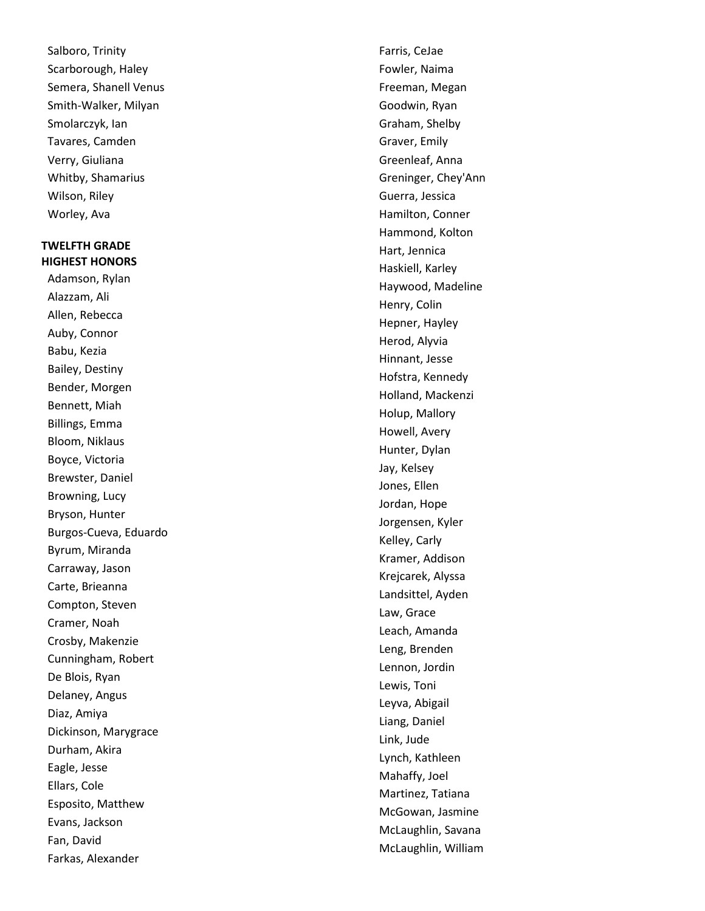Salboro, Trinity
Scarborough, Haley
Semera, Shanell Venus
Smith-Walker, Milyan
Smolarczyk, Ian
Tavares, Camden
Verry, Giuliana
Whitby, Shamarius
Wilson, Riley
Worley, Ava

**TWELFTH GRADE**
**HIGHEST HONORS**

Adamson, Rylan
Alazzam, Ali
Allen, Rebecca
Auby, Connor
Babu, Kezia
Bailey, Destiny
Bender, Morgen
Bennett, Miah
Billings, Emma
Bloom, Niklaus
Boyce, Victoria
Brewster, Daniel
Browning, Lucy
Bryson, Hunter
Burgos-Cueva, Eduardo
Byrum, Miranda
Carraway, Jason
Carte, Brieanna
Compton, Steven
Cramer, Noah
Crosby, Makenzie
Cunningham, Robert
De Blois, Ryan
Delaney, Angus
Diaz, Amiya
Dickinson, Marygrace
Durham, Akira
Eagle, Jesse
Ellars, Cole
Esposito, Matthew
Evans, Jackson
Fan, David
Farkas, Alexander
Farris, CeJae
Fowler, Naima
Freeman, Megan
Goodwin, Ryan
Graham, Shelby
Graver, Emily
Greenleaf, Anna
Greninger, Chey'Ann
Guerra, Jessica
Hamilton, Conner
Hammond, Kolton
Hart, Jennica
Haskiell, Karley
Haywood, Madeline
Henry, Colin
Hepner, Hayley
Herod, Alyvia
Hinnant, Jesse
Hofstra, Kennedy
Holland, Mackenzi
Holup, Mallory
Howell, Avery
Hunter, Dylan
Jay, Kelsey
Jones, Ellen
Jordan, Hope
Jorgensen, Kyler
Kelley, Carly
Kramer, Addison
Krejcarek, Alyssa
Landsittel, Ayden
Law, Grace
Leach, Amanda
Leng, Brenden
Lennon, Jordin
Lewis, Toni
Leyva, Abigail
Liang, Daniel
Link, Jude
Lynch, Kathleen
Mahaffy, Joel
Martinez, Tatiana
McGowan, Jasmine
McLaughlin, Savana
McLaughlin, William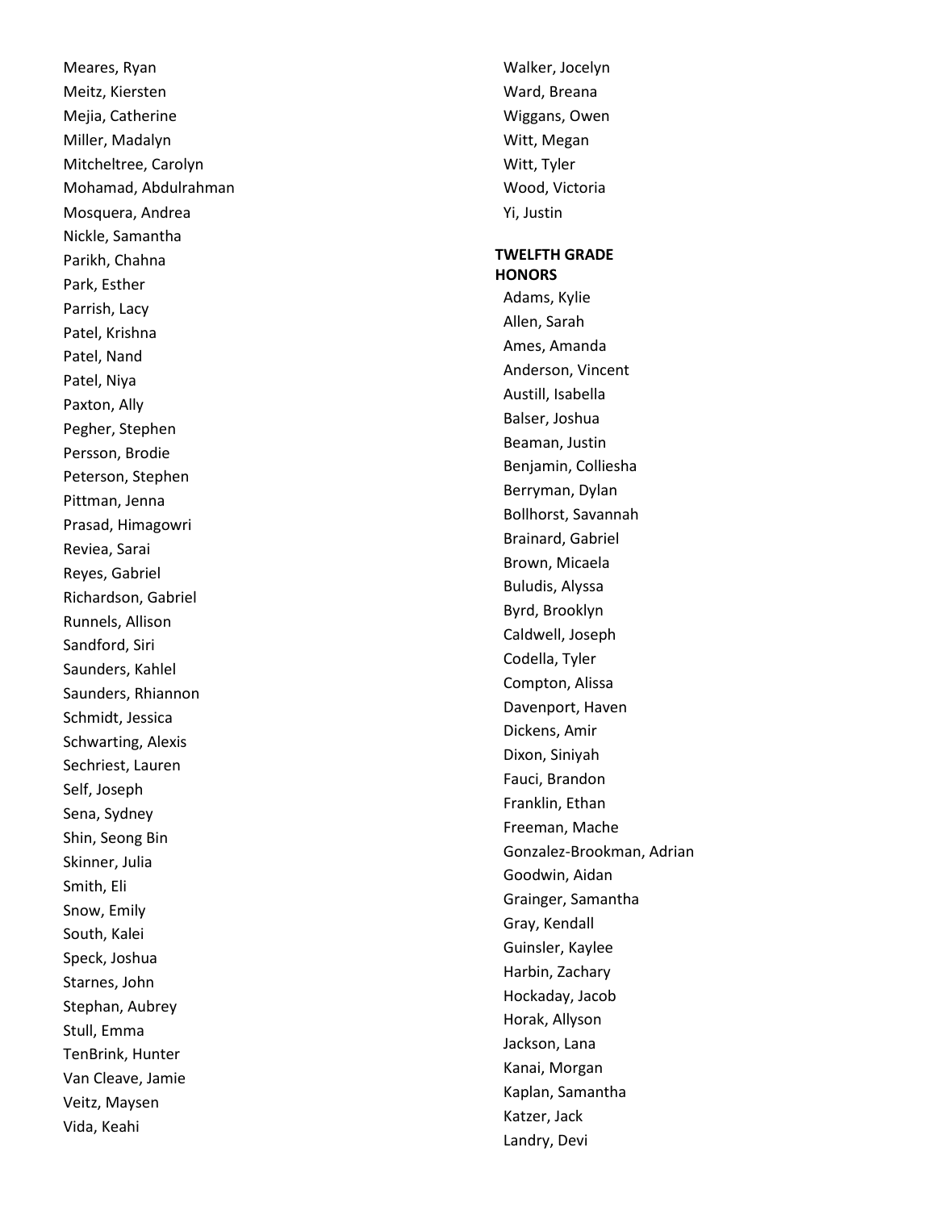Meares, Ryan
Meitz, Kiersten
Mejia, Catherine
Miller, Madalyn
Mitcheltree, Carolyn
Mohamad, Abdulrahman
Mosquera, Andrea
Nickle, Samantha
Parikh, Chahna
Park, Esther
Parrish, Lacy
Patel, Krishna
Patel, Nand
Patel, Niya
Paxton, Ally
Pegher, Stephen
Persson, Brodie
Peterson, Stephen
Pittman, Jenna
Prasad, Himagowri
Reviea, Sarai
Reyes, Gabriel
Richardson, Gabriel
Runnels, Allison
Sandford, Siri
Saunders, Kahlel
Saunders, Rhiannon
Schmidt, Jessica
Schwarting, Alexis
Sechriest, Lauren
Self, Joseph
Sena, Sydney
Shin, Seong Bin
Skinner, Julia
Smith, Eli
Snow, Emily
South, Kalei
Speck, Joshua
Starnes, John
Stephan, Aubrey
Stull, Emma
TenBrink, Hunter
Van Cleave, Jamie
Veitz, Maysen
Vida, Keahi
Walker, Jocelyn
Ward, Breana
Wiggans, Owen
Witt, Megan
Witt, Tyler
Wood, Victoria
Yi, Justin

**TWELFTH GRADE HONORS**

Adams, Kylie
Allen, Sarah
Ames, Amanda
Anderson, Vincent
Austill, Isabella
Balser, Joshua
Beaman, Justin
Benjamin, Colliesha
Berryman, Dylan
Bollhorst, Savannah
Brainard, Gabriel
Brown, Micaela
Buludis, Alyssa
Byrd, Brooklyn
Caldwell, Joseph
Codella, Tyler
Compton, Alissa
Davenport, Haven
Dickens, Amir
Dixon, Siniyah
Fauci, Brandon
Franklin, Ethan
Freeman, Mache
Gonzalez-Brookman, Adrian
Goodwin, Aidan
Grainger, Samantha
Gray, Kendall
Guinsler, Kaylee
Harbin, Zachary
Hockaday, Jacob
Horak, Allyson
Jackson, Lana
Kanai, Morgan
Kaplan, Samantha
Katzer, Jack
Landry, Devi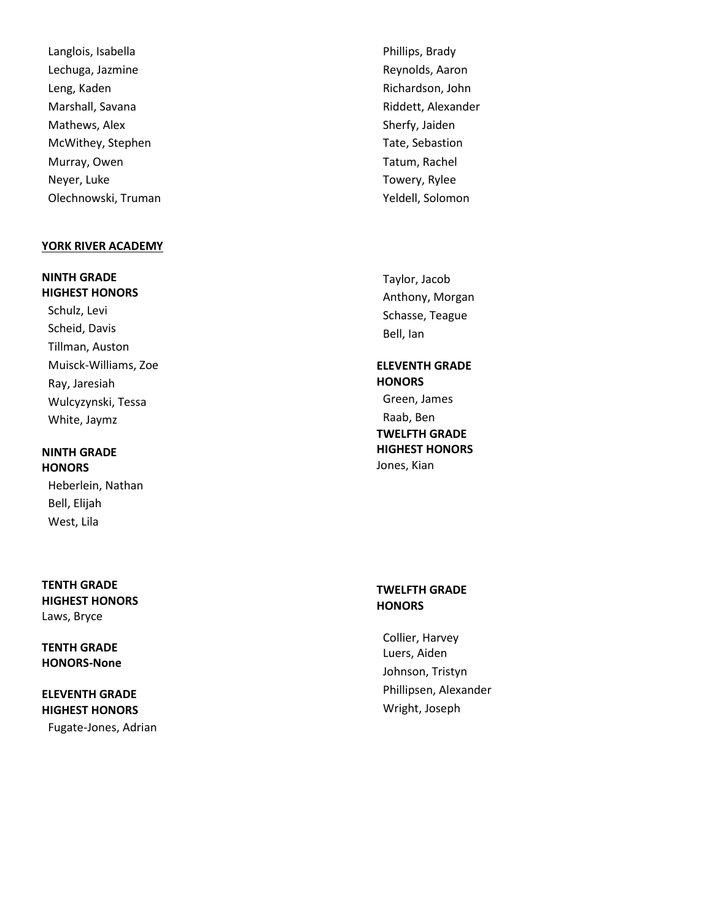Langlois, Isabella
Lechuga, Jazmine
Leng, Kaden
Marshall, Savana
Mathews, Alex
McWithey, Stephen
Murray, Owen
Neyer, Luke
Olechnowski, Truman
Phillips, Brady
Reynolds, Aaron
Richardson, John
Riddett, Alexander
Sherfy, Jaiden
Tate, Sebastion
Tatum, Rachel
Towery, Rylee
Yeldell, Solomon

## YORK RIVER ACADEMY

**NINTH GRADE HIGHEST HONORS**

Schulz, Levi
Scheid, Davis
Tillman, Auston
Muisck-Williams, Zoe
Ray, Jaresiah
Wulcyzynski, Tessa
White, Jaymz

**NINTH GRADE HONORS**

Heberlein, Nathan
Bell, Elijah
West, Lila

**TENTH GRADE HIGHEST HONORS**

Laws, Bryce

**TENTH GRADE HONORS-None**

**ELEVENTH GRADE HIGHEST HONORS**

Fugate-Jones, Adrian
Taylor, Jacob
Anthony, Morgan
Schasse, Teague
Bell, Ian

**ELEVENTH GRADE HONORS**

Green, James
Raab, Ben

**TWELFTH GRADE HIGHEST HONORS**

Jones, Kian

**TWELFTH GRADE HONORS**

Collier, Harvey
Luers, Aiden
Johnson, Tristyn
Phillipsen, Alexander
Wright, Joseph